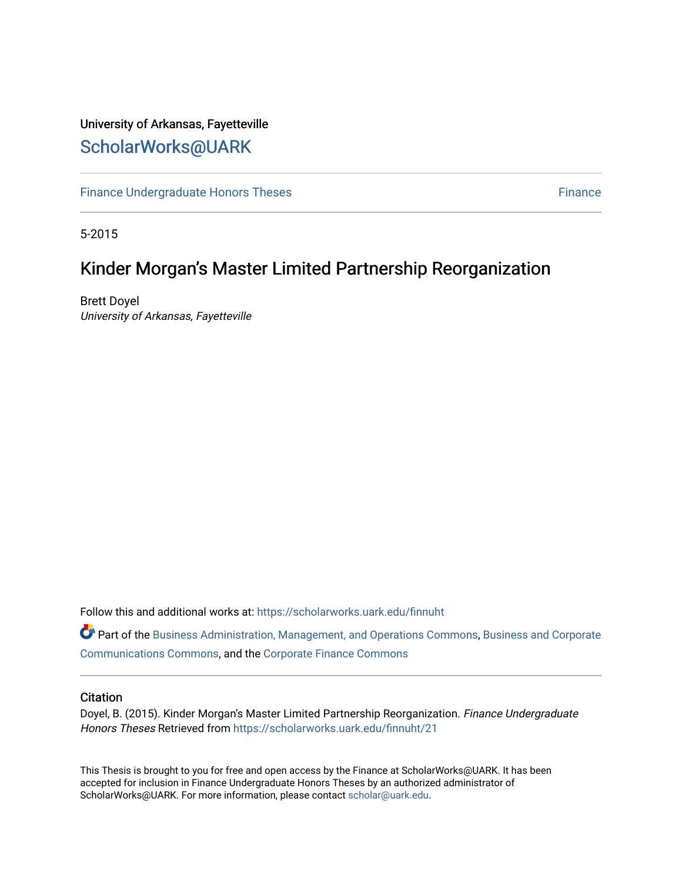University of Arkansas, Fayetteville

# ScholarWorks@UARK

Finance Undergraduate Honors Theses | Finance

5-2015

## Kinder Morgan's Master Limited Partnership Reorganization

Brett Doyel
*University of Arkansas, Fayetteville*

Follow this and additional works at: https://scholarworks.uark.edu/finnuht

Part of the Business Administration, Management, and Operations Commons, Business and Corporate Communications Commons, and the Corporate Finance Commons

### Citation

Doyel, B. (2015). Kinder Morgan's Master Limited Partnership Reorganization. *Finance Undergraduate Honors Theses* Retrieved from https://scholarworks.uark.edu/finnuht/21

This Thesis is brought to you for free and open access by the Finance at ScholarWorks@UARK. It has been accepted for inclusion in Finance Undergraduate Honors Theses by an authorized administrator of ScholarWorks@UARK. For more information, please contact scholar@uark.edu.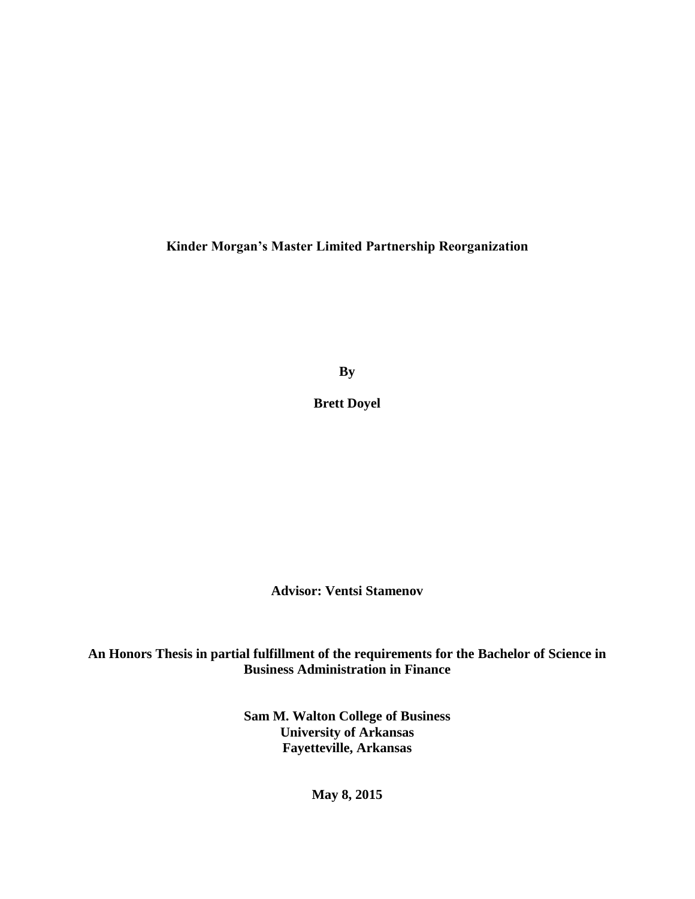# Kinder Morgan's Master Limited Partnership Reorganization

**By**

**Brett Doyel**

**Advisor: Ventsi Stamenov**

**An Honors Thesis in partial fulfillment of the requirements for the Bachelor of Science in Business Administration in Finance**

**Sam M. Walton College of Business**
**University of Arkansas**
**Fayetteville, Arkansas**

**May 8, 2015**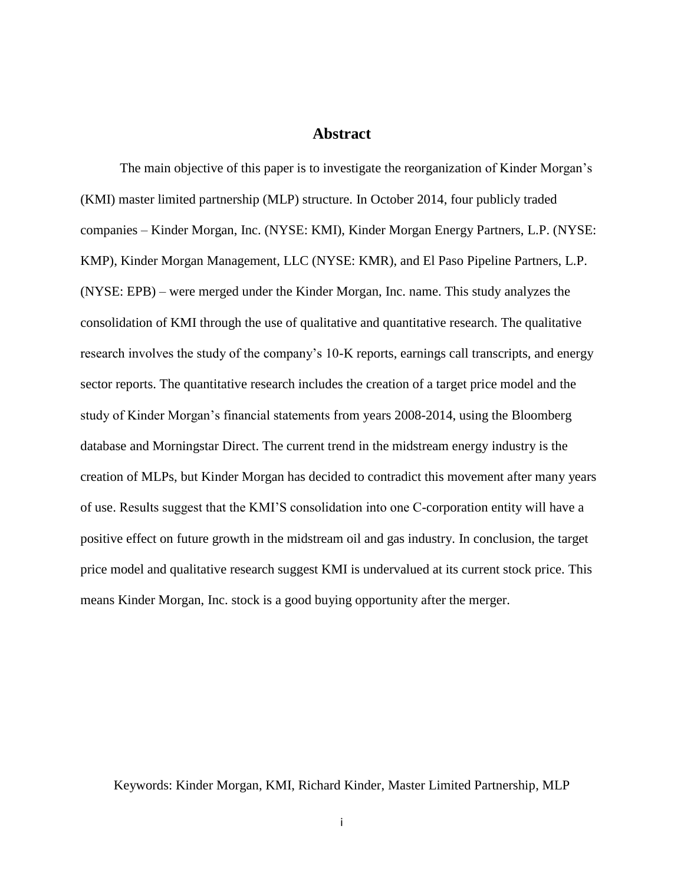# Abstract

The main objective of this paper is to investigate the reorganization of Kinder Morgan's (KMI) master limited partnership (MLP) structure. In October 2014, four publicly traded companies – Kinder Morgan, Inc. (NYSE: KMI), Kinder Morgan Energy Partners, L.P. (NYSE: KMP), Kinder Morgan Management, LLC (NYSE: KMR), and El Paso Pipeline Partners, L.P. (NYSE: EPB) – were merged under the Kinder Morgan, Inc. name. This study analyzes the consolidation of KMI through the use of qualitative and quantitative research. The qualitative research involves the study of the company's 10-K reports, earnings call transcripts, and energy sector reports. The quantitative research includes the creation of a target price model and the study of Kinder Morgan's financial statements from years 2008-2014, using the Bloomberg database and Morningstar Direct. The current trend in the midstream energy industry is the creation of MLPs, but Kinder Morgan has decided to contradict this movement after many years of use. Results suggest that the KMI'S consolidation into one C-corporation entity will have a positive effect on future growth in the midstream oil and gas industry. In conclusion, the target price model and qualitative research suggest KMI is undervalued at its current stock price. This means Kinder Morgan, Inc. stock is a good buying opportunity after the merger.

Keywords: Kinder Morgan, KMI, Richard Kinder, Master Limited Partnership, MLP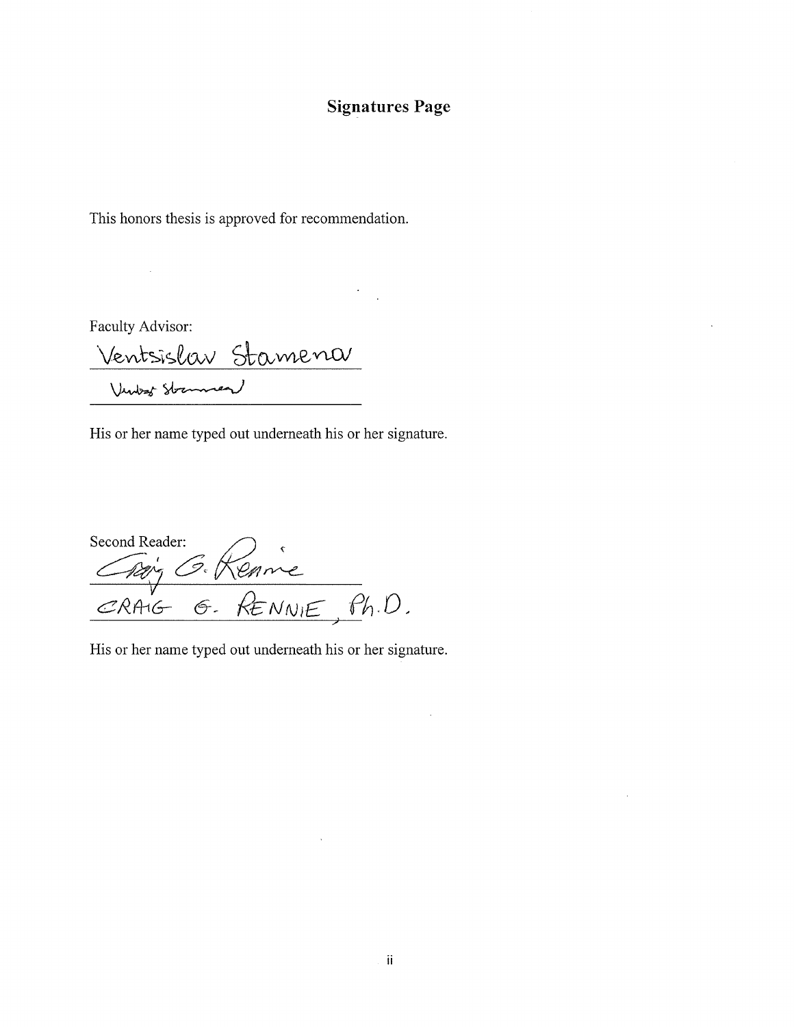## Signatures Page

This honors thesis is approved for recommendation.

Faculty Advisor:

Ventsislav Stamenov

His or her name typed out underneath his or her signature.

Second Reader:

CRAIG G. RENNIE, Ph.D.

His or her name typed out underneath his or her signature.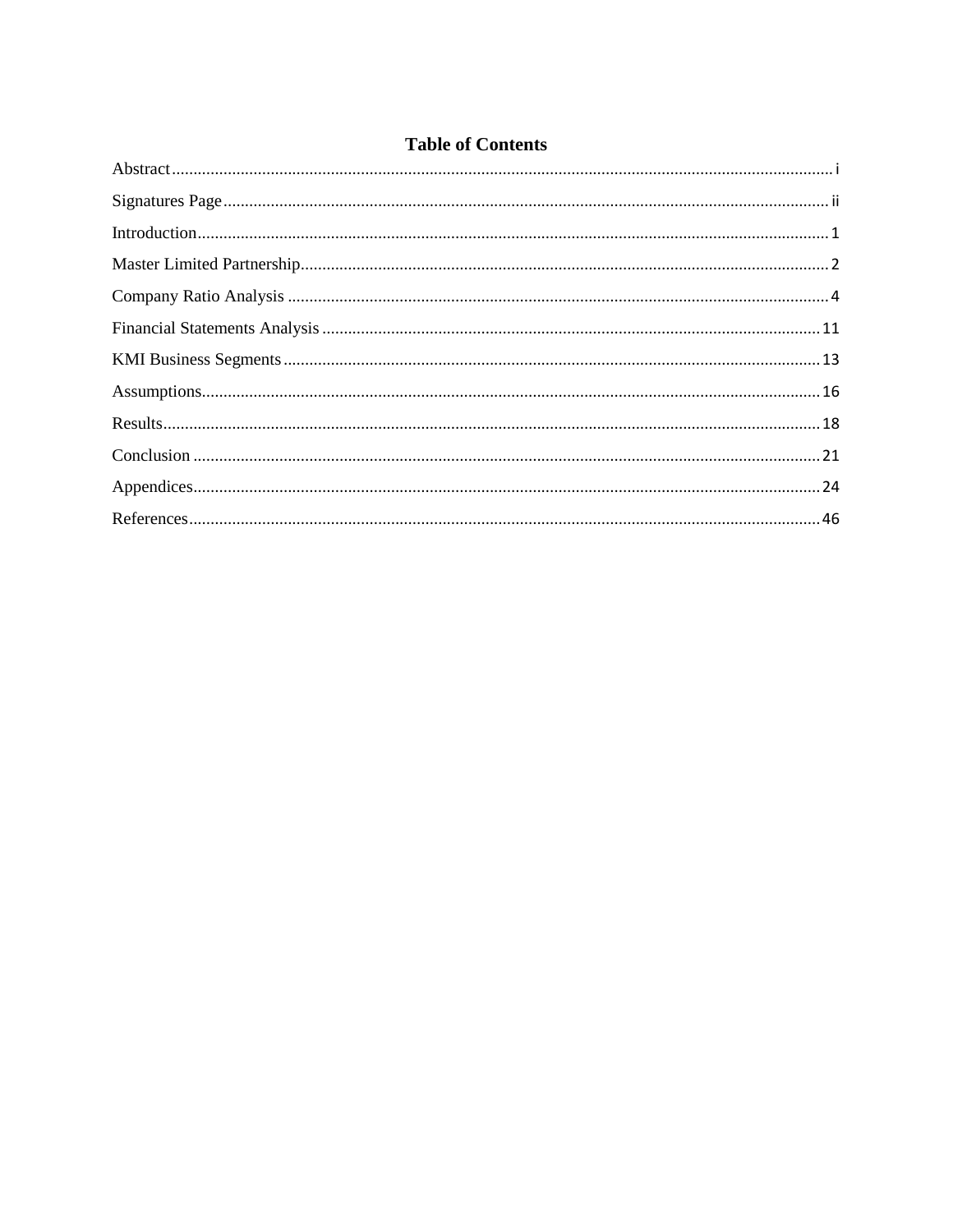# Table of Contents

Abstract ........................................................................................................................ i

Signatures Page ........................................................................................................... ii

Introduction .................................................................................................................. 1

Master Limited Partnership ........................................................................................... 2

Company Ratio Analysis ............................................................................................... 4

Financial Statements Analysis ...................................................................................... 11

KMI Business Segments .............................................................................................. 13

Assumptions ................................................................................................................ 16

Results ......................................................................................................................... 18

Conclusion .................................................................................................................. 21

Appendices .................................................................................................................. 24

References ................................................................................................................... 46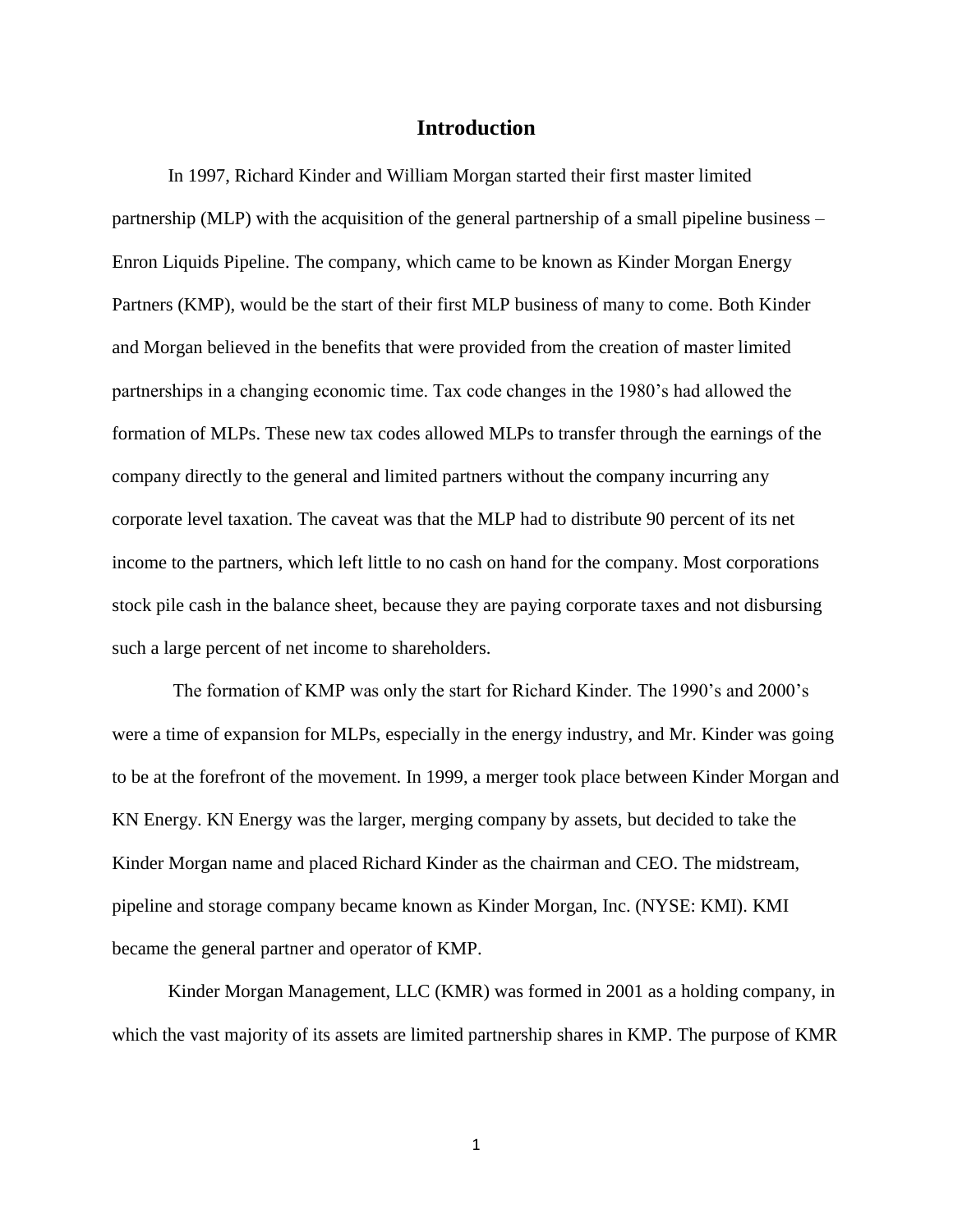# Introduction

In 1997, Richard Kinder and William Morgan started their first master limited partnership (MLP) with the acquisition of the general partnership of a small pipeline business – Enron Liquids Pipeline. The company, which came to be known as Kinder Morgan Energy Partners (KMP), would be the start of their first MLP business of many to come. Both Kinder and Morgan believed in the benefits that were provided from the creation of master limited partnerships in a changing economic time. Tax code changes in the 1980's had allowed the formation of MLPs. These new tax codes allowed MLPs to transfer through the earnings of the company directly to the general and limited partners without the company incurring any corporate level taxation. The caveat was that the MLP had to distribute 90 percent of its net income to the partners, which left little to no cash on hand for the company. Most corporations stock pile cash in the balance sheet, because they are paying corporate taxes and not disbursing such a large percent of net income to shareholders.

The formation of KMP was only the start for Richard Kinder. The 1990's and 2000's were a time of expansion for MLPs, especially in the energy industry, and Mr. Kinder was going to be at the forefront of the movement. In 1999, a merger took place between Kinder Morgan and KN Energy. KN Energy was the larger, merging company by assets, but decided to take the Kinder Morgan name and placed Richard Kinder as the chairman and CEO. The midstream, pipeline and storage company became known as Kinder Morgan, Inc. (NYSE: KMI). KMI became the general partner and operator of KMP.

Kinder Morgan Management, LLC (KMR) was formed in 2001 as a holding company, in which the vast majority of its assets are limited partnership shares in KMP. The purpose of KMR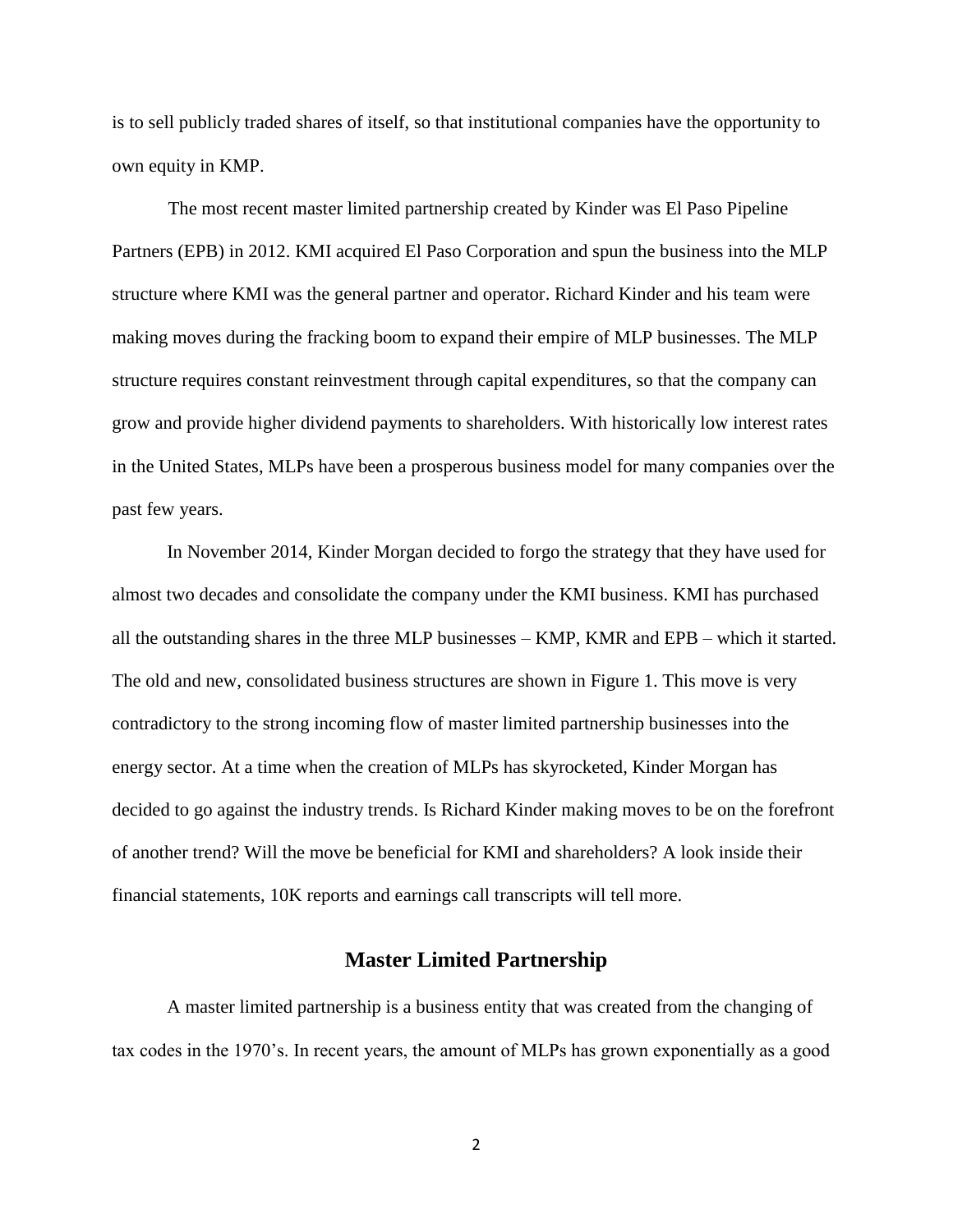is to sell publicly traded shares of itself, so that institutional companies have the opportunity to own equity in KMP.

The most recent master limited partnership created by Kinder was El Paso Pipeline Partners (EPB) in 2012. KMI acquired El Paso Corporation and spun the business into the MLP structure where KMI was the general partner and operator. Richard Kinder and his team were making moves during the fracking boom to expand their empire of MLP businesses. The MLP structure requires constant reinvestment through capital expenditures, so that the company can grow and provide higher dividend payments to shareholders. With historically low interest rates in the United States, MLPs have been a prosperous business model for many companies over the past few years.

In November 2014, Kinder Morgan decided to forgo the strategy that they have used for almost two decades and consolidate the company under the KMI business. KMI has purchased all the outstanding shares in the three MLP businesses – KMP, KMR and EPB – which it started. The old and new, consolidated business structures are shown in Figure 1. This move is very contradictory to the strong incoming flow of master limited partnership businesses into the energy sector. At a time when the creation of MLPs has skyrocketed, Kinder Morgan has decided to go against the industry trends. Is Richard Kinder making moves to be on the forefront of another trend? Will the move be beneficial for KMI and shareholders? A look inside their financial statements, 10K reports and earnings call transcripts will tell more.

## Master Limited Partnership

A master limited partnership is a business entity that was created from the changing of tax codes in the 1970's. In recent years, the amount of MLPs has grown exponentially as a good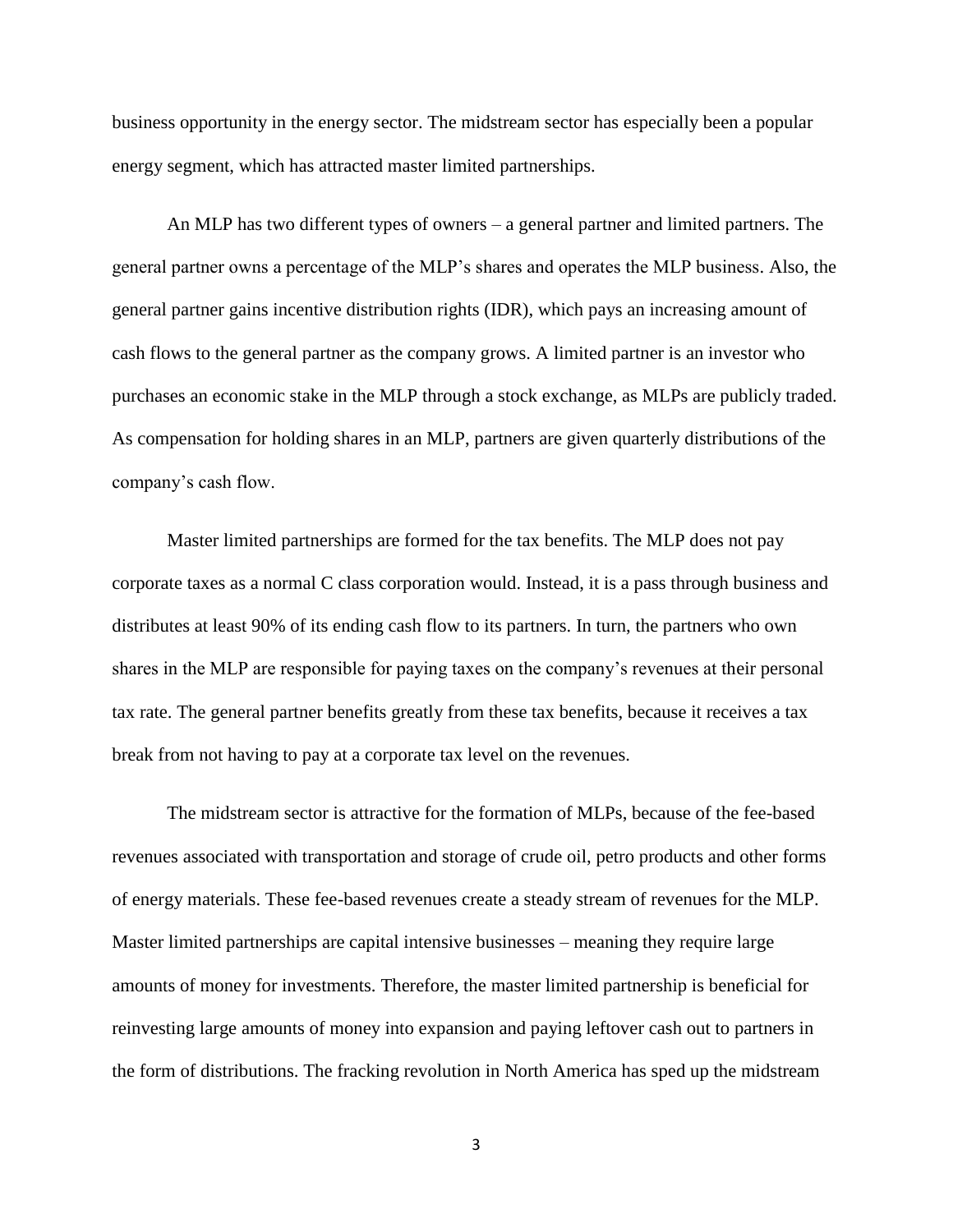business opportunity in the energy sector. The midstream sector has especially been a popular energy segment, which has attracted master limited partnerships.

An MLP has two different types of owners – a general partner and limited partners. The general partner owns a percentage of the MLP's shares and operates the MLP business. Also, the general partner gains incentive distribution rights (IDR), which pays an increasing amount of cash flows to the general partner as the company grows. A limited partner is an investor who purchases an economic stake in the MLP through a stock exchange, as MLPs are publicly traded. As compensation for holding shares in an MLP, partners are given quarterly distributions of the company's cash flow.

Master limited partnerships are formed for the tax benefits. The MLP does not pay corporate taxes as a normal C class corporation would. Instead, it is a pass through business and distributes at least 90% of its ending cash flow to its partners. In turn, the partners who own shares in the MLP are responsible for paying taxes on the company's revenues at their personal tax rate. The general partner benefits greatly from these tax benefits, because it receives a tax break from not having to pay at a corporate tax level on the revenues.

The midstream sector is attractive for the formation of MLPs, because of the fee-based revenues associated with transportation and storage of crude oil, petro products and other forms of energy materials. These fee-based revenues create a steady stream of revenues for the MLP. Master limited partnerships are capital intensive businesses – meaning they require large amounts of money for investments. Therefore, the master limited partnership is beneficial for reinvesting large amounts of money into expansion and paying leftover cash out to partners in the form of distributions. The fracking revolution in North America has sped up the midstream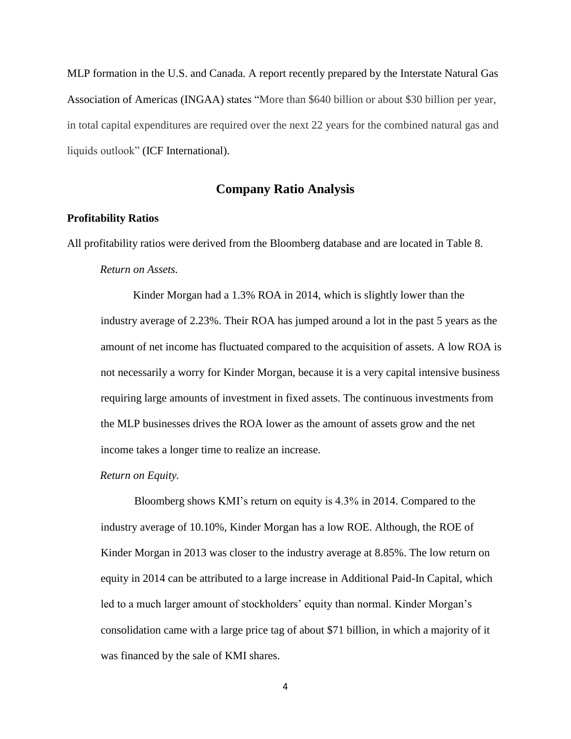MLP formation in the U.S. and Canada. A report recently prepared by the Interstate Natural Gas Association of Americas (INGAA) states "More than $640 billion or about $30 billion per year, in total capital expenditures are required over the next 22 years for the combined natural gas and liquids outlook" (ICF International).

## Company Ratio Analysis

### Profitability Ratios

All profitability ratios were derived from the Bloomberg database and are located in Table 8.

*Return on Assets.*

Kinder Morgan had a 1.3% ROA in 2014, which is slightly lower than the industry average of 2.23%. Their ROA has jumped around a lot in the past 5 years as the amount of net income has fluctuated compared to the acquisition of assets. A low ROA is not necessarily a worry for Kinder Morgan, because it is a very capital intensive business requiring large amounts of investment in fixed assets. The continuous investments from the MLP businesses drives the ROA lower as the amount of assets grow and the net income takes a longer time to realize an increase.

*Return on Equity.*

Bloomberg shows KMI's return on equity is 4.3% in 2014. Compared to the industry average of 10.10%, Kinder Morgan has a low ROE. Although, the ROE of Kinder Morgan in 2013 was closer to the industry average at 8.85%. The low return on equity in 2014 can be attributed to a large increase in Additional Paid-In Capital, which led to a much larger amount of stockholders' equity than normal. Kinder Morgan's consolidation came with a large price tag of about $71 billion, in which a majority of it was financed by the sale of KMI shares.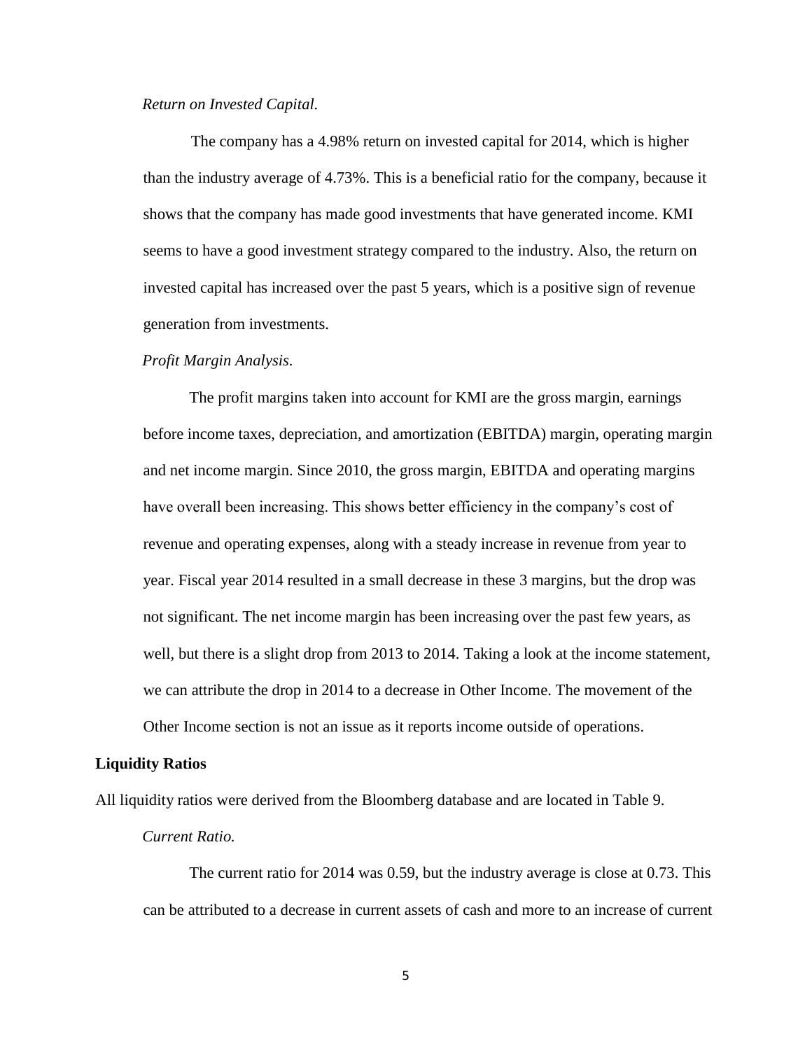*Return on Invested Capital.*

The company has a 4.98% return on invested capital for 2014, which is higher than the industry average of 4.73%. This is a beneficial ratio for the company, because it shows that the company has made good investments that have generated income. KMI seems to have a good investment strategy compared to the industry. Also, the return on invested capital has increased over the past 5 years, which is a positive sign of revenue generation from investments.

*Profit Margin Analysis.*

The profit margins taken into account for KMI are the gross margin, earnings before income taxes, depreciation, and amortization (EBITDA) margin, operating margin and net income margin. Since 2010, the gross margin, EBITDA and operating margins have overall been increasing. This shows better efficiency in the company's cost of revenue and operating expenses, along with a steady increase in revenue from year to year. Fiscal year 2014 resulted in a small decrease in these 3 margins, but the drop was not significant. The net income margin has been increasing over the past few years, as well, but there is a slight drop from 2013 to 2014. Taking a look at the income statement, we can attribute the drop in 2014 to a decrease in Other Income. The movement of the Other Income section is not an issue as it reports income outside of operations.

## Liquidity Ratios

All liquidity ratios were derived from the Bloomberg database and are located in Table 9.

*Current Ratio.*

The current ratio for 2014 was 0.59, but the industry average is close at 0.73. This can be attributed to a decrease in current assets of cash and more to an increase of current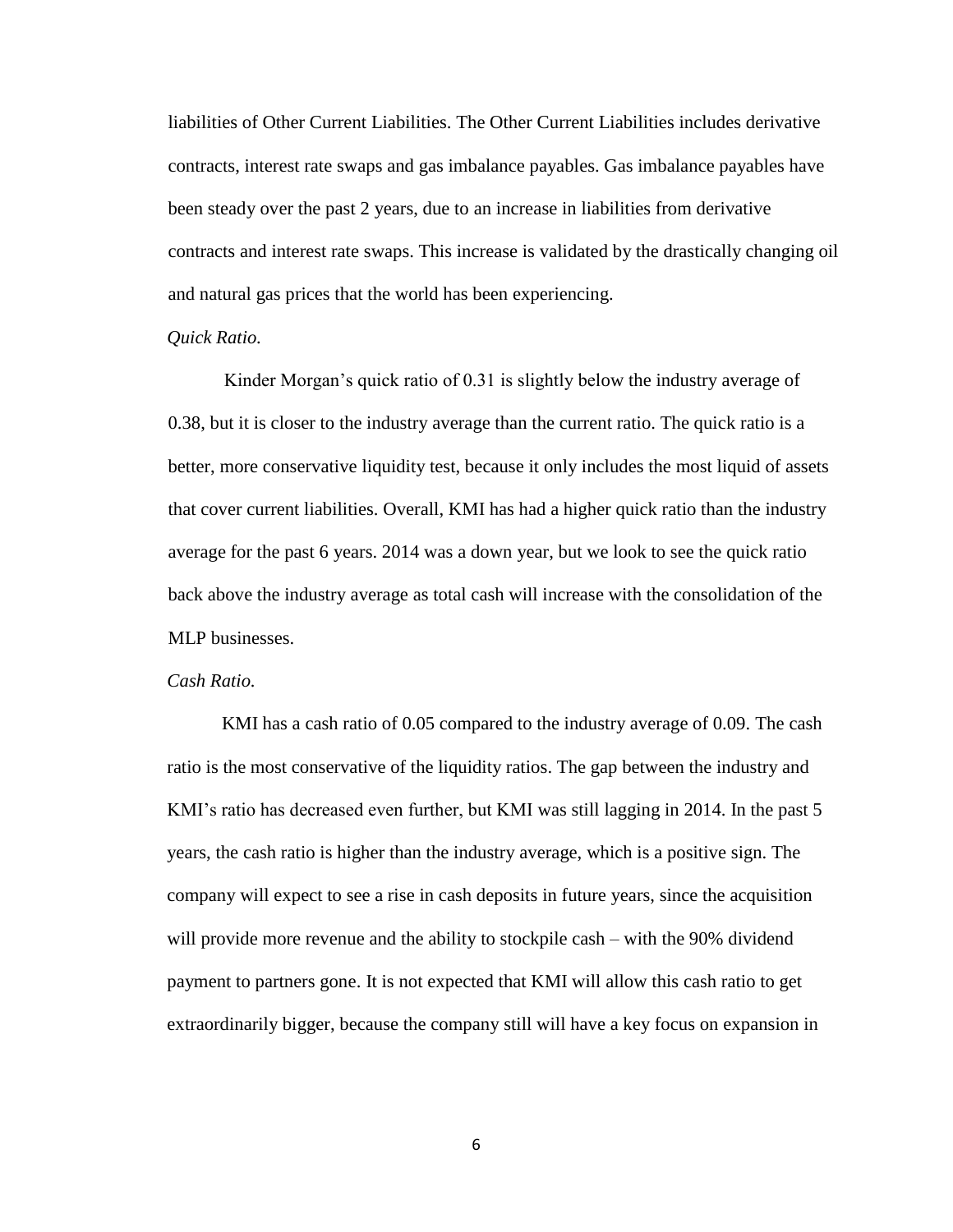liabilities of Other Current Liabilities. The Other Current Liabilities includes derivative contracts, interest rate swaps and gas imbalance payables. Gas imbalance payables have been steady over the past 2 years, due to an increase in liabilities from derivative contracts and interest rate swaps. This increase is validated by the drastically changing oil and natural gas prices that the world has been experiencing.

*Quick Ratio.*

Kinder Morgan's quick ratio of 0.31 is slightly below the industry average of 0.38, but it is closer to the industry average than the current ratio. The quick ratio is a better, more conservative liquidity test, because it only includes the most liquid of assets that cover current liabilities. Overall, KMI has had a higher quick ratio than the industry average for the past 6 years. 2014 was a down year, but we look to see the quick ratio back above the industry average as total cash will increase with the consolidation of the MLP businesses.

*Cash Ratio.*

KMI has a cash ratio of 0.05 compared to the industry average of 0.09. The cash ratio is the most conservative of the liquidity ratios. The gap between the industry and KMI's ratio has decreased even further, but KMI was still lagging in 2014. In the past 5 years, the cash ratio is higher than the industry average, which is a positive sign. The company will expect to see a rise in cash deposits in future years, since the acquisition will provide more revenue and the ability to stockpile cash – with the 90% dividend payment to partners gone. It is not expected that KMI will allow this cash ratio to get extraordinarily bigger, because the company still will have a key focus on expansion in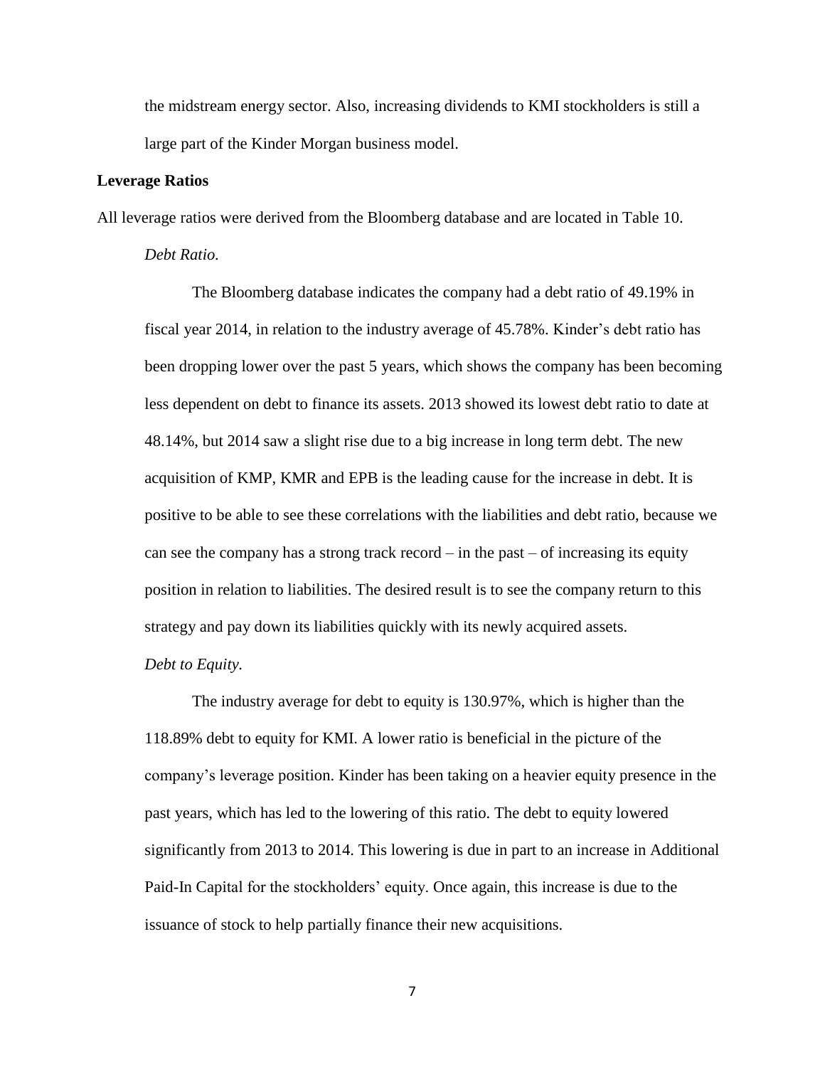the midstream energy sector. Also, increasing dividends to KMI stockholders is still a large part of the Kinder Morgan business model.

**Leverage Ratios**

All leverage ratios were derived from the Bloomberg database and are located in Table 10.

*Debt Ratio.*

The Bloomberg database indicates the company had a debt ratio of 49.19% in fiscal year 2014, in relation to the industry average of 45.78%. Kinder's debt ratio has been dropping lower over the past 5 years, which shows the company has been becoming less dependent on debt to finance its assets. 2013 showed its lowest debt ratio to date at 48.14%, but 2014 saw a slight rise due to a big increase in long term debt. The new acquisition of KMP, KMR and EPB is the leading cause for the increase in debt. It is positive to be able to see these correlations with the liabilities and debt ratio, because we can see the company has a strong track record – in the past – of increasing its equity position in relation to liabilities. The desired result is to see the company return to this strategy and pay down its liabilities quickly with its newly acquired assets.

*Debt to Equity.*

The industry average for debt to equity is 130.97%, which is higher than the 118.89% debt to equity for KMI. A lower ratio is beneficial in the picture of the company's leverage position. Kinder has been taking on a heavier equity presence in the past years, which has led to the lowering of this ratio. The debt to equity lowered significantly from 2013 to 2014. This lowering is due in part to an increase in Additional Paid-In Capital for the stockholders' equity. Once again, this increase is due to the issuance of stock to help partially finance their new acquisitions.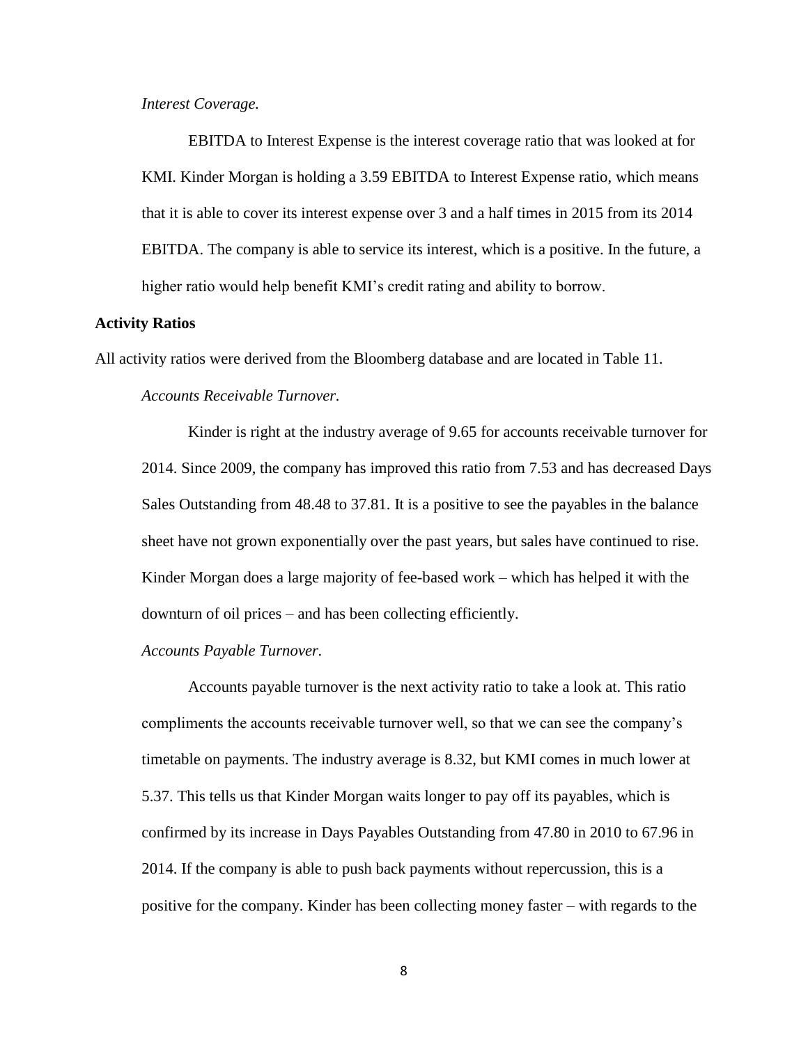*Interest Coverage.*

EBITDA to Interest Expense is the interest coverage ratio that was looked at for KMI. Kinder Morgan is holding a 3.59 EBITDA to Interest Expense ratio, which means that it is able to cover its interest expense over 3 and a half times in 2015 from its 2014 EBITDA. The company is able to service its interest, which is a positive. In the future, a higher ratio would help benefit KMI's credit rating and ability to borrow.

**Activity Ratios**

All activity ratios were derived from the Bloomberg database and are located in Table 11.

*Accounts Receivable Turnover.*

Kinder is right at the industry average of 9.65 for accounts receivable turnover for 2014. Since 2009, the company has improved this ratio from 7.53 and has decreased Days Sales Outstanding from 48.48 to 37.81. It is a positive to see the payables in the balance sheet have not grown exponentially over the past years, but sales have continued to rise. Kinder Morgan does a large majority of fee-based work – which has helped it with the downturn of oil prices – and has been collecting efficiently.

*Accounts Payable Turnover.*

Accounts payable turnover is the next activity ratio to take a look at. This ratio compliments the accounts receivable turnover well, so that we can see the company's timetable on payments. The industry average is 8.32, but KMI comes in much lower at 5.37. This tells us that Kinder Morgan waits longer to pay off its payables, which is confirmed by its increase in Days Payables Outstanding from 47.80 in 2010 to 67.96 in 2014. If the company is able to push back payments without repercussion, this is a positive for the company. Kinder has been collecting money faster – with regards to the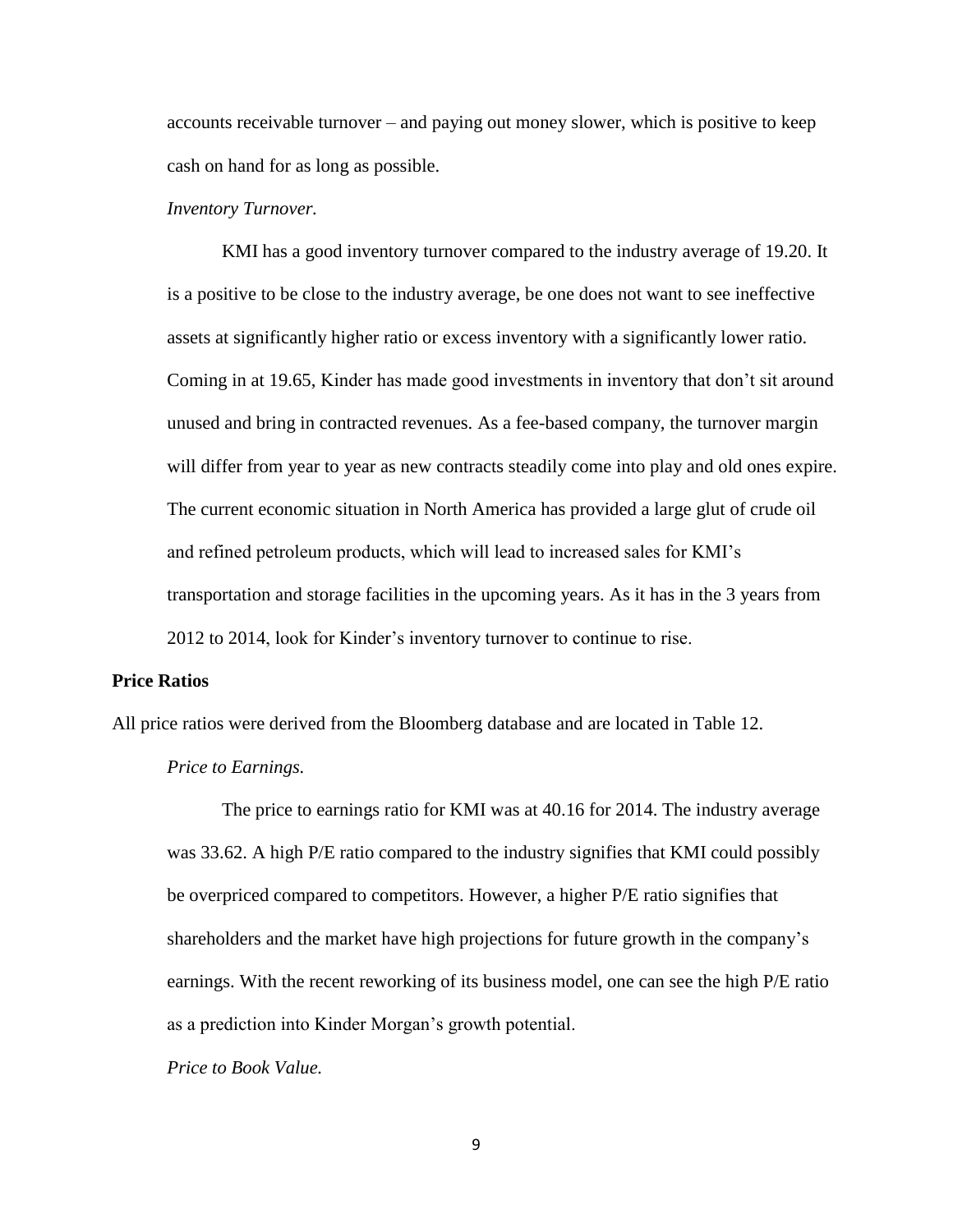accounts receivable turnover – and paying out money slower, which is positive to keep cash on hand for as long as possible.

*Inventory Turnover.*

KMI has a good inventory turnover compared to the industry average of 19.20. It is a positive to be close to the industry average, be one does not want to see ineffective assets at significantly higher ratio or excess inventory with a significantly lower ratio. Coming in at 19.65, Kinder has made good investments in inventory that don't sit around unused and bring in contracted revenues. As a fee-based company, the turnover margin will differ from year to year as new contracts steadily come into play and old ones expire. The current economic situation in North America has provided a large glut of crude oil and refined petroleum products, which will lead to increased sales for KMI's transportation and storage facilities in the upcoming years. As it has in the 3 years from 2012 to 2014, look for Kinder's inventory turnover to continue to rise.

**Price Ratios**

All price ratios were derived from the Bloomberg database and are located in Table 12.

*Price to Earnings.*

The price to earnings ratio for KMI was at 40.16 for 2014. The industry average was 33.62. A high P/E ratio compared to the industry signifies that KMI could possibly be overpriced compared to competitors. However, a higher P/E ratio signifies that shareholders and the market have high projections for future growth in the company's earnings. With the recent reworking of its business model, one can see the high P/E ratio as a prediction into Kinder Morgan's growth potential.

*Price to Book Value.*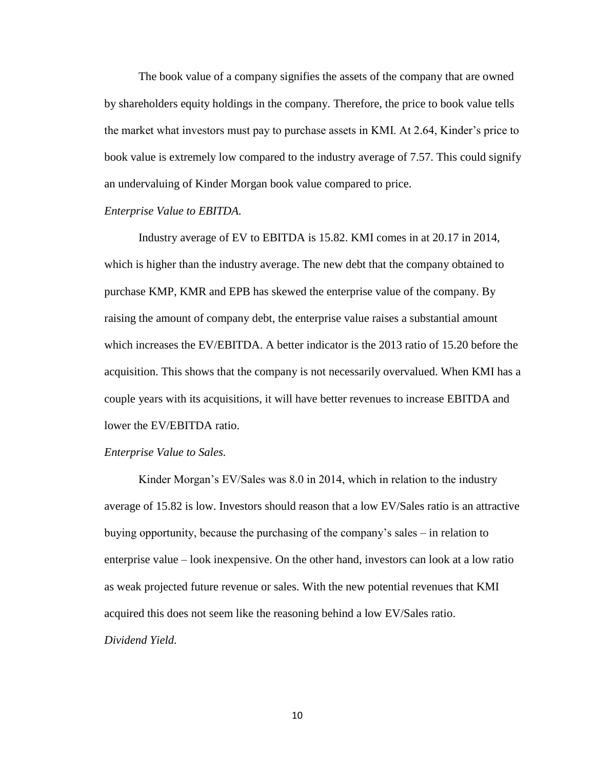The book value of a company signifies the assets of the company that are owned by shareholders equity holdings in the company. Therefore, the price to book value tells the market what investors must pay to purchase assets in KMI. At 2.64, Kinder's price to book value is extremely low compared to the industry average of 7.57. This could signify an undervaluing of Kinder Morgan book value compared to price.

*Enterprise Value to EBITDA.*

Industry average of EV to EBITDA is 15.82. KMI comes in at 20.17 in 2014, which is higher than the industry average. The new debt that the company obtained to purchase KMP, KMR and EPB has skewed the enterprise value of the company. By raising the amount of company debt, the enterprise value raises a substantial amount which increases the EV/EBITDA. A better indicator is the 2013 ratio of 15.20 before the acquisition. This shows that the company is not necessarily overvalued. When KMI has a couple years with its acquisitions, it will have better revenues to increase EBITDA and lower the EV/EBITDA ratio.

*Enterprise Value to Sales.*

Kinder Morgan's EV/Sales was 8.0 in 2014, which in relation to the industry average of 15.82 is low. Investors should reason that a low EV/Sales ratio is an attractive buying opportunity, because the purchasing of the company's sales – in relation to enterprise value – look inexpensive. On the other hand, investors can look at a low ratio as weak projected future revenue or sales. With the new potential revenues that KMI acquired this does not seem like the reasoning behind a low EV/Sales ratio.

*Dividend Yield.*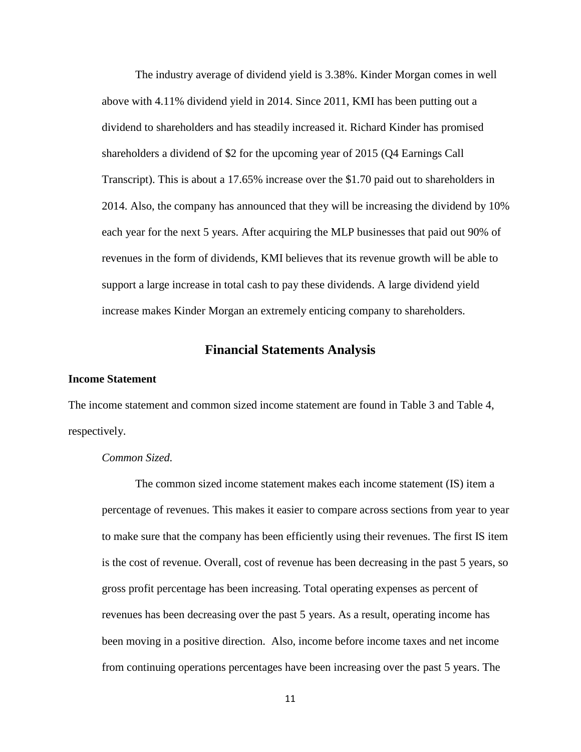The industry average of dividend yield is 3.38%. Kinder Morgan comes in well above with 4.11% dividend yield in 2014. Since 2011, KMI has been putting out a dividend to shareholders and has steadily increased it. Richard Kinder has promised shareholders a dividend of $2 for the upcoming year of 2015 (Q4 Earnings Call Transcript). This is about a 17.65% increase over the $1.70 paid out to shareholders in 2014. Also, the company has announced that they will be increasing the dividend by 10% each year for the next 5 years. After acquiring the MLP businesses that paid out 90% of revenues in the form of dividends, KMI believes that its revenue growth will be able to support a large increase in total cash to pay these dividends. A large dividend yield increase makes Kinder Morgan an extremely enticing company to shareholders.

## Financial Statements Analysis

**Income Statement**

The income statement and common sized income statement are found in Table 3 and Table 4, respectively.

*Common Sized.*

The common sized income statement makes each income statement (IS) item a percentage of revenues. This makes it easier to compare across sections from year to year to make sure that the company has been efficiently using their revenues. The first IS item is the cost of revenue. Overall, cost of revenue has been decreasing in the past 5 years, so gross profit percentage has been increasing. Total operating expenses as percent of revenues has been decreasing over the past 5 years. As a result, operating income has been moving in a positive direction. Also, income before income taxes and net income from continuing operations percentages have been increasing over the past 5 years. The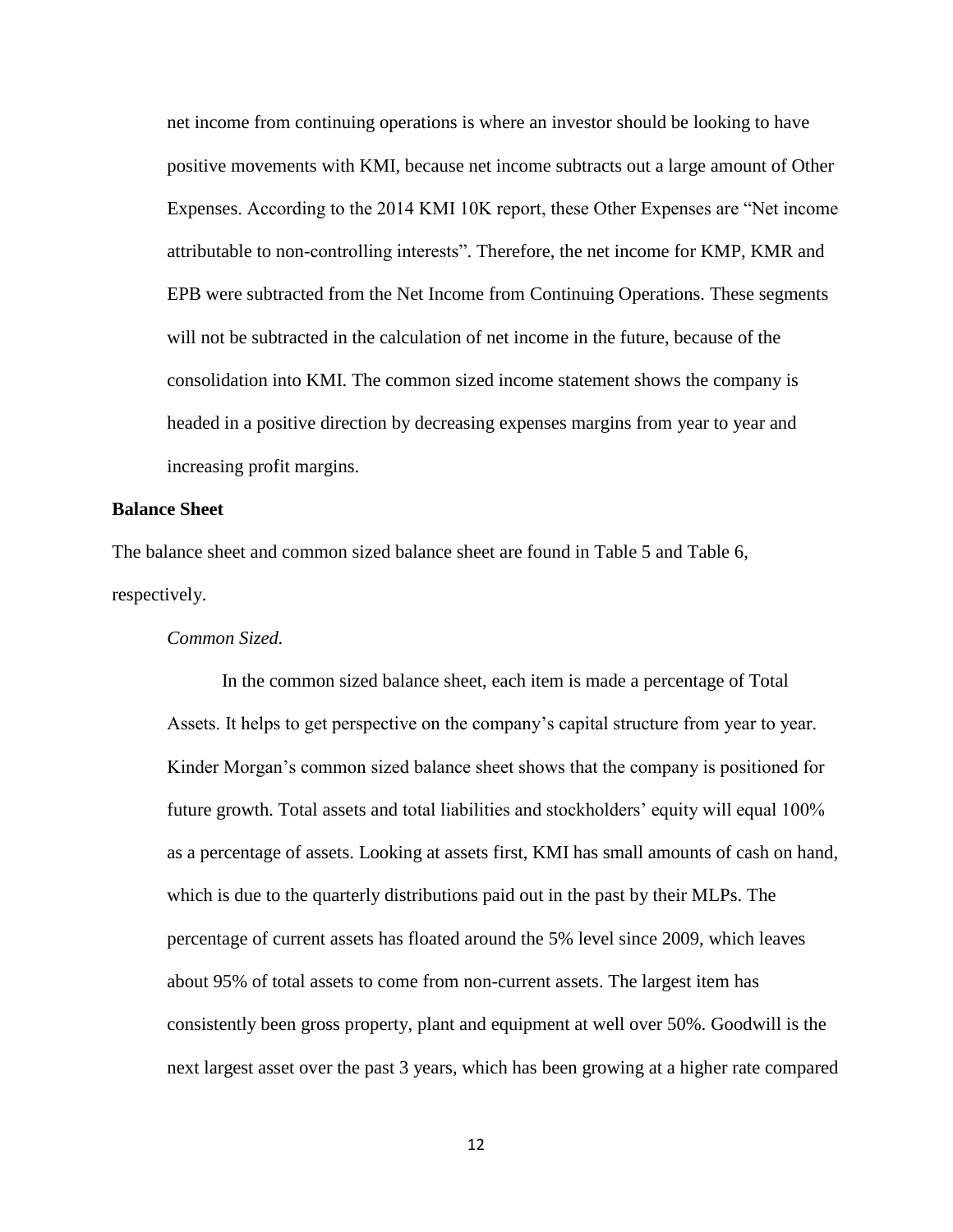net income from continuing operations is where an investor should be looking to have positive movements with KMI, because net income subtracts out a large amount of Other Expenses. According to the 2014 KMI 10K report, these Other Expenses are "Net income attributable to non-controlling interests". Therefore, the net income for KMP, KMR and EPB were subtracted from the Net Income from Continuing Operations. These segments will not be subtracted in the calculation of net income in the future, because of the consolidation into KMI. The common sized income statement shows the company is headed in a positive direction by decreasing expenses margins from year to year and increasing profit margins.

**Balance Sheet**

The balance sheet and common sized balance sheet are found in Table 5 and Table 6, respectively.

*Common Sized.*

In the common sized balance sheet, each item is made a percentage of Total Assets. It helps to get perspective on the company's capital structure from year to year. Kinder Morgan's common sized balance sheet shows that the company is positioned for future growth. Total assets and total liabilities and stockholders' equity will equal 100% as a percentage of assets. Looking at assets first, KMI has small amounts of cash on hand, which is due to the quarterly distributions paid out in the past by their MLPs. The percentage of current assets has floated around the 5% level since 2009, which leaves about 95% of total assets to come from non-current assets. The largest item has consistently been gross property, plant and equipment at well over 50%. Goodwill is the next largest asset over the past 3 years, which has been growing at a higher rate compared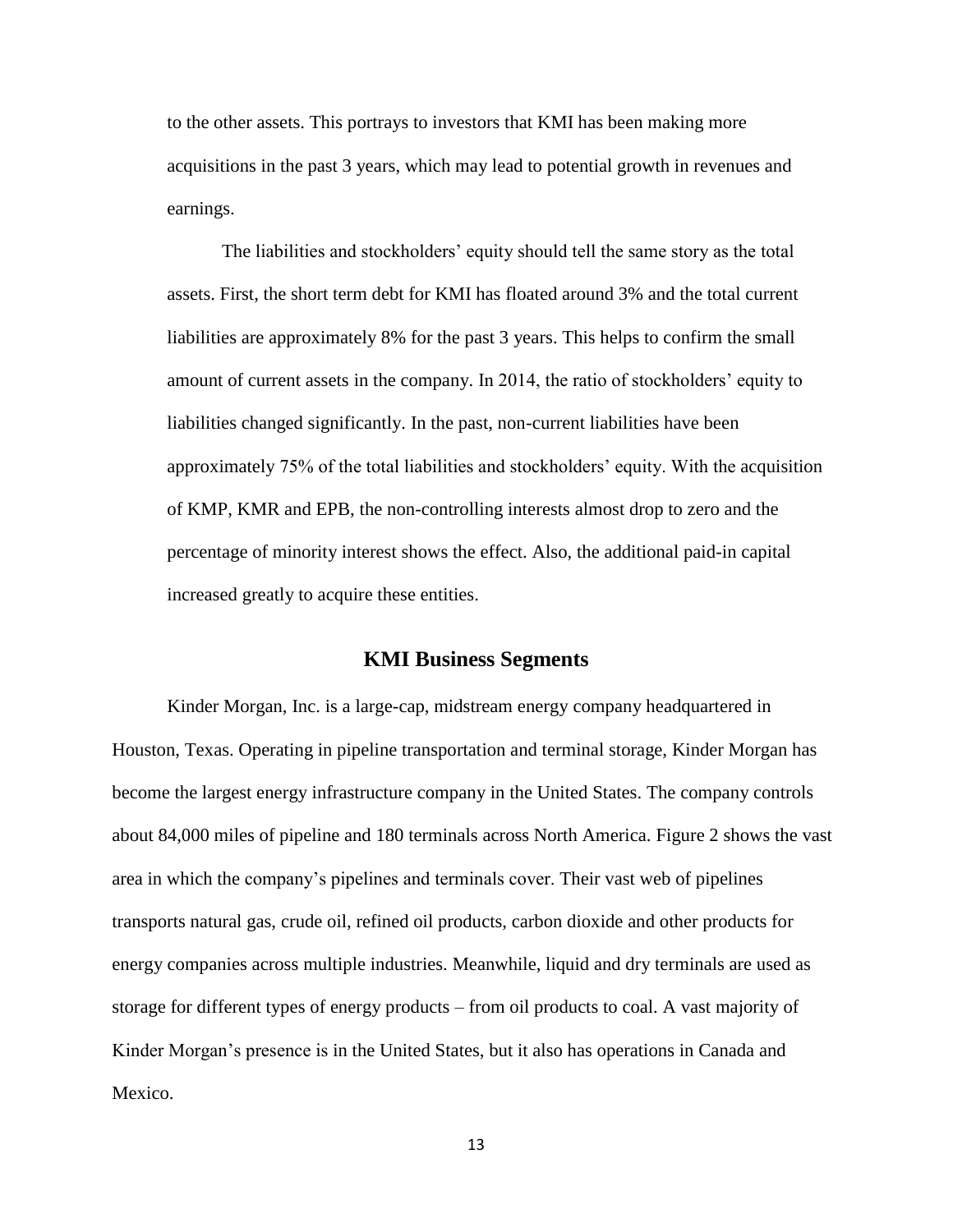to the other assets. This portrays to investors that KMI has been making more acquisitions in the past 3 years, which may lead to potential growth in revenues and earnings.

The liabilities and stockholders' equity should tell the same story as the total assets. First, the short term debt for KMI has floated around 3% and the total current liabilities are approximately 8% for the past 3 years. This helps to confirm the small amount of current assets in the company. In 2014, the ratio of stockholders' equity to liabilities changed significantly. In the past, non-current liabilities have been approximately 75% of the total liabilities and stockholders' equity. With the acquisition of KMP, KMR and EPB, the non-controlling interests almost drop to zero and the percentage of minority interest shows the effect. Also, the additional paid-in capital increased greatly to acquire these entities.

## KMI Business Segments

Kinder Morgan, Inc. is a large-cap, midstream energy company headquartered in Houston, Texas. Operating in pipeline transportation and terminal storage, Kinder Morgan has become the largest energy infrastructure company in the United States. The company controls about 84,000 miles of pipeline and 180 terminals across North America. Figure 2 shows the vast area in which the company's pipelines and terminals cover. Their vast web of pipelines transports natural gas, crude oil, refined oil products, carbon dioxide and other products for energy companies across multiple industries. Meanwhile, liquid and dry terminals are used as storage for different types of energy products – from oil products to coal. A vast majority of Kinder Morgan's presence is in the United States, but it also has operations in Canada and Mexico.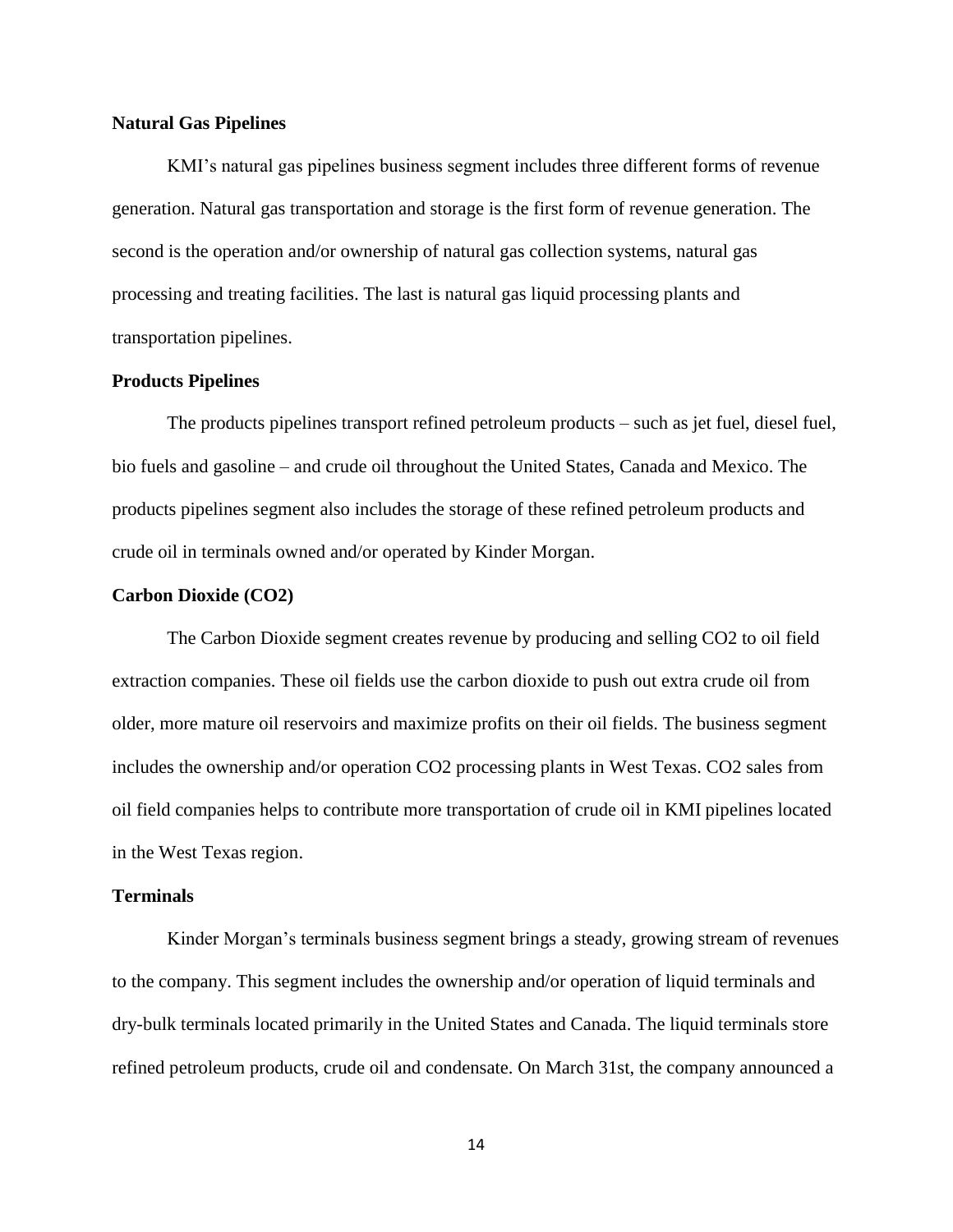**Natural Gas Pipelines**

KMI's natural gas pipelines business segment includes three different forms of revenue generation. Natural gas transportation and storage is the first form of revenue generation. The second is the operation and/or ownership of natural gas collection systems, natural gas processing and treating facilities. The last is natural gas liquid processing plants and transportation pipelines.

**Products Pipelines**

The products pipelines transport refined petroleum products – such as jet fuel, diesel fuel, bio fuels and gasoline – and crude oil throughout the United States, Canada and Mexico. The products pipelines segment also includes the storage of these refined petroleum products and crude oil in terminals owned and/or operated by Kinder Morgan.

**Carbon Dioxide ($CO_2$)**

The Carbon Dioxide segment creates revenue by producing and selling $CO_2$ to oil field extraction companies. These oil fields use the carbon dioxide to push out extra crude oil from older, more mature oil reservoirs and maximize profits on their oil fields. The business segment includes the ownership and/or operation $CO_2$ processing plants in West Texas. $CO_2$ sales from oil field companies helps to contribute more transportation of crude oil in KMI pipelines located in the West Texas region.

**Terminals**

Kinder Morgan's terminals business segment brings a steady, growing stream of revenues to the company. This segment includes the ownership and/or operation of liquid terminals and dry-bulk terminals located primarily in the United States and Canada. The liquid terminals store refined petroleum products, crude oil and condensate. On March 31st, the company announced a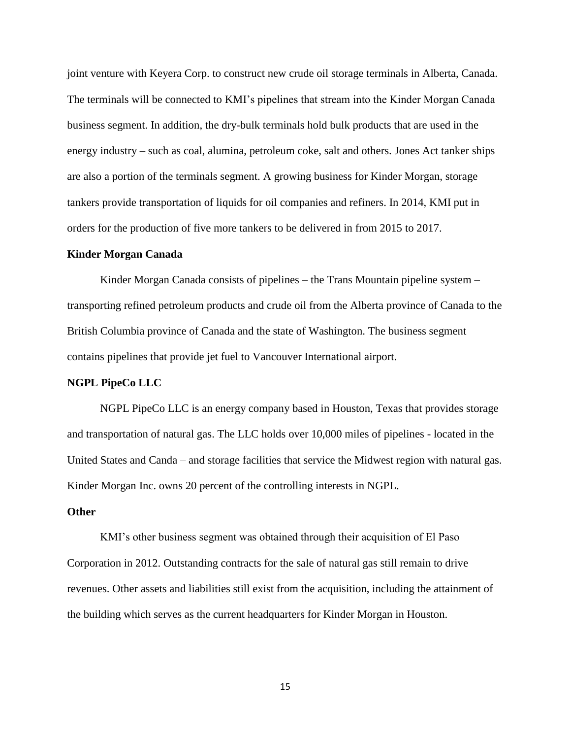joint venture with Keyera Corp. to construct new crude oil storage terminals in Alberta, Canada. The terminals will be connected to KMI's pipelines that stream into the Kinder Morgan Canada business segment. In addition, the dry-bulk terminals hold bulk products that are used in the energy industry – such as coal, alumina, petroleum coke, salt and others. Jones Act tanker ships are also a portion of the terminals segment. A growing business for Kinder Morgan, storage tankers provide transportation of liquids for oil companies and refiners. In 2014, KMI put in orders for the production of five more tankers to be delivered in from 2015 to 2017.

**Kinder Morgan Canada**

Kinder Morgan Canada consists of pipelines – the Trans Mountain pipeline system – transporting refined petroleum products and crude oil from the Alberta province of Canada to the British Columbia province of Canada and the state of Washington. The business segment contains pipelines that provide jet fuel to Vancouver International airport.

**NGPL PipeCo LLC**

NGPL PipeCo LLC is an energy company based in Houston, Texas that provides storage and transportation of natural gas. The LLC holds over 10,000 miles of pipelines - located in the United States and Canda – and storage facilities that service the Midwest region with natural gas. Kinder Morgan Inc. owns 20 percent of the controlling interests in NGPL.

**Other**

KMI's other business segment was obtained through their acquisition of El Paso Corporation in 2012. Outstanding contracts for the sale of natural gas still remain to drive revenues. Other assets and liabilities still exist from the acquisition, including the attainment of the building which serves as the current headquarters for Kinder Morgan in Houston.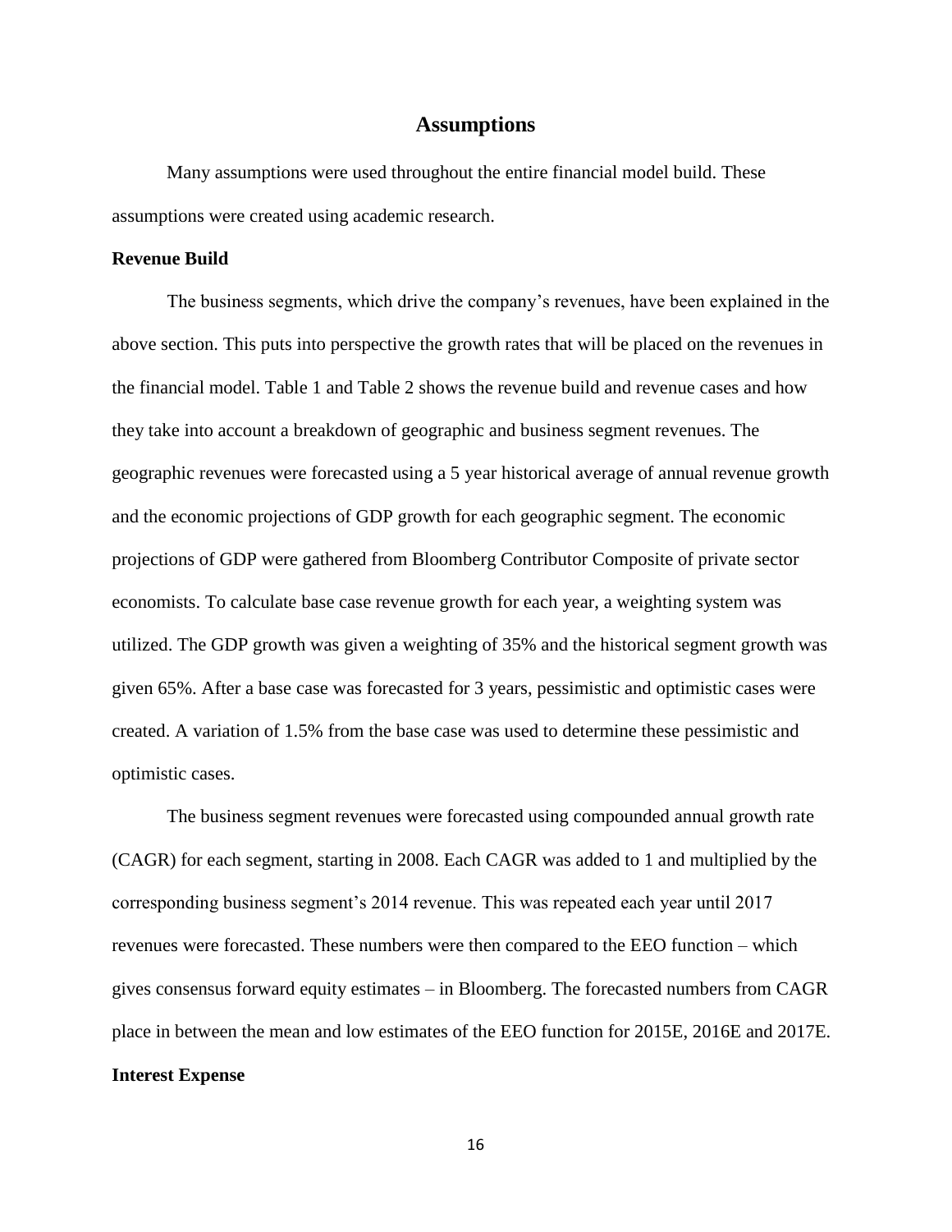# Assumptions

Many assumptions were used throughout the entire financial model build. These assumptions were created using academic research.

**Revenue Build**

The business segments, which drive the company's revenues, have been explained in the above section. This puts into perspective the growth rates that will be placed on the revenues in the financial model. Table 1 and Table 2 shows the revenue build and revenue cases and how they take into account a breakdown of geographic and business segment revenues. The geographic revenues were forecasted using a 5 year historical average of annual revenue growth and the economic projections of GDP growth for each geographic segment. The economic projections of GDP were gathered from Bloomberg Contributor Composite of private sector economists. To calculate base case revenue growth for each year, a weighting system was utilized. The GDP growth was given a weighting of 35% and the historical segment growth was given 65%. After a base case was forecasted for 3 years, pessimistic and optimistic cases were created. A variation of 1.5% from the base case was used to determine these pessimistic and optimistic cases.

The business segment revenues were forecasted using compounded annual growth rate (CAGR) for each segment, starting in 2008. Each CAGR was added to 1 and multiplied by the corresponding business segment's 2014 revenue. This was repeated each year until 2017 revenues were forecasted. These numbers were then compared to the EEO function – which gives consensus forward equity estimates – in Bloomberg. The forecasted numbers from CAGR place in between the mean and low estimates of the EEO function for 2015E, 2016E and 2017E.

**Interest Expense**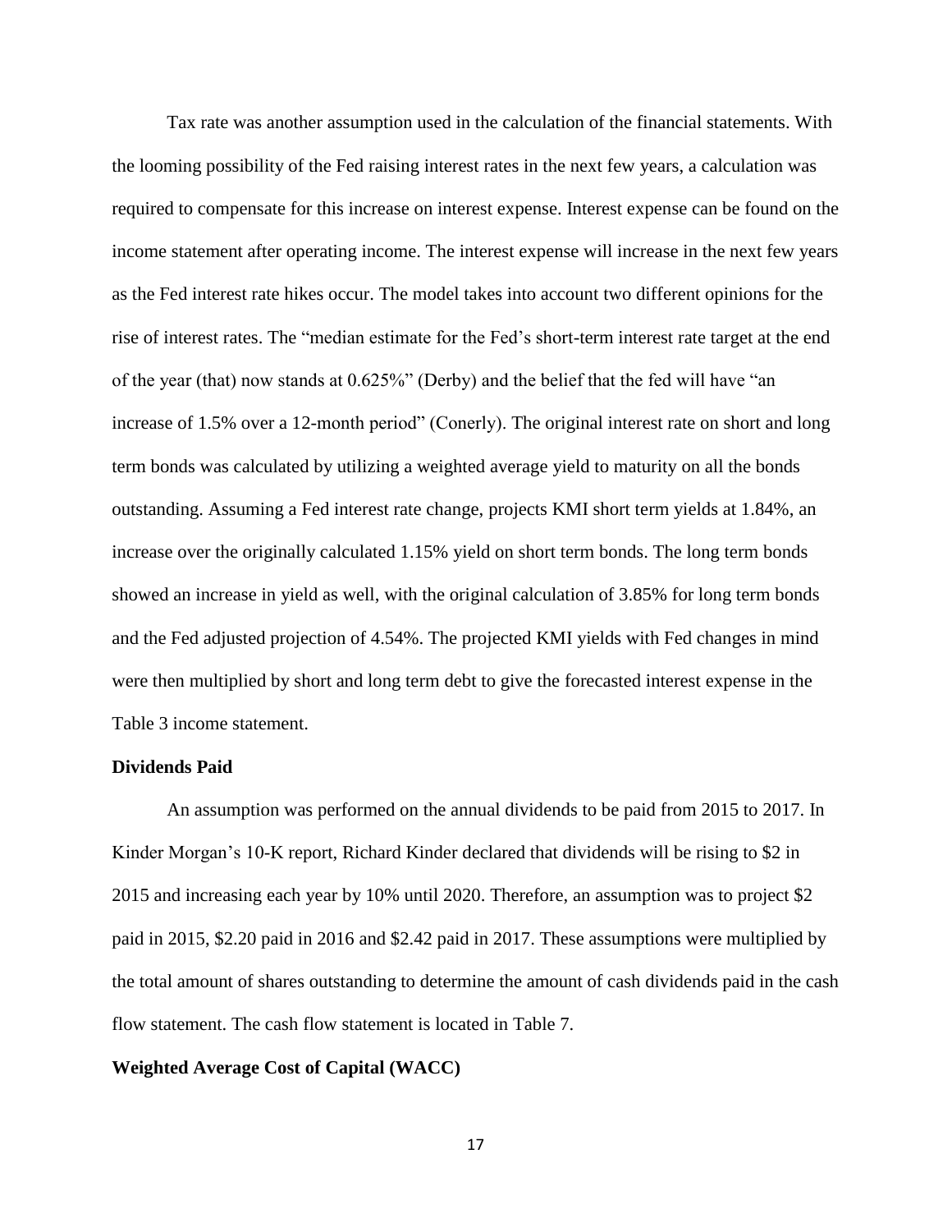Tax rate was another assumption used in the calculation of the financial statements. With the looming possibility of the Fed raising interest rates in the next few years, a calculation was required to compensate for this increase on interest expense. Interest expense can be found on the income statement after operating income. The interest expense will increase in the next few years as the Fed interest rate hikes occur. The model takes into account two different opinions for the rise of interest rates. The "median estimate for the Fed's short-term interest rate target at the end of the year (that) now stands at 0.625%" (Derby) and the belief that the fed will have "an increase of 1.5% over a 12-month period" (Conerly). The original interest rate on short and long term bonds was calculated by utilizing a weighted average yield to maturity on all the bonds outstanding. Assuming a Fed interest rate change, projects KMI short term yields at 1.84%, an increase over the originally calculated 1.15% yield on short term bonds. The long term bonds showed an increase in yield as well, with the original calculation of 3.85% for long term bonds and the Fed adjusted projection of 4.54%. The projected KMI yields with Fed changes in mind were then multiplied by short and long term debt to give the forecasted interest expense in the Table 3 income statement.

**Dividends Paid**

An assumption was performed on the annual dividends to be paid from 2015 to 2017. In Kinder Morgan's 10-K report, Richard Kinder declared that dividends will be rising to $2 in 2015 and increasing each year by 10% until 2020. Therefore, an assumption was to project $2 paid in 2015, $2.20 paid in 2016 and $2.42 paid in 2017. These assumptions were multiplied by the total amount of shares outstanding to determine the amount of cash dividends paid in the cash flow statement. The cash flow statement is located in Table 7.

**Weighted Average Cost of Capital (WACC)**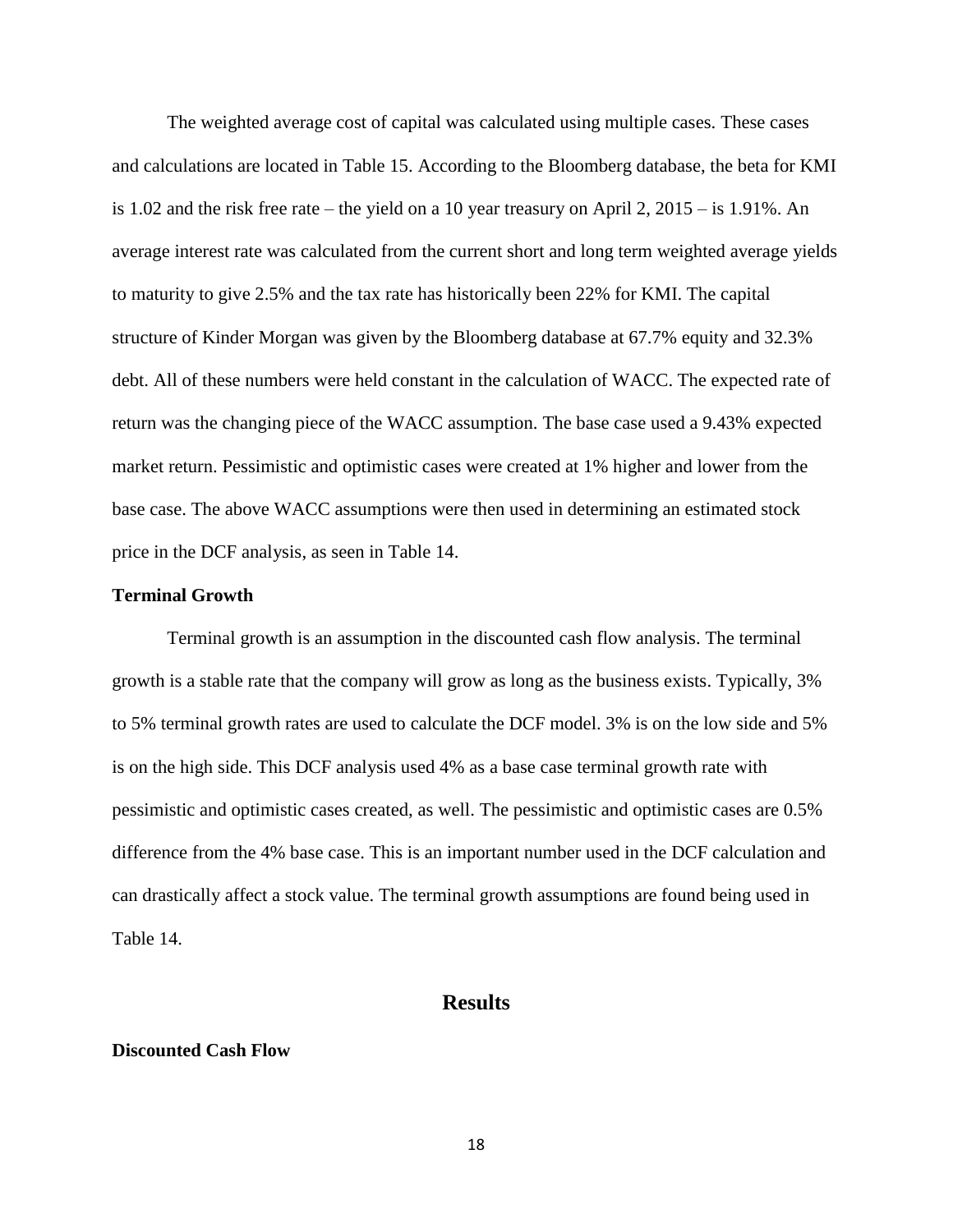The weighted average cost of capital was calculated using multiple cases. These cases and calculations are located in Table 15. According to the Bloomberg database, the beta for KMI is 1.02 and the risk free rate – the yield on a 10 year treasury on April 2, 2015 – is 1.91%. An average interest rate was calculated from the current short and long term weighted average yields to maturity to give 2.5% and the tax rate has historically been 22% for KMI. The capital structure of Kinder Morgan was given by the Bloomberg database at 67.7% equity and 32.3% debt. All of these numbers were held constant in the calculation of WACC. The expected rate of return was the changing piece of the WACC assumption. The base case used a 9.43% expected market return. Pessimistic and optimistic cases were created at 1% higher and lower from the base case. The above WACC assumptions were then used in determining an estimated stock price in the DCF analysis, as seen in Table 14.

**Terminal Growth**

Terminal growth is an assumption in the discounted cash flow analysis. The terminal growth is a stable rate that the company will grow as long as the business exists. Typically, 3% to 5% terminal growth rates are used to calculate the DCF model. 3% is on the low side and 5% is on the high side. This DCF analysis used 4% as a base case terminal growth rate with pessimistic and optimistic cases created, as well. The pessimistic and optimistic cases are 0.5% difference from the 4% base case. This is an important number used in the DCF calculation and can drastically affect a stock value. The terminal growth assumptions are found being used in Table 14.

## Results

**Discounted Cash Flow**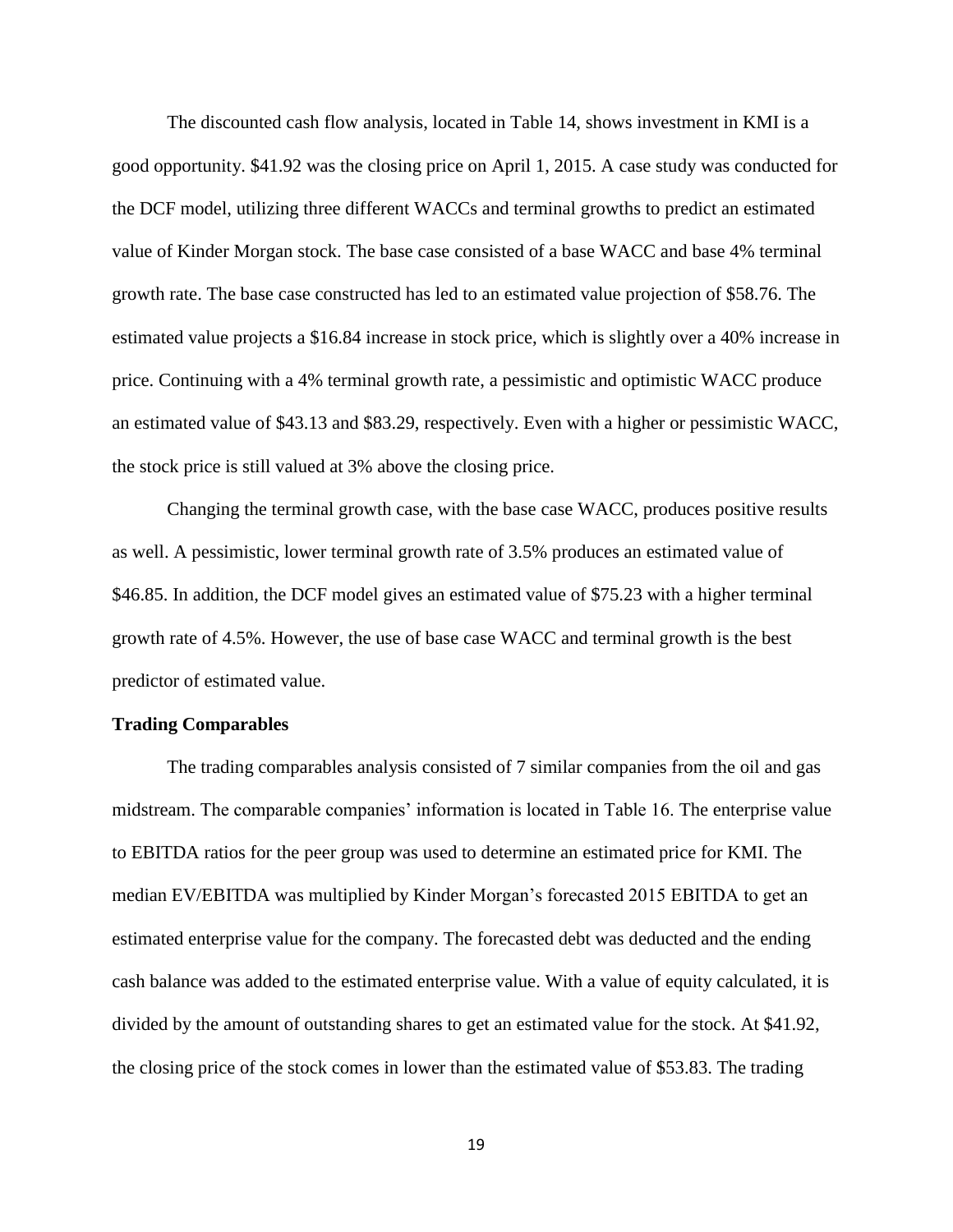The discounted cash flow analysis, located in Table 14, shows investment in KMI is a good opportunity. $41.92 was the closing price on April 1, 2015. A case study was conducted for the DCF model, utilizing three different WACCs and terminal growths to predict an estimated value of Kinder Morgan stock. The base case consisted of a base WACC and base 4% terminal growth rate. The base case constructed has led to an estimated value projection of $58.76. The estimated value projects a $16.84 increase in stock price, which is slightly over a 40% increase in price. Continuing with a 4% terminal growth rate, a pessimistic and optimistic WACC produce an estimated value of $43.13 and $83.29, respectively. Even with a higher or pessimistic WACC, the stock price is still valued at 3% above the closing price.

Changing the terminal growth case, with the base case WACC, produces positive results as well. A pessimistic, lower terminal growth rate of 3.5% produces an estimated value of $46.85. In addition, the DCF model gives an estimated value of $75.23 with a higher terminal growth rate of 4.5%. However, the use of base case WACC and terminal growth is the best predictor of estimated value.

**Trading Comparables**

The trading comparables analysis consisted of 7 similar companies from the oil and gas midstream. The comparable companies' information is located in Table 16. The enterprise value to EBITDA ratios for the peer group was used to determine an estimated price for KMI. The median EV/EBITDA was multiplied by Kinder Morgan's forecasted 2015 EBITDA to get an estimated enterprise value for the company. The forecasted debt was deducted and the ending cash balance was added to the estimated enterprise value. With a value of equity calculated, it is divided by the amount of outstanding shares to get an estimated value for the stock. At $41.92, the closing price of the stock comes in lower than the estimated value of $53.83. The trading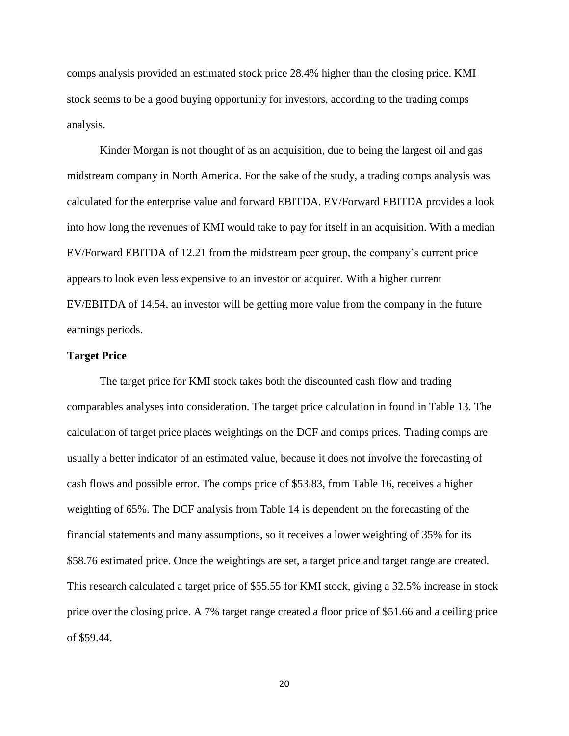comps analysis provided an estimated stock price 28.4% higher than the closing price. KMI stock seems to be a good buying opportunity for investors, according to the trading comps analysis.

Kinder Morgan is not thought of as an acquisition, due to being the largest oil and gas midstream company in North America. For the sake of the study, a trading comps analysis was calculated for the enterprise value and forward EBITDA. EV/Forward EBITDA provides a look into how long the revenues of KMI would take to pay for itself in an acquisition. With a median EV/Forward EBITDA of 12.21 from the midstream peer group, the company's current price appears to look even less expensive to an investor or acquirer. With a higher current EV/EBITDA of 14.54, an investor will be getting more value from the company in the future earnings periods.

**Target Price**

The target price for KMI stock takes both the discounted cash flow and trading comparables analyses into consideration. The target price calculation in found in Table 13. The calculation of target price places weightings on the DCF and comps prices. Trading comps are usually a better indicator of an estimated value, because it does not involve the forecasting of cash flows and possible error. The comps price of $53.83, from Table 16, receives a higher weighting of 65%. The DCF analysis from Table 14 is dependent on the forecasting of the financial statements and many assumptions, so it receives a lower weighting of 35% for its $58.76 estimated price. Once the weightings are set, a target price and target range are created. This research calculated a target price of $55.55 for KMI stock, giving a 32.5% increase in stock price over the closing price. A 7% target range created a floor price of $51.66 and a ceiling price of $59.44.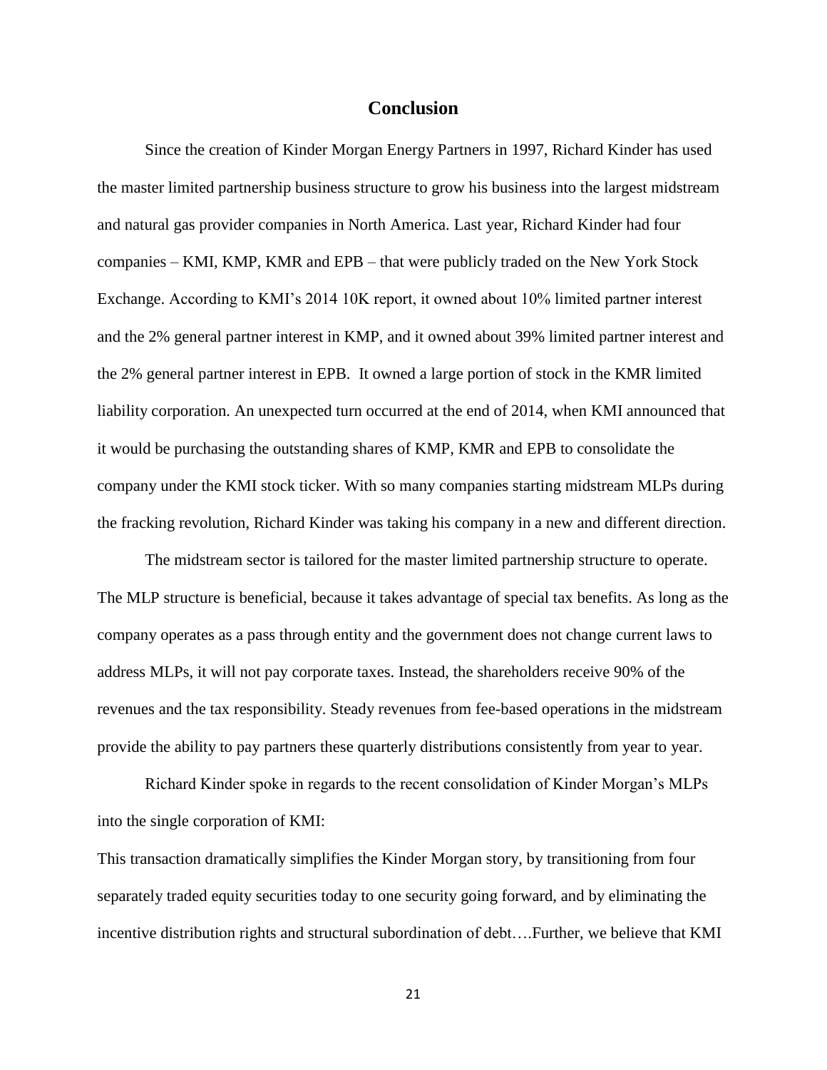## Conclusion

Since the creation of Kinder Morgan Energy Partners in 1997, Richard Kinder has used the master limited partnership business structure to grow his business into the largest midstream and natural gas provider companies in North America. Last year, Richard Kinder had four companies – KMI, KMP, KMR and EPB – that were publicly traded on the New York Stock Exchange. According to KMI's 2014 10K report, it owned about 10% limited partner interest and the 2% general partner interest in KMP, and it owned about 39% limited partner interest and the 2% general partner interest in EPB. It owned a large portion of stock in the KMR limited liability corporation. An unexpected turn occurred at the end of 2014, when KMI announced that it would be purchasing the outstanding shares of KMP, KMR and EPB to consolidate the company under the KMI stock ticker. With so many companies starting midstream MLPs during the fracking revolution, Richard Kinder was taking his company in a new and different direction.

The midstream sector is tailored for the master limited partnership structure to operate. The MLP structure is beneficial, because it takes advantage of special tax benefits. As long as the company operates as a pass through entity and the government does not change current laws to address MLPs, it will not pay corporate taxes. Instead, the shareholders receive 90% of the revenues and the tax responsibility. Steady revenues from fee-based operations in the midstream provide the ability to pay partners these quarterly distributions consistently from year to year.

Richard Kinder spoke in regards to the recent consolidation of Kinder Morgan's MLPs into the single corporation of KMI:

This transaction dramatically simplifies the Kinder Morgan story, by transitioning from four separately traded equity securities today to one security going forward, and by eliminating the incentive distribution rights and structural subordination of debt….Further, we believe that KMI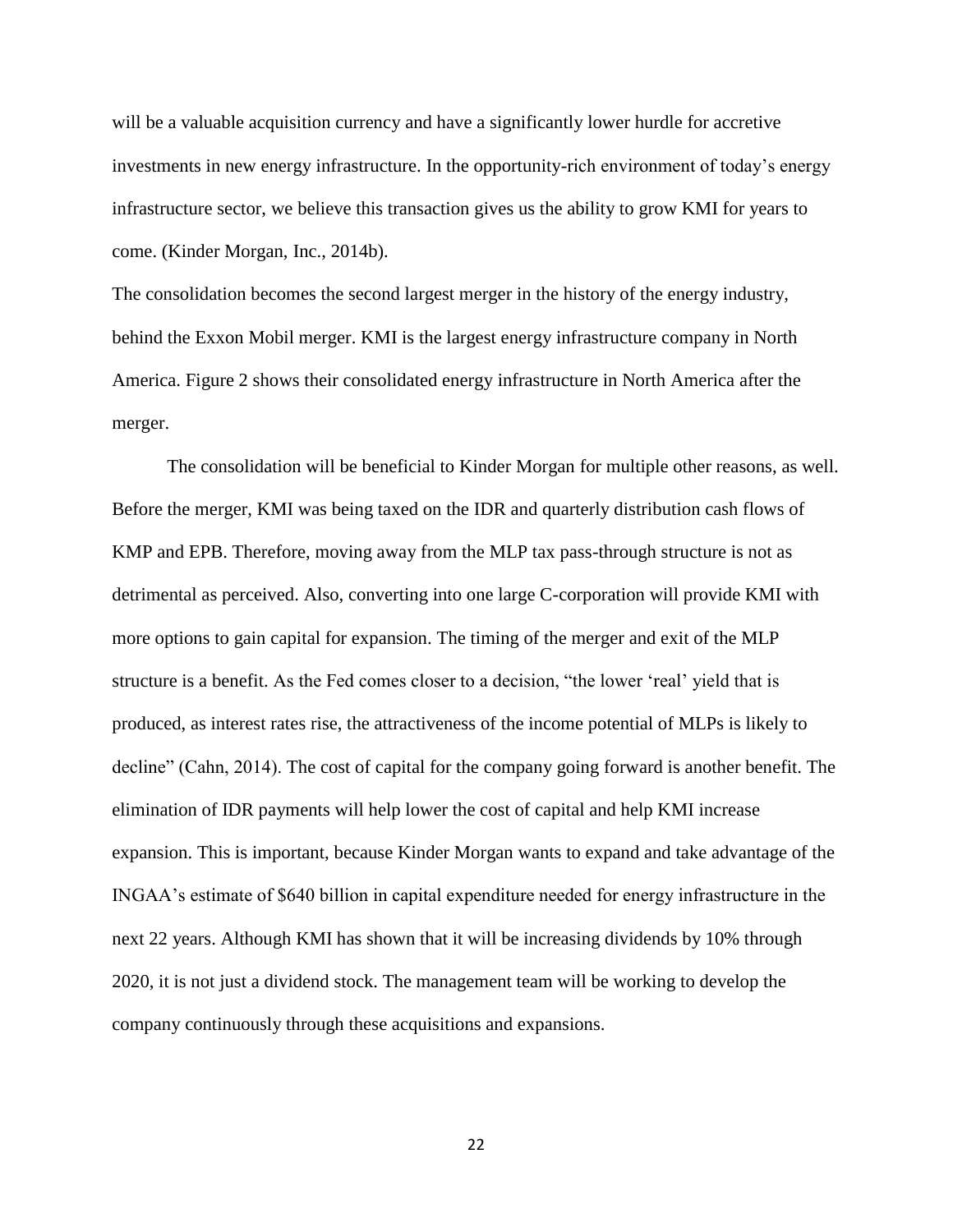will be a valuable acquisition currency and have a significantly lower hurdle for accretive investments in new energy infrastructure. In the opportunity-rich environment of today's energy infrastructure sector, we believe this transaction gives us the ability to grow KMI for years to come. (Kinder Morgan, Inc., 2014b).

The consolidation becomes the second largest merger in the history of the energy industry, behind the Exxon Mobil merger. KMI is the largest energy infrastructure company in North America. Figure 2 shows their consolidated energy infrastructure in North America after the merger.

The consolidation will be beneficial to Kinder Morgan for multiple other reasons, as well. Before the merger, KMI was being taxed on the IDR and quarterly distribution cash flows of KMP and EPB. Therefore, moving away from the MLP tax pass-through structure is not as detrimental as perceived. Also, converting into one large C-corporation will provide KMI with more options to gain capital for expansion. The timing of the merger and exit of the MLP structure is a benefit. As the Fed comes closer to a decision, "the lower 'real' yield that is produced, as interest rates rise, the attractiveness of the income potential of MLPs is likely to decline" (Cahn, 2014). The cost of capital for the company going forward is another benefit. The elimination of IDR payments will help lower the cost of capital and help KMI increase expansion. This is important, because Kinder Morgan wants to expand and take advantage of the INGAA's estimate of $640 billion in capital expenditure needed for energy infrastructure in the next 22 years. Although KMI has shown that it will be increasing dividends by 10% through 2020, it is not just a dividend stock. The management team will be working to develop the company continuously through these acquisitions and expansions.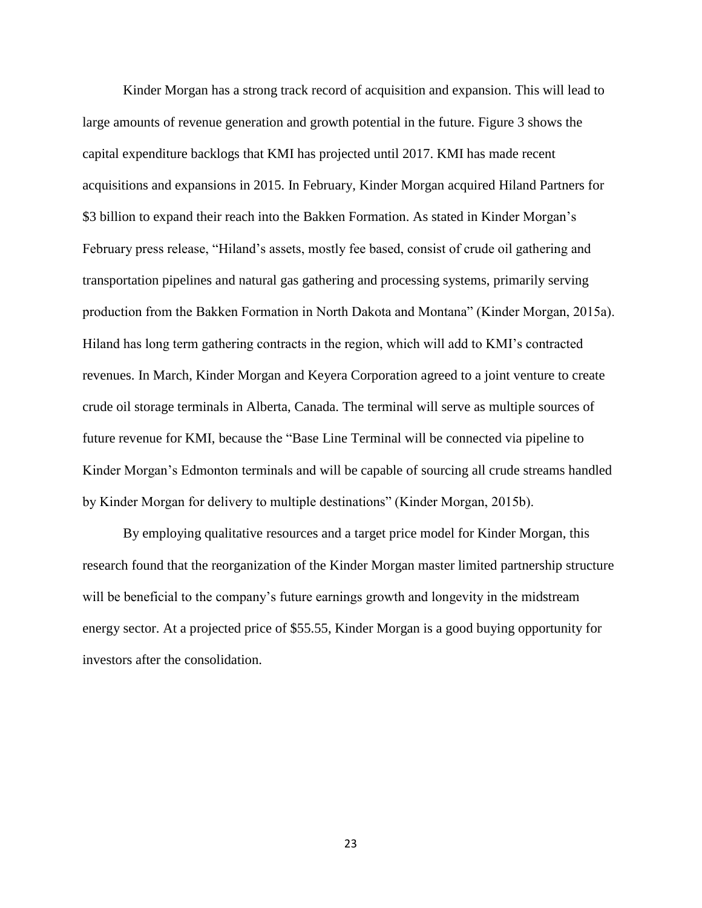Kinder Morgan has a strong track record of acquisition and expansion. This will lead to large amounts of revenue generation and growth potential in the future. Figure 3 shows the capital expenditure backlogs that KMI has projected until 2017. KMI has made recent acquisitions and expansions in 2015. In February, Kinder Morgan acquired Hiland Partners for $3 billion to expand their reach into the Bakken Formation. As stated in Kinder Morgan's February press release, "Hiland's assets, mostly fee based, consist of crude oil gathering and transportation pipelines and natural gas gathering and processing systems, primarily serving production from the Bakken Formation in North Dakota and Montana" (Kinder Morgan, 2015a). Hiland has long term gathering contracts in the region, which will add to KMI's contracted revenues. In March, Kinder Morgan and Keyera Corporation agreed to a joint venture to create crude oil storage terminals in Alberta, Canada. The terminal will serve as multiple sources of future revenue for KMI, because the "Base Line Terminal will be connected via pipeline to Kinder Morgan's Edmonton terminals and will be capable of sourcing all crude streams handled by Kinder Morgan for delivery to multiple destinations" (Kinder Morgan, 2015b).

By employing qualitative resources and a target price model for Kinder Morgan, this research found that the reorganization of the Kinder Morgan master limited partnership structure will be beneficial to the company's future earnings growth and longevity in the midstream energy sector. At a projected price of $55.55, Kinder Morgan is a good buying opportunity for investors after the consolidation.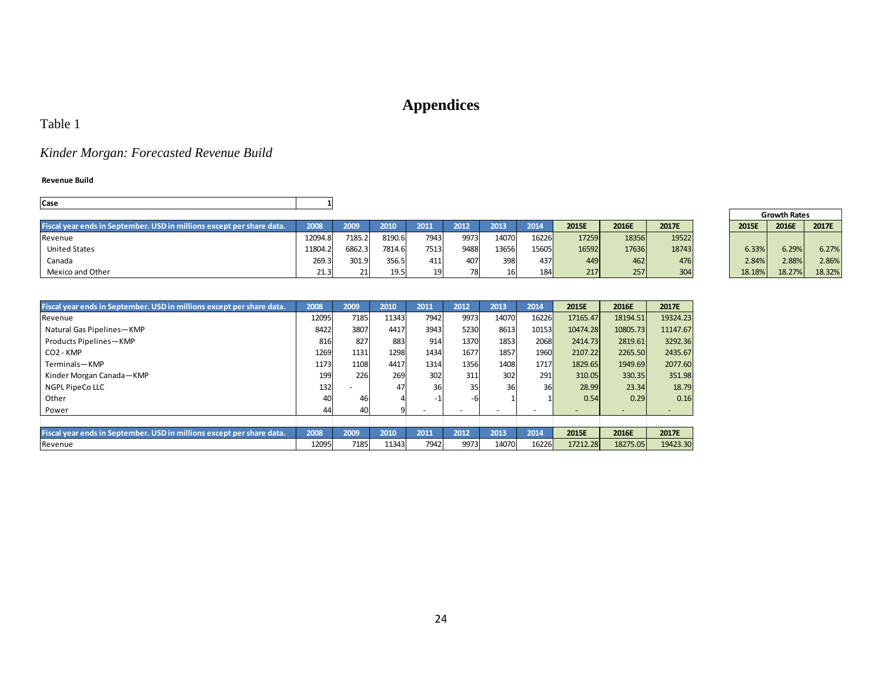# Appendices

Table 1

*Kinder Morgan: Forecasted Revenue Build*

**Revenue Build**

| Case | 1 |
|---|---|

| Fiscal year ends in September. USD in millions except per share data. | 2008 | 2009 | 2010 | 2011 | 2012 | 2013 | 2014 | 2015E | 2016E | 2017E |
|---|---|---|---|---|---|---|---|---|---|---|
| Revenue | 12094.8 | 7185.2 | 8190.6 | 7943 | 9973 | 14070 | 16226 | 17259 | 18356 | 19522 |
| United States | 11804.2 | 6862.3 | 7814.6 | 7513 | 9488 | 13656 | 15605 | 16592 | 17636 | 18743 |
| Canada | 269.3 | 301.9 | 356.5 | 411 | 407 | 398 | 437 | 449 | 462 | 476 |
| Mexico and Other | 21.3 | 21 | 19.5 | 19 | 78 | 16 | 184 | 217 | 257 | 304 |

| Growth Rates | | |
|---|---|---|
| 2015E | 2016E | 2017E |
| | | |
| 6.33% | 6.29% | 6.27% |
| 2.84% | 2.88% | 2.86% |
| 18.18% | 18.27% | 18.32% |

| Fiscal year ends in September. USD in millions except per share data. | 2008 | 2009 | 2010 | 2011 | 2012 | 2013 | 2014 | 2015E | 2016E | 2017E |
|---|---|---|---|---|---|---|---|---|---|---|
| Revenue | 12095 | 7185 | 11343 | 7942 | 9973 | 14070 | 16226 | 17165.47 | 18194.51 | 19324.23 |
| Natural Gas Pipelines—KMP | 8422 | 3807 | 4417 | 3943 | 5230 | 8613 | 10153 | 10474.28 | 10805.73 | 11147.67 |
| Products Pipelines—KMP | 816 | 827 | 883 | 914 | 1370 | 1853 | 2068 | 2414.73 | 2819.61 | 3292.36 |
| CO2 - KMP | 1269 | 1131 | 1298 | 1434 | 1677 | 1857 | 1960 | 2107.22 | 2265.50 | 2435.67 |
| Terminals—KMP | 1173 | 1108 | 4417 | 1314 | 1356 | 1408 | 1717 | 1829.65 | 1949.69 | 2077.60 |
| Kinder Morgan Canada—KMP | 199 | 226 | 269 | 302 | 311 | 302 | 291 | 310.05 | 330.35 | 351.98 |
| NGPL PipeCo LLC | 132 | - | 47 | 36 | 35 | 36 | 36 | 28.99 | 23.34 | 18.79 |
| Other | 40 | 46 | 4 | -1 | -6 | 1 | 1 | 0.54 | 0.29 | 0.16 |
| Power | 44 | 40 | 9 | - | - | - | - | - | - | - |

| Fiscal year ends in September. USD in millions except per share data. | 2008 | 2009 | 2010 | 2011 | 2012 | 2013 | 2014 | 2015E | 2016E | 2017E |
|---|---|---|---|---|---|---|---|---|---|---|
| Revenue | 12095 | 7185 | 11343 | 7942 | 9973 | 14070 | 16226 | 17212.28 | 18275.05 | 19423.30 |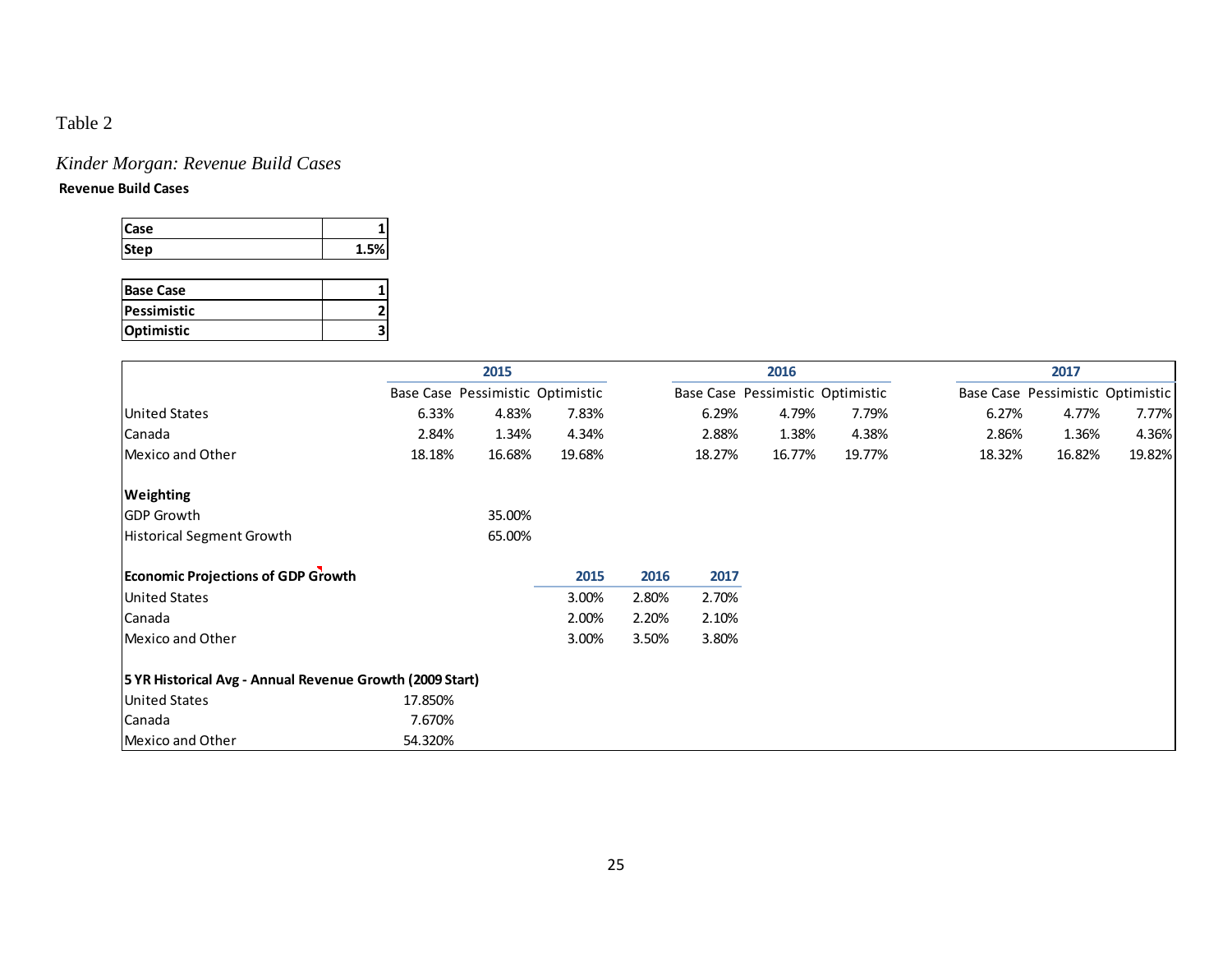Table 2

*Kinder Morgan: Revenue Build Cases*

**Revenue Build Cases**

| **Case** | **1** |
|---|---|
| **Step** | **1.5%** |

| **Base Case** | **1** |
|---|---|
| **Pessimistic** | **2** |
| **Optimistic** | **3** |

| | **2015** | | | | **2016** | | | | **2017** | | |
|---|---|---|---|---|---|---|---|---|---|---|---|
| | Base Case | Pessimistic | Optimistic | | Base Case | Pessimistic | Optimistic | | Base Case | Pessimistic | Optimistic |
| United States | 6.33% | 4.83% | 7.83% | | 6.29% | 4.79% | 7.79% | | 6.27% | 4.77% | 7.77% |
| Canada | 2.84% | 1.34% | 4.34% | | 2.88% | 1.38% | 4.38% | | 2.86% | 1.36% | 4.36% |
| Mexico and Other | 18.18% | 16.68% | 19.68% | | 18.27% | 16.77% | 19.77% | | 18.32% | 16.82% | 19.82% |

| **Weighting** | |
|---|---|
| GDP Growth | 35.00% |
| Historical Segment Growth | 65.00% |

| **Economic Projections of GDP Growth** | **2015** | **2016** | **2017** |
|---|---|---|---|
| United States | 3.00% | 2.80% | 2.70% |
| Canada | 2.00% | 2.20% | 2.10% |
| Mexico and Other | 3.00% | 3.50% | 3.80% |

| **5 YR Historical Avg - Annual Revenue Growth (2009 Start)** | |
|---|---|
| United States | 17.850% |
| Canada | 7.670% |
| Mexico and Other | 54.320% |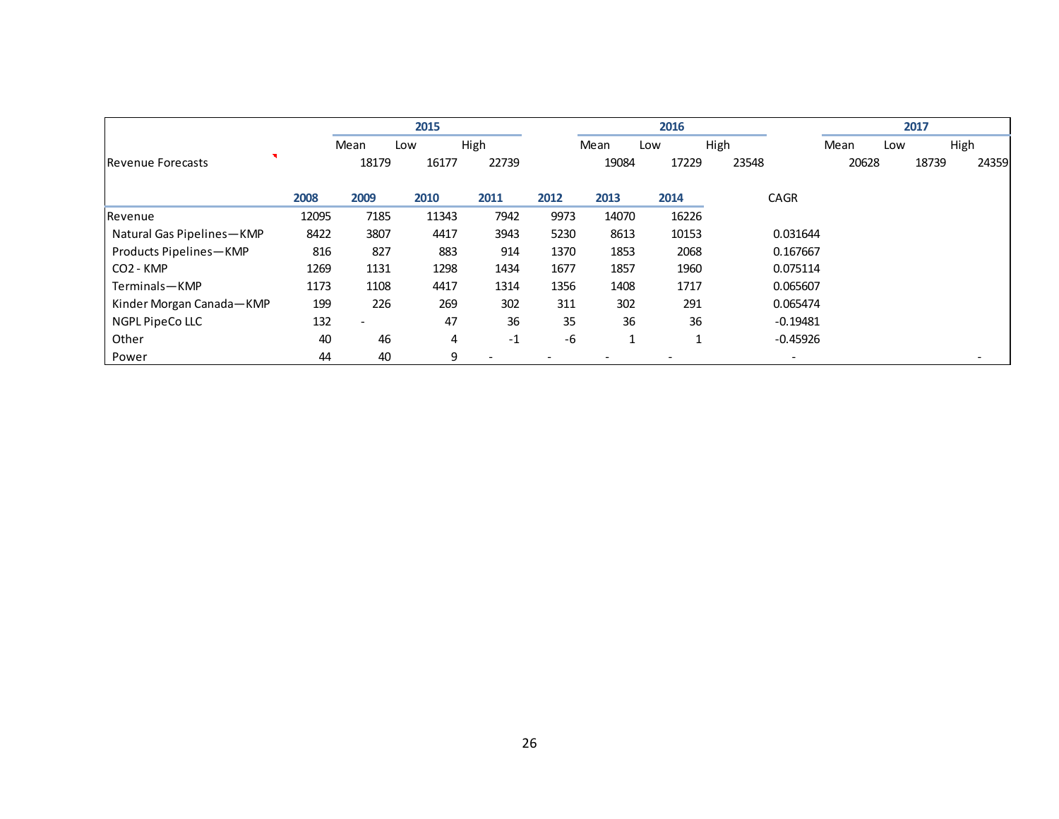| | | 2015 | | | | 2016 | | | | 2017 | |
|---|---|---|---|---|---|---|---|---|---|---|---|
| | | Mean | Low | High | | Mean | Low | High | | Mean | Low | High |
| Revenue Forecasts | | 18179 | 16177 | 22739 | | 19084 | 17229 | 23548 | | 20628 | 18739 | 24359 |

| | 2008 | 2009 | 2010 | 2011 | 2012 | 2013 | 2014 | CAGR |
|---|---|---|---|---|---|---|---|---|
| Revenue | 12095 | 7185 | 11343 | 7942 | 9973 | 14070 | 16226 | |
| Natural Gas Pipelines—KMP | 8422 | 3807 | 4417 | 3943 | 5230 | 8613 | 10153 | 0.031644 |
| Products Pipelines—KMP | 816 | 827 | 883 | 914 | 1370 | 1853 | 2068 | 0.167667 |
| $CO_2$ - KMP | 1269 | 1131 | 1298 | 1434 | 1677 | 1857 | 1960 | 0.075114 |
| Terminals—KMP | 1173 | 1108 | 4417 | 1314 | 1356 | 1408 | 1717 | 0.065607 |
| Kinder Morgan Canada—KMP | 199 | 226 | 269 | 302 | 311 | 302 | 291 | 0.065474 |
| NGPL PipeCo LLC | 132 | - | 47 | 36 | 35 | 36 | 36 | -0.19481 |
| Other | 40 | 46 | 4 | -1 | -6 | 1 | 1 | -0.45926 |
| Power | 44 | 40 | 9 | - | - | - | - | - |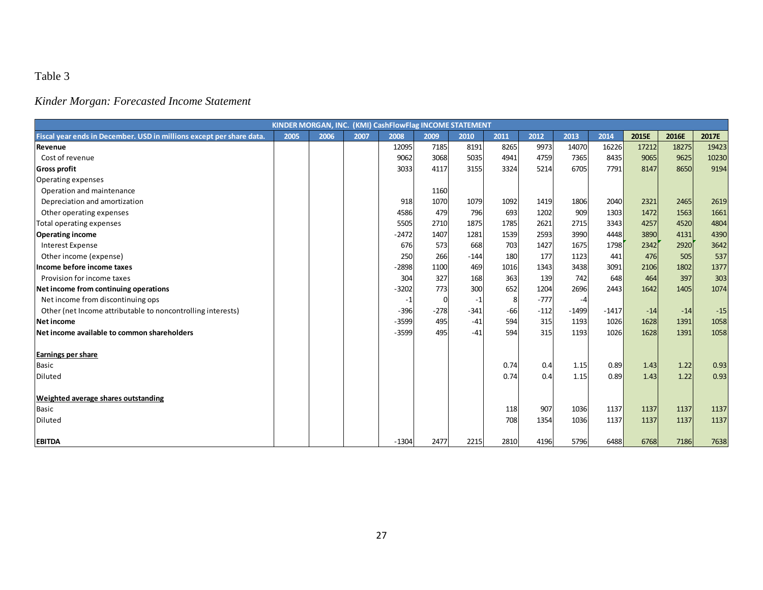Table 3

*Kinder Morgan: Forecasted Income Statement*

| KINDER MORGAN, INC. (KMI) CashFlowFlag INCOME STATEMENT | | | | | | | | | | | | | |
|---|---|---|---|---|---|---|---|---|---|---|---|---|---|
| **Fiscal year ends in December. USD in millions except per share data.** | **2005** | **2006** | **2007** | **2008** | **2009** | **2010** | **2011** | **2012** | **2013** | **2014** | **2015E** | **2016E** | **2017E** |
| **Revenue** | | | | 12095 | 7185 | 8191 | 8265 | 9973 | 14070 | 16226 | 17212 | 18275 | 19423 |
| Cost of revenue | | | | 9062 | 3068 | 5035 | 4941 | 4759 | 7365 | 8435 | 9065 | 9625 | 10230 |
| **Gross profit** | | | | 3033 | 4117 | 3155 | 3324 | 5214 | 6705 | 7791 | 8147 | 8650 | 9194 |
| Operating expenses | | | | | | | | | | | | | |
| Operation and maintenance | | | | | 1160 | | | | | | | | |
| Depreciation and amortization | | | | 918 | 1070 | 1079 | 1092 | 1419 | 1806 | 2040 | 2321 | 2465 | 2619 |
| Other operating expenses | | | | 4586 | 479 | 796 | 693 | 1202 | 909 | 1303 | 1472 | 1563 | 1661 |
| Total operating expenses | | | | 5505 | 2710 | 1875 | 1785 | 2621 | 2715 | 3343 | 4257 | 4520 | 4804 |
| **Operating income** | | | | -2472 | 1407 | 1281 | 1539 | 2593 | 3990 | 4448 | 3890 | 4131 | 4390 |
| Interest Expense | | | | 676 | 573 | 668 | 703 | 1427 | 1675 | 1798 | 2342 | 2920 | 3642 |
| Other income (expense) | | | | 250 | 266 | -144 | 180 | 177 | 1123 | 441 | 476 | 505 | 537 |
| **Income before income taxes** | | | | -2898 | 1100 | 469 | 1016 | 1343 | 3438 | 3091 | 2106 | 1802 | 1377 |
| Provision for income taxes | | | | 304 | 327 | 168 | 363 | 139 | 742 | 648 | 464 | 397 | 303 |
| **Net income from continuing operations** | | | | -3202 | 773 | 300 | 652 | 1204 | 2696 | 2443 | 1642 | 1405 | 1074 |
| Net income from discontinuing ops | | | | -1 | 0 | -1 | 8 | -777 | -4 | | | | |
| Other (net Income attributable to noncontrolling interests) | | | | -396 | -278 | -341 | -66 | -112 | -1499 | -1417 | -14 | -14 | -15 |
| **Net income** | | | | -3599 | 495 | -41 | 594 | 315 | 1193 | 1026 | 1628 | 1391 | 1058 |
| **Net income available to common shareholders** | | | | -3599 | 495 | -41 | 594 | 315 | 1193 | 1026 | 1628 | 1391 | 1058 |
| | | | | | | | | | | | | | |
| **Earnings per share** | | | | | | | | | | | | | |
| Basic | | | | | | | 0.74 | 0.4 | 1.15 | 0.89 | 1.43 | 1.22 | 0.93 |
| Diluted | | | | | | | 0.74 | 0.4 | 1.15 | 0.89 | 1.43 | 1.22 | 0.93 |
| | | | | | | | | | | | | | |
| **Weighted average shares outstanding** | | | | | | | | | | | | | |
| Basic | | | | | | | 118 | 907 | 1036 | 1137 | 1137 | 1137 | 1137 |
| Diluted | | | | | | | 708 | 1354 | 1036 | 1137 | 1137 | 1137 | 1137 |
| | | | | | | | | | | | | | |
| **EBITDA** | | | | -1304 | 2477 | 2215 | 2810 | 4196 | 5796 | 6488 | 6768 | 7186 | 7638 |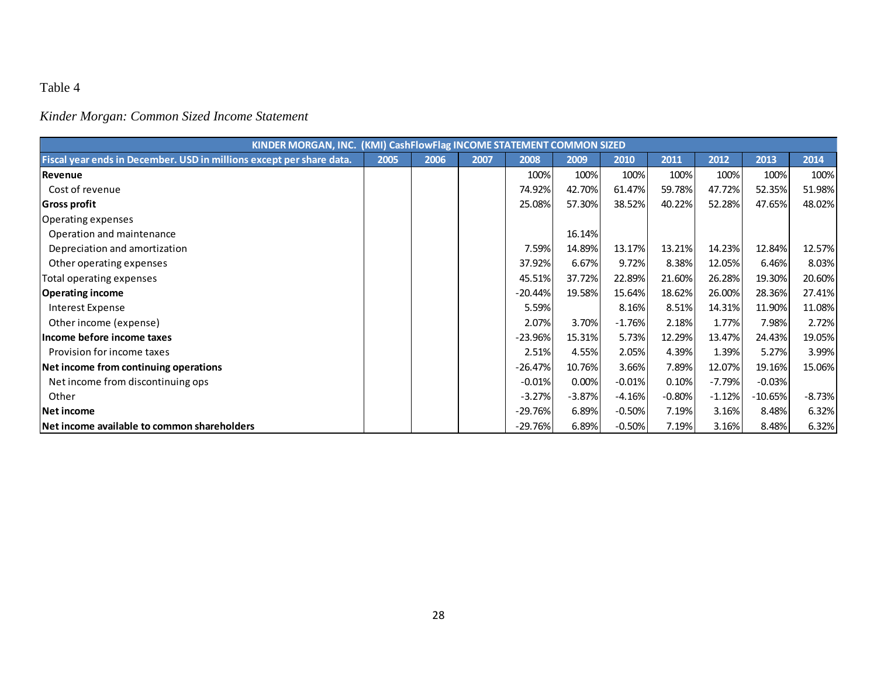Table 4

*Kinder Morgan: Common Sized Income Statement*

| KINDER MORGAN, INC. (KMI) CashFlowFlag INCOME STATEMENT COMMON SIZED | | | | | | | | | | |
|---|---|---|---|---|---|---|---|---|---|---|
| **Fiscal year ends in December. USD in millions except per share data.** | **2005** | **2006** | **2007** | **2008** | **2009** | **2010** | **2011** | **2012** | **2013** | **2014** |
| **Revenue** | | | | 100% | 100% | 100% | 100% | 100% | 100% | 100% |
| Cost of revenue | | | | 74.92% | 42.70% | 61.47% | 59.78% | 47.72% | 52.35% | 51.98% |
| **Gross profit** | | | | 25.08% | 57.30% | 38.52% | 40.22% | 52.28% | 47.65% | 48.02% |
| Operating expenses | | | | | | | | | | |
| Operation and maintenance | | | | | 16.14% | | | | | |
| Depreciation and amortization | | | | 7.59% | 14.89% | 13.17% | 13.21% | 14.23% | 12.84% | 12.57% |
| Other operating expenses | | | | 37.92% | 6.67% | 9.72% | 8.38% | 12.05% | 6.46% | 8.03% |
| Total operating expenses | | | | 45.51% | 37.72% | 22.89% | 21.60% | 26.28% | 19.30% | 20.60% |
| **Operating income** | | | | -20.44% | 19.58% | 15.64% | 18.62% | 26.00% | 28.36% | 27.41% |
| Interest Expense | | | | 5.59% | | 8.16% | 8.51% | 14.31% | 11.90% | 11.08% |
| Other income (expense) | | | | 2.07% | 3.70% | -1.76% | 2.18% | 1.77% | 7.98% | 2.72% |
| **Income before income taxes** | | | | -23.96% | 15.31% | 5.73% | 12.29% | 13.47% | 24.43% | 19.05% |
| Provision for income taxes | | | | 2.51% | 4.55% | 2.05% | 4.39% | 1.39% | 5.27% | 3.99% |
| **Net income from continuing operations** | | | | -26.47% | 10.76% | 3.66% | 7.89% | 12.07% | 19.16% | 15.06% |
| Net income from discontinuing ops | | | | -0.01% | 0.00% | -0.01% | 0.10% | -7.79% | -0.03% | |
| Other | | | | -3.27% | -3.87% | -4.16% | -0.80% | -1.12% | -10.65% | -8.73% |
| **Net income** | | | | -29.76% | 6.89% | -0.50% | 7.19% | 3.16% | 8.48% | 6.32% |
| **Net income available to common shareholders** | | | | -29.76% | 6.89% | -0.50% | 7.19% | 3.16% | 8.48% | 6.32% |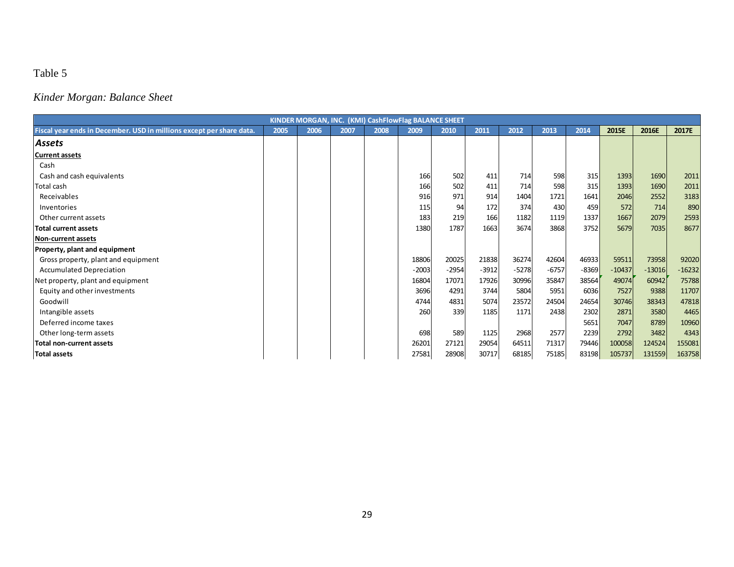Table 5

*Kinder Morgan: Balance Sheet*

| KINDER MORGAN, INC. (KMI) CashFlowFlag BALANCE SHEET | | | | | | | | | | | | | |
|---|---|---|---|---|---|---|---|---|---|---|---|---|---|
| **Fiscal year ends in December. USD in millions except per share data.** | **2005** | **2006** | **2007** | **2008** | **2009** | **2010** | **2011** | **2012** | **2013** | **2014** | **2015E** | **2016E** | **2017E** |
| ***Assets*** | | | | | | | | | | | | | |
| **Current assets** | | | | | | | | | | | | | |
| Cash | | | | | | | | | | | | | |
| Cash and cash equivalents | | | | | 166 | 502 | 411 | 714 | 598 | 315 | 1393 | 1690 | 2011 |
| Total cash | | | | | 166 | 502 | 411 | 714 | 598 | 315 | 1393 | 1690 | 2011 |
| Receivables | | | | | 916 | 971 | 914 | 1404 | 1721 | 1641 | 2046 | 2552 | 3183 |
| Inventories | | | | | 115 | 94 | 172 | 374 | 430 | 459 | 572 | 714 | 890 |
| Other current assets | | | | | 183 | 219 | 166 | 1182 | 1119 | 1337 | 1667 | 2079 | 2593 |
| **Total current assets** | | | | | 1380 | 1787 | 1663 | 3674 | 3868 | 3752 | 5679 | 7035 | 8677 |
| **Non-current assets** | | | | | | | | | | | | | |
| **Property, plant and equipment** | | | | | | | | | | | | | |
| Gross property, plant and equipment | | | | | 18806 | 20025 | 21838 | 36274 | 42604 | 46933 | 59511 | 73958 | 92020 |
| Accumulated Depreciation | | | | | -2003 | -2954 | -3912 | -5278 | -6757 | -8369 | -10437 | -13016 | -16232 |
| Net property, plant and equipment | | | | | 16804 | 17071 | 17926 | 30996 | 35847 | 38564 | 49074 | 60942 | 75788 |
| Equity and other investments | | | | | 3696 | 4291 | 3744 | 5804 | 5951 | 6036 | 7527 | 9388 | 11707 |
| Goodwill | | | | | 4744 | 4831 | 5074 | 23572 | 24504 | 24654 | 30746 | 38343 | 47818 |
| Intangible assets | | | | | 260 | 339 | 1185 | 1171 | 2438 | 2302 | 2871 | 3580 | 4465 |
| Deferred income taxes | | | | | | | | | | 5651 | 7047 | 8789 | 10960 |
| Other long-term assets | | | | | 698 | 589 | 1125 | 2968 | 2577 | 2239 | 2792 | 3482 | 4343 |
| **Total non-current assets** | | | | | 26201 | 27121 | 29054 | 64511 | 71317 | 79446 | 100058 | 124524 | 155081 |
| **Total assets** | | | | | 27581 | 28908 | 30717 | 68185 | 75185 | 83198 | 105737 | 131559 | 163758 |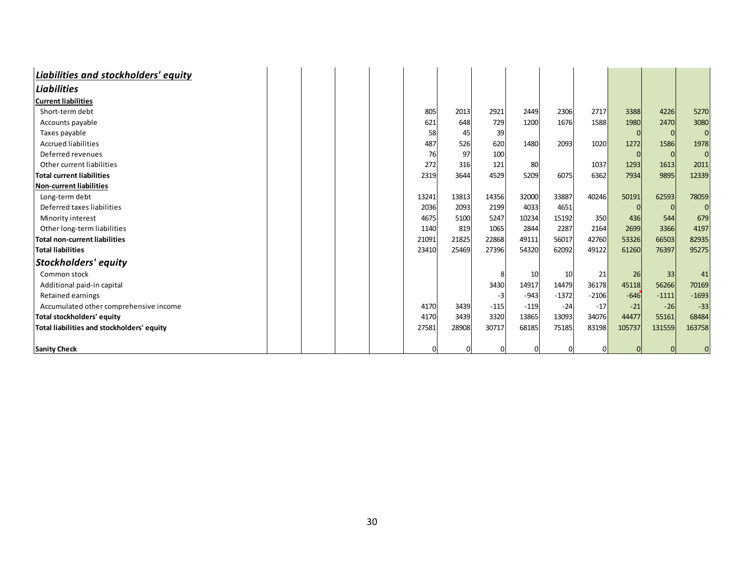| Liabilities and stockholders' equity | | | | | | | | | | | | | |
|---|---|---|---|---|---|---|---|---|---|---|---|---|---|
| ***Liabilities*** | | | | | | | | | | | | | |
| **Current liabilities** | | | | | | | | | | | | | |
| Short-term debt | | | | | 805 | 2013 | 2921 | 2449 | 2306 | 2717 | 3388 | 4226 | 5270 |
| Accounts payable | | | | | 621 | 648 | 729 | 1200 | 1676 | 1588 | 1980 | 2470 | 3080 |
| Taxes payable | | | | | 58 | 45 | 39 | | | | 0 | 0 | 0 |
| Accrued liabilities | | | | | 487 | 526 | 620 | 1480 | 2093 | 1020 | 1272 | 1586 | 1978 |
| Deferred revenues | | | | | 76 | 97 | 100 | | | | 0 | 0 | 0 |
| Other current liabilities | | | | | 272 | 316 | 121 | 80 | | 1037 | 1293 | 1613 | 2011 |
| **Total current liabilities** | | | | | 2319 | 3644 | 4529 | 5209 | 6075 | 6362 | 7934 | 9895 | 12339 |
| **Non-current liabilities** | | | | | | | | | | | | | |
| Long-term debt | | | | | 13241 | 13813 | 14356 | 32000 | 33887 | 40246 | 50191 | 62593 | 78059 |
| Deferred taxes liabilities | | | | | 2036 | 2093 | 2199 | 4033 | 4651 | | 0 | 0 | 0 |
| Minority interest | | | | | 4675 | 5100 | 5247 | 10234 | 15192 | 350 | 436 | 544 | 679 |
| Other long-term liabilities | | | | | 1140 | 819 | 1065 | 2844 | 2287 | 2164 | 2699 | 3366 | 4197 |
| **Total non-current liabilities** | | | | | 21091 | 21825 | 22868 | 49111 | 56017 | 42760 | 53326 | 66503 | 82935 |
| **Total liabilities** | | | | | 23410 | 25469 | 27396 | 54320 | 62092 | 49122 | 61260 | 76397 | 95275 |
| ***Stockholders' equity*** | | | | | | | | | | | | | |
| Common stock | | | | | | | 8 | 10 | 10 | 21 | 26 | 33 | 41 |
| Additional paid-in capital | | | | | | | 3430 | 14917 | 14479 | 36178 | 45118 | 56266 | 70169 |
| Retained earnings | | | | | | | -3 | -943 | -1372 | -2106 | -646 | -1111 | -1693 |
| Accumulated other comprehensive income | | | | | 4170 | 3439 | -115 | -119 | -24 | -17 | -21 | -26 | -33 |
| **Total stockholders' equity** | | | | | 4170 | 3439 | 3320 | 13865 | 13093 | 34076 | 44477 | 55161 | 68484 |
| **Total liabilities and stockholders' equity** | | | | | 27581 | 28908 | 30717 | 68185 | 75185 | 83198 | 105737 | 131559 | 163758 |
| | | | | | | | | | | | | | |
| **Sanity Check** | | | | | 0 | 0 | 0 | 0 | 0 | 0 | 0 | 0 | 0 |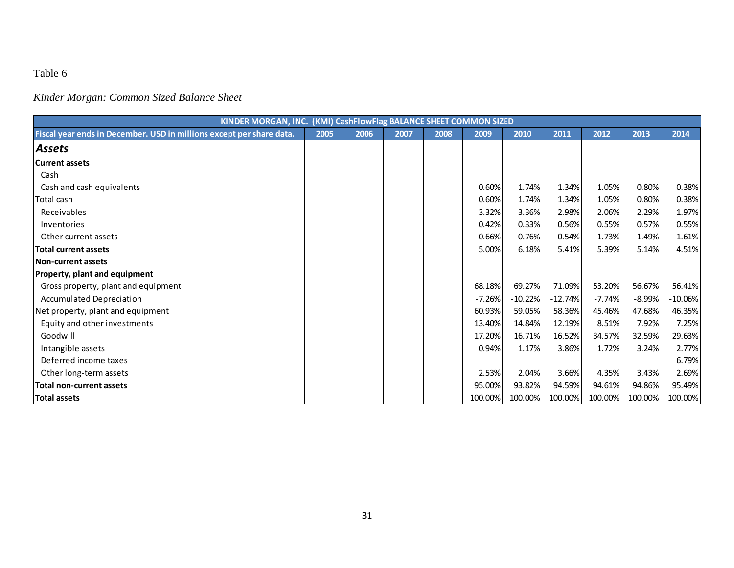Table 6

*Kinder Morgan: Common Sized Balance Sheet*

| KINDER MORGAN, INC. (KMI) CashFlowFlag BALANCE SHEET COMMON SIZED | | | | | | | | | | |
|---|---|---|---|---|---|---|---|---|---|---|
| Fiscal year ends in December. USD in millions except per share data. | 2005 | 2006 | 2007 | 2008 | 2009 | 2010 | 2011 | 2012 | 2013 | 2014 |
| ***Assets*** | | | | | | | | | | |
| **Current assets** | | | | | | | | | | |
| Cash | | | | | | | | | | |
| Cash and cash equivalents | | | | | 0.60% | 1.74% | 1.34% | 1.05% | 0.80% | 0.38% |
| Total cash | | | | | 0.60% | 1.74% | 1.34% | 1.05% | 0.80% | 0.38% |
| Receivables | | | | | 3.32% | 3.36% | 2.98% | 2.06% | 2.29% | 1.97% |
| Inventories | | | | | 0.42% | 0.33% | 0.56% | 0.55% | 0.57% | 0.55% |
| Other current assets | | | | | 0.66% | 0.76% | 0.54% | 1.73% | 1.49% | 1.61% |
| **Total current assets** | | | | | 5.00% | 6.18% | 5.41% | 5.39% | 5.14% | 4.51% |
| **Non-current assets** | | | | | | | | | | |
| **Property, plant and equipment** | | | | | | | | | | |
| Gross property, plant and equipment | | | | | 68.18% | 69.27% | 71.09% | 53.20% | 56.67% | 56.41% |
| Accumulated Depreciation | | | | | -7.26% | -10.22% | -12.74% | -7.74% | -8.99% | -10.06% |
| Net property, plant and equipment | | | | | 60.93% | 59.05% | 58.36% | 45.46% | 47.68% | 46.35% |
| Equity and other investments | | | | | 13.40% | 14.84% | 12.19% | 8.51% | 7.92% | 7.25% |
| Goodwill | | | | | 17.20% | 16.71% | 16.52% | 34.57% | 32.59% | 29.63% |
| Intangible assets | | | | | 0.94% | 1.17% | 3.86% | 1.72% | 3.24% | 2.77% |
| Deferred income taxes | | | | | | | | | | 6.79% |
| Other long-term assets | | | | | 2.53% | 2.04% | 3.66% | 4.35% | 3.43% | 2.69% |
| **Total non-current assets** | | | | | 95.00% | 93.82% | 94.59% | 94.61% | 94.86% | 95.49% |
| **Total assets** | | | | | 100.00% | 100.00% | 100.00% | 100.00% | 100.00% | 100.00% |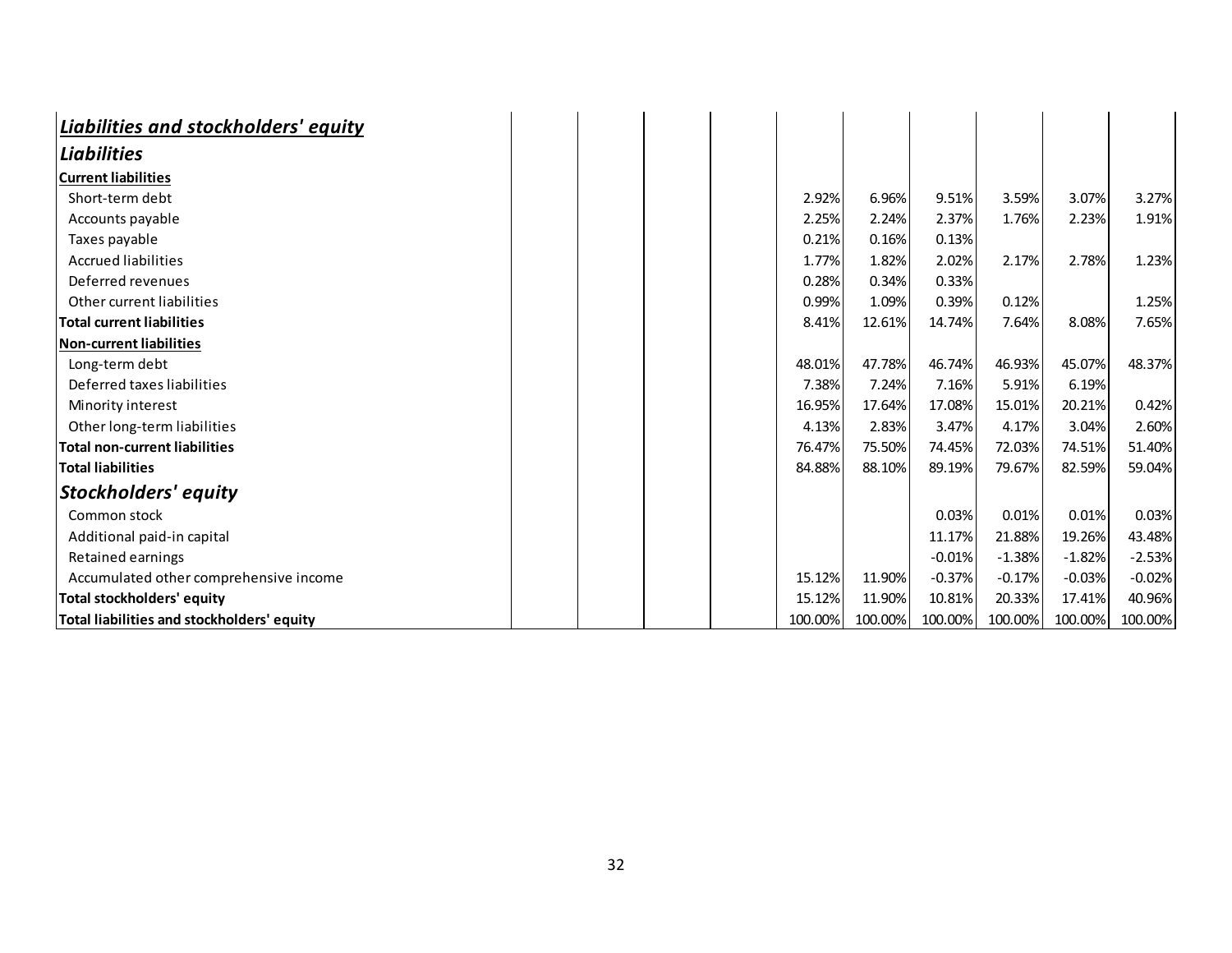| ***Liabilities and stockholders' equity*** | | | | | | | | | | |
|---|---|---|---|---|---|---|---|---|---|---|
| ***Liabilities*** | | | | | | | | | | |
| **Current liabilities** | | | | | | | | | | |
| Short-term debt | | | | | 2.92% | 6.96% | 9.51% | 3.59% | 3.07% | 3.27% |
| Accounts payable | | | | | 2.25% | 2.24% | 2.37% | 1.76% | 2.23% | 1.91% |
| Taxes payable | | | | | 0.21% | 0.16% | 0.13% | | | |
| Accrued liabilities | | | | | 1.77% | 1.82% | 2.02% | 2.17% | 2.78% | 1.23% |
| Deferred revenues | | | | | 0.28% | 0.34% | 0.33% | | | |
| Other current liabilities | | | | | 0.99% | 1.09% | 0.39% | 0.12% | | 1.25% |
| **Total current liabilities** | | | | | 8.41% | 12.61% | 14.74% | 7.64% | 8.08% | 7.65% |
| **Non-current liabilities** | | | | | | | | | | |
| Long-term debt | | | | | 48.01% | 47.78% | 46.74% | 46.93% | 45.07% | 48.37% |
| Deferred taxes liabilities | | | | | 7.38% | 7.24% | 7.16% | 5.91% | 6.19% | |
| Minority interest | | | | | 16.95% | 17.64% | 17.08% | 15.01% | 20.21% | 0.42% |
| Other long-term liabilities | | | | | 4.13% | 2.83% | 3.47% | 4.17% | 3.04% | 2.60% |
| **Total non-current liabilities** | | | | | 76.47% | 75.50% | 74.45% | 72.03% | 74.51% | 51.40% |
| **Total liabilities** | | | | | 84.88% | 88.10% | 89.19% | 79.67% | 82.59% | 59.04% |
| ***Stockholders' equity*** | | | | | | | | | | |
| Common stock | | | | | | | 0.03% | 0.01% | 0.01% | 0.03% |
| Additional paid-in capital | | | | | | | 11.17% | 21.88% | 19.26% | 43.48% |
| Retained earnings | | | | | | | -0.01% | -1.38% | -1.82% | -2.53% |
| Accumulated other comprehensive income | | | | | 15.12% | 11.90% | -0.37% | -0.17% | -0.03% | -0.02% |
| **Total stockholders' equity** | | | | | 15.12% | 11.90% | 10.81% | 20.33% | 17.41% | 40.96% |
| **Total liabilities and stockholders' equity** | | | | | 100.00% | 100.00% | 100.00% | 100.00% | 100.00% | 100.00% |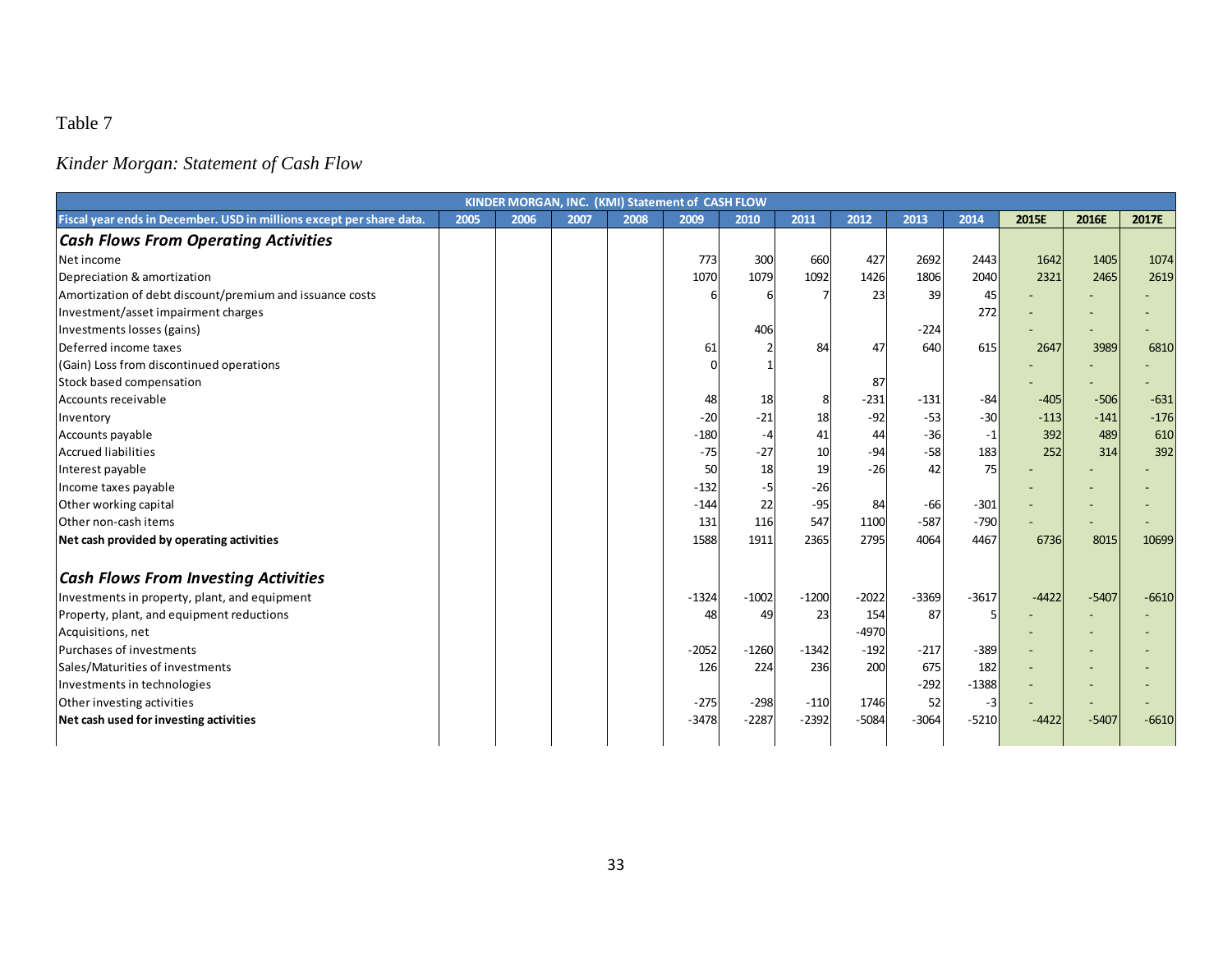Table 7

*Kinder Morgan: Statement of Cash Flow*

| KINDER MORGAN, INC. (KMI) Statement of CASH FLOW | | | | | | | | | | | | | |
|---|---|---|---|---|---|---|---|---|---|---|---|---|---|
| **Fiscal year ends in December. USD in millions except per share data.** | **2005** | **2006** | **2007** | **2008** | **2009** | **2010** | **2011** | **2012** | **2013** | **2014** | **2015E** | **2016E** | **2017E** |
| ***Cash Flows From Operating Activities*** | | | | | | | | | | | | | |
| Net income | | | | | 773 | 300 | 660 | 427 | 2692 | 2443 | 1642 | 1405 | 1074 |
| Depreciation & amortization | | | | | 1070 | 1079 | 1092 | 1426 | 1806 | 2040 | 2321 | 2465 | 2619 |
| Amortization of debt discount/premium and issuance costs | | | | | 6 | 6 | 7 | 23 | 39 | 45 | - | - | - |
| Investment/asset impairment charges | | | | | | | | | | 272 | - | - | - |
| Investments losses (gains) | | | | | | 406 | | | -224 | | - | - | - |
| Deferred income taxes | | | | | 61 | 2 | 84 | 47 | 640 | 615 | 2647 | 3989 | 6810 |
| (Gain) Loss from discontinued operations | | | | | 0 | 1 | | | | | - | - | - |
| Stock based compensation | | | | | | | | 87 | | | - | - | - |
| Accounts receivable | | | | | 48 | 18 | 8 | -231 | -131 | -84 | -405 | -506 | -631 |
| Inventory | | | | | -20 | -21 | 18 | -92 | -53 | -30 | -113 | -141 | -176 |
| Accounts payable | | | | | -180 | -4 | 41 | 44 | -36 | -1 | 392 | 489 | 610 |
| Accrued liabilities | | | | | -75 | -27 | 10 | -94 | -58 | 183 | 252 | 314 | 392 |
| Interest payable | | | | | 50 | 18 | 19 | -26 | 42 | 75 | - | - | - |
| Income taxes payable | | | | | -132 | -5 | -26 | | | | - | - | - |
| Other working capital | | | | | -144 | 22 | -95 | 84 | -66 | -301 | - | - | - |
| Other non-cash items | | | | | 131 | 116 | 547 | 1100 | -587 | -790 | - | - | - |
| **Net cash provided by operating activities** | | | | | 1588 | 1911 | 2365 | 2795 | 4064 | 4467 | 6736 | 8015 | 10699 |
| ***Cash Flows From Investing Activities*** | | | | | | | | | | | | | |
| Investments in property, plant, and equipment | | | | | -1324 | -1002 | -1200 | -2022 | -3369 | -3617 | -4422 | -5407 | -6610 |
| Property, plant, and equipment reductions | | | | | 48 | 49 | 23 | 154 | 87 | 5 | - | - | - |
| Acquisitions, net | | | | | | | | -4970 | | | - | - | - |
| Purchases of investments | | | | | -2052 | -1260 | -1342 | -192 | -217 | -389 | - | - | - |
| Sales/Maturities of investments | | | | | 126 | 224 | 236 | 200 | 675 | 182 | - | - | - |
| Investments in technologies | | | | | | | | | -292 | -1388 | - | - | - |
| Other investing activities | | | | | -275 | -298 | -110 | 1746 | 52 | -3 | - | - | - |
| **Net cash used for investing activities** | | | | | -3478 | -2287 | -2392 | -5084 | -3064 | -5210 | -4422 | -5407 | -6610 |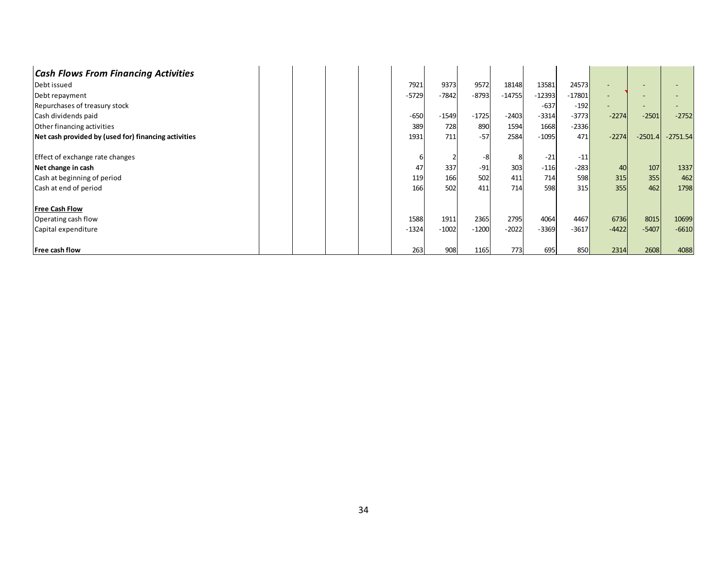| ***Cash Flows From Financing Activities*** | | | | | | | | | | | | | |
|---|---|---|---|---|---|---|---|---|---|---|---|---|---|
| Debt issued | | | | | 7921 | 9373 | 9572 | 18148 | 13581 | 24573 | - | - | - |
| Debt repayment | | | | | -5729 | -7842 | -8793 | -14755 | -12393 | -17801 | - | - | - |
| Repurchases of treasury stock | | | | | | | | | -637 | -192 | - | - | - |
| Cash dividends paid | | | | | -650 | -1549 | -1725 | -2403 | -3314 | -3773 | -2274 | -2501 | -2752 |
| Other financing activities | | | | | 389 | 728 | 890 | 1594 | 1668 | -2336 | | | |
| **Net cash provided by (used for) financing activities** | | | | | 1931 | 711 | -57 | 2584 | -1095 | 471 | -2274 | -2501.4 | -2751.54 |
| | | | | | | | | | | | | | |
| Effect of exchange rate changes | | | | | 6 | 2 | -8 | 8 | -21 | -11 | | | |
| **Net change in cash** | | | | | 47 | 337 | -91 | 303 | -116 | -283 | 40 | 107 | 1337 |
| Cash at beginning of period | | | | | 119 | 166 | 502 | 411 | 714 | 598 | 315 | 355 | 462 |
| Cash at end of period | | | | | 166 | 502 | 411 | 714 | 598 | 315 | 355 | 462 | 1798 |
| | | | | | | | | | | | | | |
| **Free Cash Flow** | | | | | | | | | | | | | |
| Operating cash flow | | | | | 1588 | 1911 | 2365 | 2795 | 4064 | 4467 | 6736 | 8015 | 10699 |
| Capital expenditure | | | | | -1324 | -1002 | -1200 | -2022 | -3369 | -3617 | -4422 | -5407 | -6610 |
| | | | | | | | | | | | | | |
| **Free cash flow** | | | | | 263 | 908 | 1165 | 773 | 695 | 850 | 2314 | 2608 | 4088 |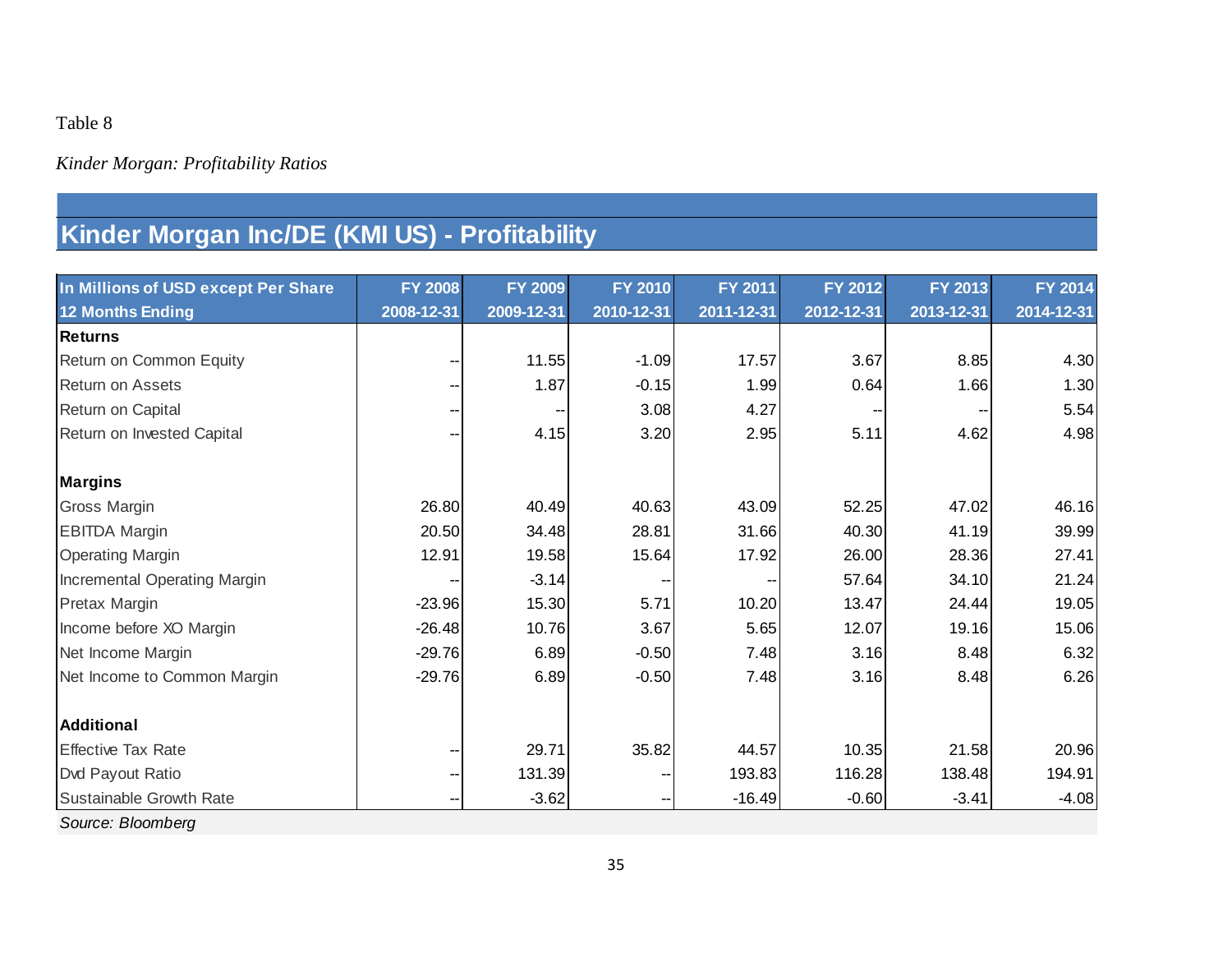Table 8

*Kinder Morgan: Profitability Ratios*

## Kinder Morgan Inc/DE (KMI US) - Profitability

| In Millions of USD except Per Share<br>12 Months Ending | FY 2008<br>2008-12-31 | FY 2009<br>2009-12-31 | FY 2010<br>2010-12-31 | FY 2011<br>2011-12-31 | FY 2012<br>2012-12-31 | FY 2013<br>2013-12-31 | FY 2014<br>2014-12-31 |
|---|---|---|---|---|---|---|---|
| **Returns** | | | | | | | |
| Return on Common Equity | -- | 11.55 | -1.09 | 17.57 | 3.67 | 8.85 | 4.30 |
| Return on Assets | -- | 1.87 | -0.15 | 1.99 | 0.64 | 1.66 | 1.30 |
| Return on Capital | -- | -- | 3.08 | 4.27 | -- | -- | 5.54 |
| Return on Invested Capital | -- | 4.15 | 3.20 | 2.95 | 5.11 | 4.62 | 4.98 |
| | | | | | | | |
| **Margins** | | | | | | | |
| Gross Margin | 26.80 | 40.49 | 40.63 | 43.09 | 52.25 | 47.02 | 46.16 |
| EBITDA Margin | 20.50 | 34.48 | 28.81 | 31.66 | 40.30 | 41.19 | 39.99 |
| Operating Margin | 12.91 | 19.58 | 15.64 | 17.92 | 26.00 | 28.36 | 27.41 |
| Incremental Operating Margin | -- | -3.14 | -- | -- | 57.64 | 34.10 | 21.24 |
| Pretax Margin | -23.96 | 15.30 | 5.71 | 10.20 | 13.47 | 24.44 | 19.05 |
| Income before XO Margin | -26.48 | 10.76 | 3.67 | 5.65 | 12.07 | 19.16 | 15.06 |
| Net Income Margin | -29.76 | 6.89 | -0.50 | 7.48 | 3.16 | 8.48 | 6.32 |
| Net Income to Common Margin | -29.76 | 6.89 | -0.50 | 7.48 | 3.16 | 8.48 | 6.26 |
| | | | | | | | |
| **Additional** | | | | | | | |
| Effective Tax Rate | -- | 29.71 | 35.82 | 44.57 | 10.35 | 21.58 | 20.96 |
| Dvd Payout Ratio | -- | 131.39 | -- | 193.83 | 116.28 | 138.48 | 194.91 |
| Sustainable Growth Rate | -- | -3.62 | -- | -16.49 | -0.60 | -3.41 | -4.08 |

*Source: Bloomberg*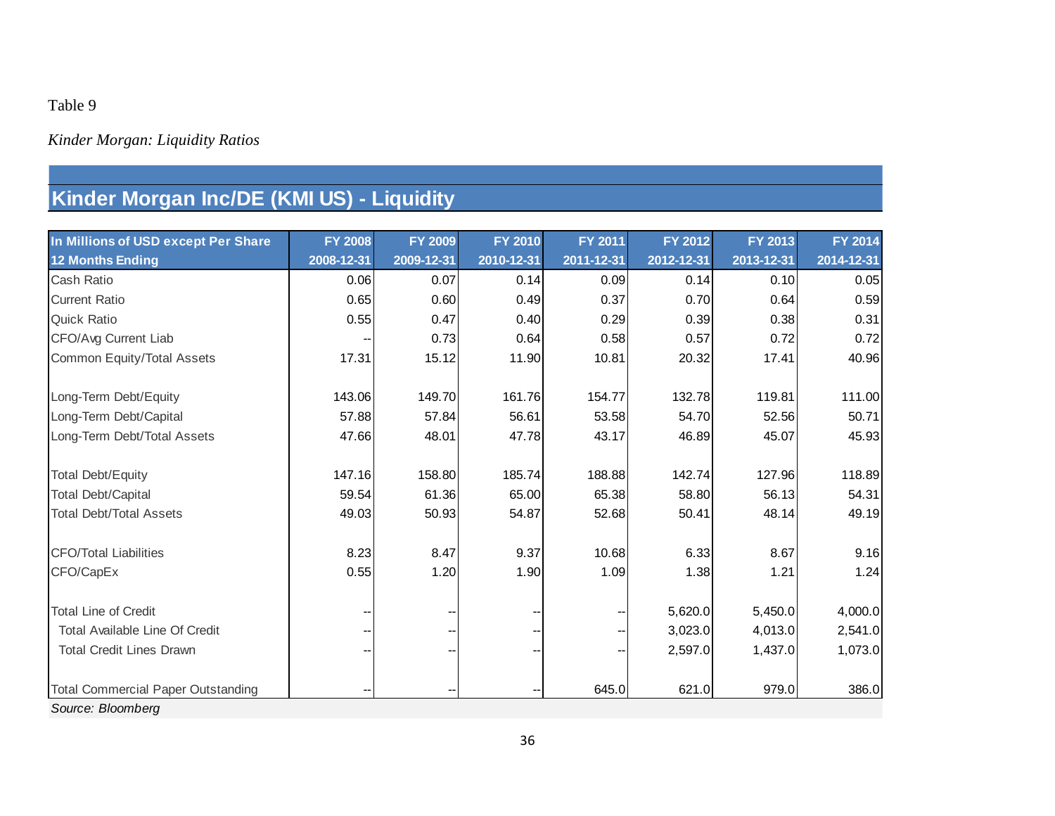Table 9

*Kinder Morgan: Liquidity Ratios*

## Kinder Morgan Inc/DE (KMI US) - Liquidity

| In Millions of USD except Per Share<br>12 Months Ending | FY 2008<br>2008-12-31 | FY 2009<br>2009-12-31 | FY 2010<br>2010-12-31 | FY 2011<br>2011-12-31 | FY 2012<br>2012-12-31 | FY 2013<br>2013-12-31 | FY 2014<br>2014-12-31 |
|---|---|---|---|---|---|---|---|
| Cash Ratio | 0.06 | 0.07 | 0.14 | 0.09 | 0.14 | 0.10 | 0.05 |
| Current Ratio | 0.65 | 0.60 | 0.49 | 0.37 | 0.70 | 0.64 | 0.59 |
| Quick Ratio | 0.55 | 0.47 | 0.40 | 0.29 | 0.39 | 0.38 | 0.31 |
| CFO/Avg Current Liab | -- | 0.73 | 0.64 | 0.58 | 0.57 | 0.72 | 0.72 |
| Common Equity/Total Assets | 17.31 | 15.12 | 11.90 | 10.81 | 20.32 | 17.41 | 40.96 |
| | | | | | | | |
| Long-Term Debt/Equity | 143.06 | 149.70 | 161.76 | 154.77 | 132.78 | 119.81 | 111.00 |
| Long-Term Debt/Capital | 57.88 | 57.84 | 56.61 | 53.58 | 54.70 | 52.56 | 50.71 |
| Long-Term Debt/Total Assets | 47.66 | 48.01 | 47.78 | 43.17 | 46.89 | 45.07 | 45.93 |
| | | | | | | | |
| Total Debt/Equity | 147.16 | 158.80 | 185.74 | 188.88 | 142.74 | 127.96 | 118.89 |
| Total Debt/Capital | 59.54 | 61.36 | 65.00 | 65.38 | 58.80 | 56.13 | 54.31 |
| Total Debt/Total Assets | 49.03 | 50.93 | 54.87 | 52.68 | 50.41 | 48.14 | 49.19 |
| | | | | | | | |
| CFO/Total Liabilities | 8.23 | 8.47 | 9.37 | 10.68 | 6.33 | 8.67 | 9.16 |
| CFO/CapEx | 0.55 | 1.20 | 1.90 | 1.09 | 1.38 | 1.21 | 1.24 |
| | | | | | | | |
| Total Line of Credit | -- | -- | -- | -- | 5,620.0 | 5,450.0 | 4,000.0 |
| Total Available Line Of Credit | -- | -- | -- | -- | 3,023.0 | 4,013.0 | 2,541.0 |
| Total Credit Lines Drawn | -- | -- | -- | -- | 2,597.0 | 1,437.0 | 1,073.0 |
| | | | | | | | |
| Total Commercial Paper Outstanding | -- | -- | -- | 645.0 | 621.0 | 979.0 | 386.0 |

*Source: Bloomberg*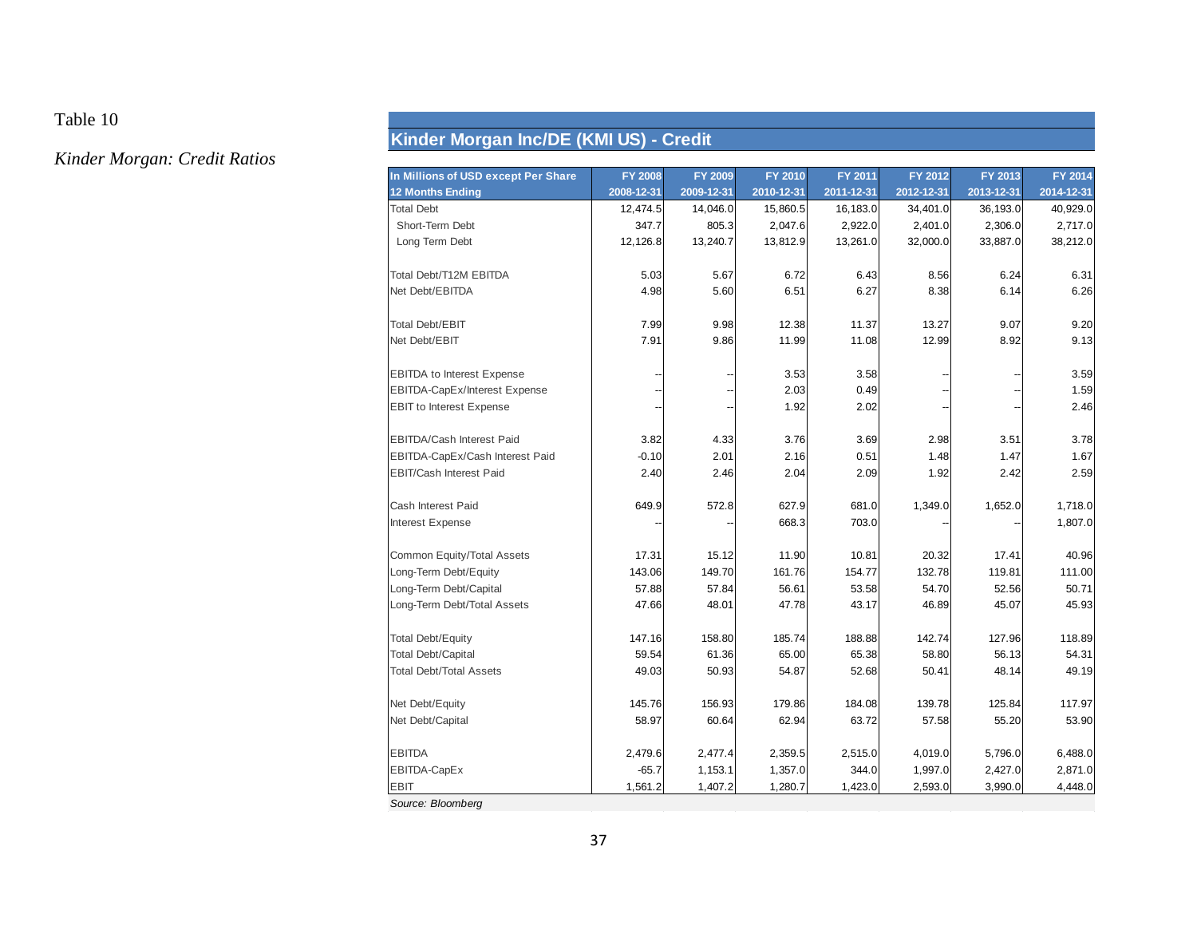Table 10

*Kinder Morgan: Credit Ratios*

**Kinder Morgan Inc/DE (KMI US) - Credit**

| In Millions of USD except Per Share<br>12 Months Ending | FY 2008<br>2008-12-31 | FY 2009<br>2009-12-31 | FY 2010<br>2010-12-31 | FY 2011<br>2011-12-31 | FY 2012<br>2012-12-31 | FY 2013<br>2013-12-31 | FY 2014<br>2014-12-31 |
|---|---|---|---|---|---|---|---|
| Total Debt | 12,474.5 | 14,046.0 | 15,860.5 | 16,183.0 | 34,401.0 | 36,193.0 | 40,929.0 |
| Short-Term Debt | 347.7 | 805.3 | 2,047.6 | 2,922.0 | 2,401.0 | 2,306.0 | 2,717.0 |
| Long Term Debt | 12,126.8 | 13,240.7 | 13,812.9 | 13,261.0 | 32,000.0 | 33,887.0 | 38,212.0 |
| | | | | | | | |
| Total Debt/T12M EBITDA | 5.03 | 5.67 | 6.72 | 6.43 | 8.56 | 6.24 | 6.31 |
| Net Debt/EBITDA | 4.98 | 5.60 | 6.51 | 6.27 | 8.38 | 6.14 | 6.26 |
| | | | | | | | |
| Total Debt/EBIT | 7.99 | 9.98 | 12.38 | 11.37 | 13.27 | 9.07 | 9.20 |
| Net Debt/EBIT | 7.91 | 9.86 | 11.99 | 11.08 | 12.99 | 8.92 | 9.13 |
| | | | | | | | |
| EBITDA to Interest Expense | -- | -- | 3.53 | 3.58 | -- | -- | 3.59 |
| EBITDA-CapEx/Interest Expense | -- | -- | 2.03 | 0.49 | -- | -- | 1.59 |
| EBIT to Interest Expense | -- | -- | 1.92 | 2.02 | -- | -- | 2.46 |
| | | | | | | | |
| EBITDA/Cash Interest Paid | 3.82 | 4.33 | 3.76 | 3.69 | 2.98 | 3.51 | 3.78 |
| EBITDA-CapEx/Cash Interest Paid | -0.10 | 2.01 | 2.16 | 0.51 | 1.48 | 1.47 | 1.67 |
| EBIT/Cash Interest Paid | 2.40 | 2.46 | 2.04 | 2.09 | 1.92 | 2.42 | 2.59 |
| | | | | | | | |
| Cash Interest Paid | 649.9 | 572.8 | 627.9 | 681.0 | 1,349.0 | 1,652.0 | 1,718.0 |
| Interest Expense | -- | -- | 668.3 | 703.0 | -- | -- | 1,807.0 |
| | | | | | | | |
| Common Equity/Total Assets | 17.31 | 15.12 | 11.90 | 10.81 | 20.32 | 17.41 | 40.96 |
| Long-Term Debt/Equity | 143.06 | 149.70 | 161.76 | 154.77 | 132.78 | 119.81 | 111.00 |
| Long-Term Debt/Capital | 57.88 | 57.84 | 56.61 | 53.58 | 54.70 | 52.56 | 50.71 |
| Long-Term Debt/Total Assets | 47.66 | 48.01 | 47.78 | 43.17 | 46.89 | 45.07 | 45.93 |
| | | | | | | | |
| Total Debt/Equity | 147.16 | 158.80 | 185.74 | 188.88 | 142.74 | 127.96 | 118.89 |
| Total Debt/Capital | 59.54 | 61.36 | 65.00 | 65.38 | 58.80 | 56.13 | 54.31 |
| Total Debt/Total Assets | 49.03 | 50.93 | 54.87 | 52.68 | 50.41 | 48.14 | 49.19 |
| | | | | | | | |
| Net Debt/Equity | 145.76 | 156.93 | 179.86 | 184.08 | 139.78 | 125.84 | 117.97 |
| Net Debt/Capital | 58.97 | 60.64 | 62.94 | 63.72 | 57.58 | 55.20 | 53.90 |
| | | | | | | | |
| EBITDA | 2,479.6 | 2,477.4 | 2,359.5 | 2,515.0 | 4,019.0 | 5,796.0 | 6,488.0 |
| EBITDA-CapEx | -65.7 | 1,153.1 | 1,357.0 | 344.0 | 1,997.0 | 2,427.0 | 2,871.0 |
| EBIT | 1,561.2 | 1,407.2 | 1,280.7 | 1,423.0 | 2,593.0 | 3,990.0 | 4,448.0 |

*Source: Bloomberg*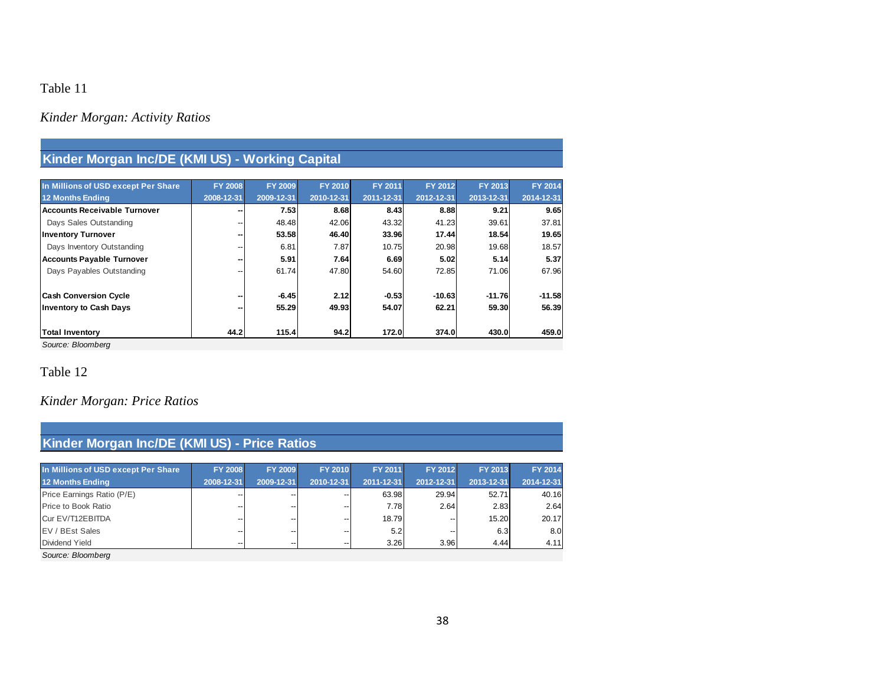Table 11

*Kinder Morgan: Activity Ratios*

**Kinder Morgan Inc/DE (KMI US) - Working Capital**

| In Millions of USD except Per Share | FY 2008 | FY 2009 | FY 2010 | FY 2011 | FY 2012 | FY 2013 | FY 2014 |
|---|---|---|---|---|---|---|---|
| 12 Months Ending | 2008-12-31 | 2009-12-31 | 2010-12-31 | 2011-12-31 | 2012-12-31 | 2013-12-31 | 2014-12-31 |
| **Accounts Receivable Turnover** | **--** | **7.53** | **8.68** | **8.43** | **8.88** | **9.21** | **9.65** |
| Days Sales Outstanding | -- | 48.48 | 42.06 | 43.32 | 41.23 | 39.61 | 37.81 |
| **Inventory Turnover** | **--** | **53.58** | **46.40** | **33.96** | **17.44** | **18.54** | **19.65** |
| Days Inventory Outstanding | -- | 6.81 | 7.87 | 10.75 | 20.98 | 19.68 | 18.57 |
| **Accounts Payable Turnover** | **--** | **5.91** | **7.64** | **6.69** | **5.02** | **5.14** | **5.37** |
| Days Payables Outstanding | -- | 61.74 | 47.80 | 54.60 | 72.85 | 71.06 | 67.96 |
| | | | | | | | |
| **Cash Conversion Cycle** | **--** | **-6.45** | **2.12** | **-0.53** | **-10.63** | **-11.76** | **-11.58** |
| **Inventory to Cash Days** | **--** | **55.29** | **49.93** | **54.07** | **62.21** | **59.30** | **56.39** |
| | | | | | | | |
| **Total Inventory** | **44.2** | **115.4** | **94.2** | **172.0** | **374.0** | **430.0** | **459.0** |

*Source: Bloomberg*

Table 12

*Kinder Morgan: Price Ratios*

**Kinder Morgan Inc/DE (KMI US) - Price Ratios**

| In Millions of USD except Per Share | FY 2008 | FY 2009 | FY 2010 | FY 2011 | FY 2012 | FY 2013 | FY 2014 |
|---|---|---|---|---|---|---|---|
| 12 Months Ending | 2008-12-31 | 2009-12-31 | 2010-12-31 | 2011-12-31 | 2012-12-31 | 2013-12-31 | 2014-12-31 |
| Price Earnings Ratio (P/E) | -- | -- | -- | 63.98 | 29.94 | 52.71 | 40.16 |
| Price to Book Ratio | -- | -- | -- | 7.78 | 2.64 | 2.83 | 2.64 |
| Cur EV/T12EBITDA | -- | -- | -- | 18.79 | -- | 15.20 | 20.17 |
| EV / BEst Sales | -- | -- | -- | 5.2 | -- | 6.3 | 8.0 |
| Dividend Yield | -- | -- | -- | 3.26 | 3.96 | 4.44 | 4.11 |

*Source: Bloomberg*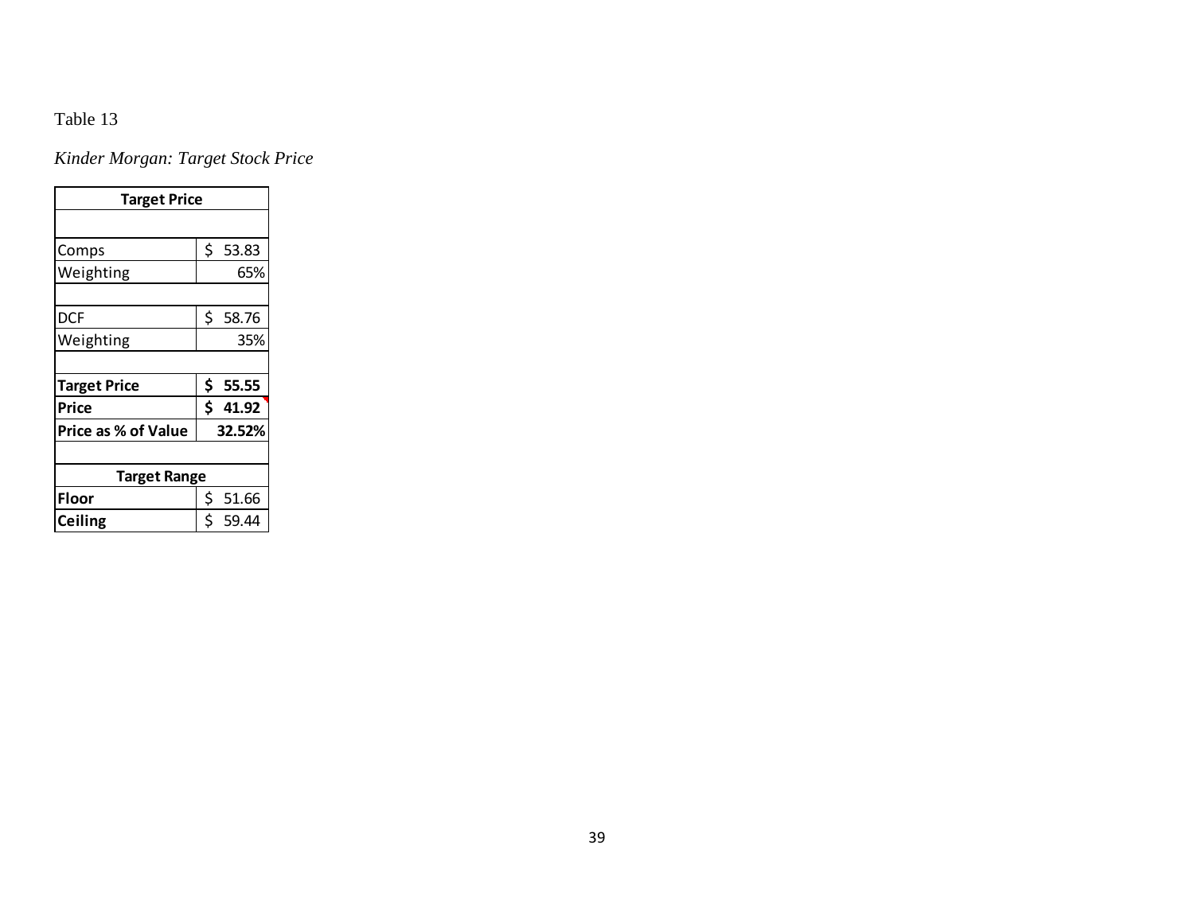Table 13

*Kinder Morgan: Target Stock Price*

| Target Price | |
|---|---|
| | |
| Comps | $ 53.83 |
| Weighting | 65% |
| | |
| DCF | $ 58.76 |
| Weighting | 35% |
| | |
| **Target Price** | **$ 55.55** |
| **Price** | **$ 41.92** |
| **Price as % of Value** | **32.52%** |
| | |
| **Target Range** | |
| **Floor** | $ 51.66 |
| **Ceiling** | $ 59.44 |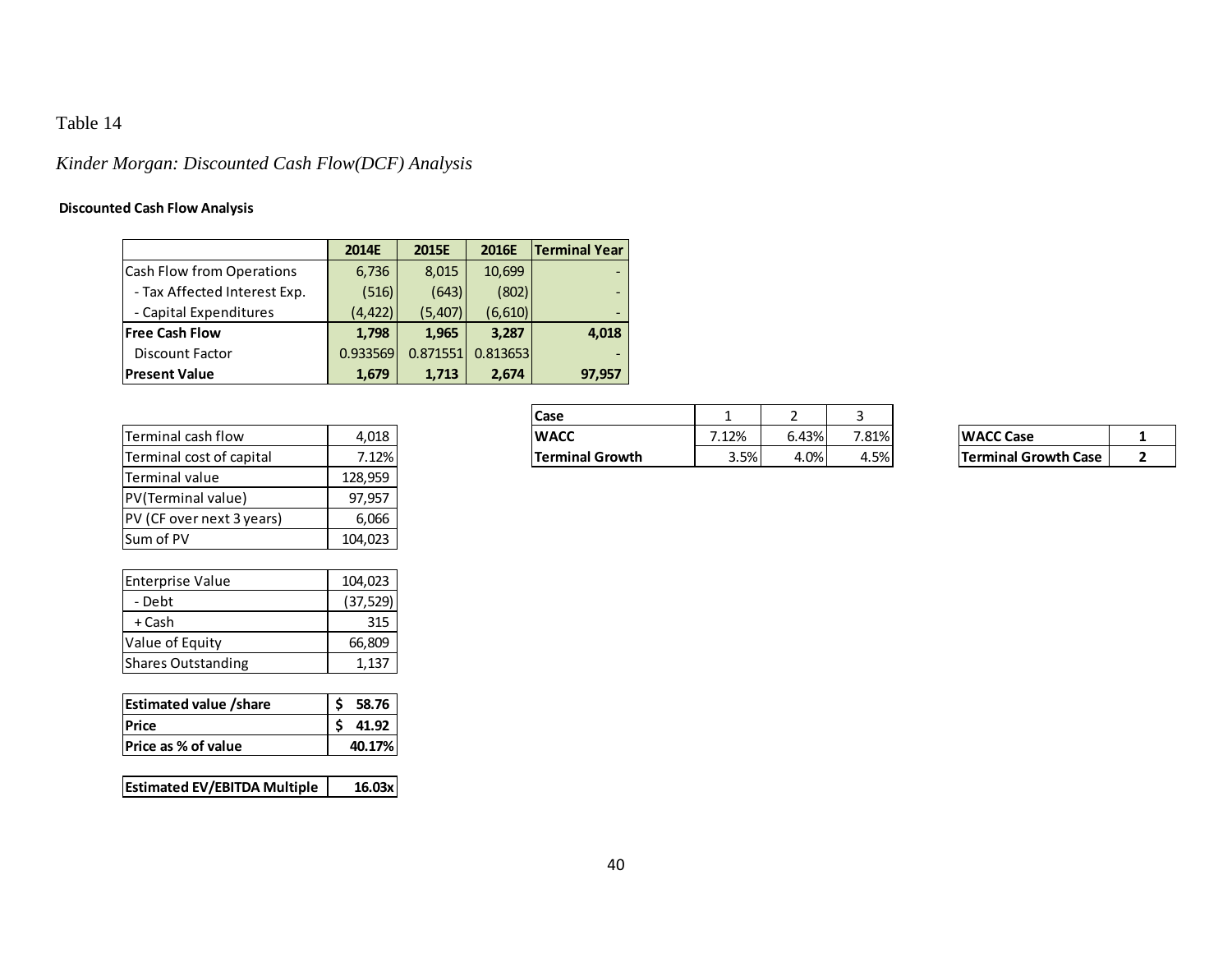Table 14

*Kinder Morgan: Discounted Cash Flow(DCF) Analysis*

**Discounted Cash Flow Analysis**

| | 2014E | 2015E | 2016E | Terminal Year |
|---|---|---|---|---|
| Cash Flow from Operations | 6,736 | 8,015 | 10,699 | - |
| - Tax Affected Interest Exp. | (516) | (643) | (802) | - |
| - Capital Expenditures | (4,422) | (5,407) | (6,610) | - |
| **Free Cash Flow** | **1,798** | **1,965** | **3,287** | **4,018** |
| Discount Factor | 0.933569 | 0.871551 | 0.813653 | - |
| **Present Value** | **1,679** | **1,713** | **2,674** | **97,957** |

| Case | 1 | 2 | 3 |
|---|---|---|---|
| **WACC** | 7.12% | 6.43% | 7.81% |
| **Terminal Growth** | 3.5% | 4.0% | 4.5% |

| | |
|---|---|
| **WACC Case** | **1** |
| **Terminal Growth Case** | **2** |

| | |
|---|---|
| Terminal cash flow | 4,018 |
| Terminal cost of capital | 7.12% |
| Terminal value | 128,959 |
| PV(Terminal value) | 97,957 |
| PV (CF over next 3 years) | 6,066 |
| Sum of PV | 104,023 |

| | |
|---|---|
| Enterprise Value | 104,023 |
| - Debt | (37,529) |
| + Cash | 315 |
| Value of Equity | 66,809 |
| Shares Outstanding | 1,137 |

| | |
|---|---|
| **Estimated value /share** | **$ 58.76** |
| **Price** | **$ 41.92** |
| **Price as % of value** | **40.17%** |

| | |
|---|---|
| **Estimated EV/EBITDA Multiple** | **16.03x** |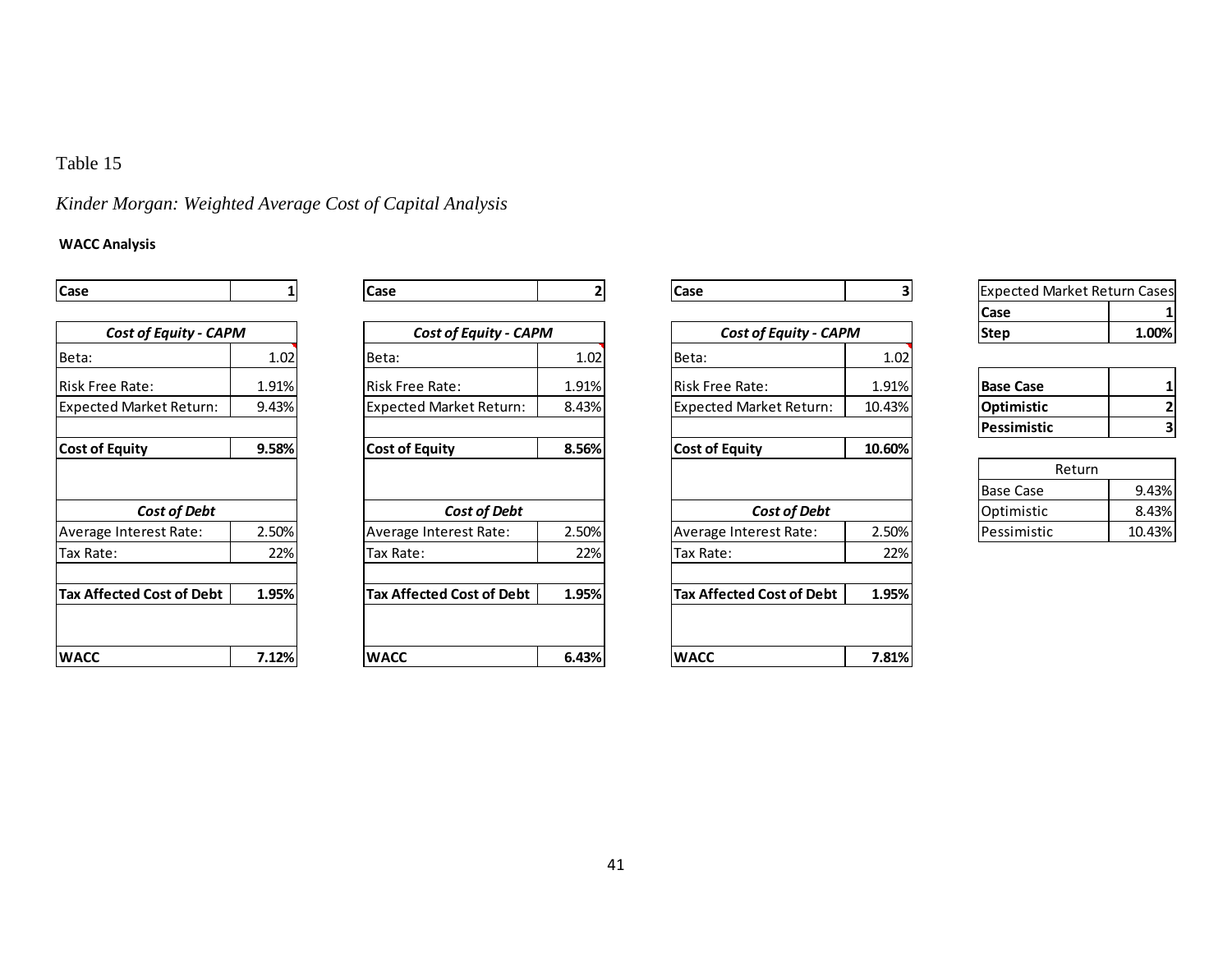Table 15

*Kinder Morgan: Weighted Average Cost of Capital Analysis*

**WACC Analysis**

| **Case** | **1** |
|---|---|
| ***Cost of Equity - CAPM*** | |
| Beta: | 1.02 |
| Risk Free Rate: | 1.91% |
| Expected Market Return: | 9.43% |
| | |
| **Cost of Equity** | **9.58%** |
| | |
| ***Cost of Debt*** | |
| Average Interest Rate: | 2.50% |
| Tax Rate: | 22% |
| | |
| **Tax Affected Cost of Debt** | **1.95%** |
| | |
| **WACC** | **7.12%** |

| **Case** | **2** |
|---|---|
| ***Cost of Equity - CAPM*** | |
| Beta: | 1.02 |
| Risk Free Rate: | 1.91% |
| Expected Market Return: | 8.43% |
| | |
| **Cost of Equity** | **8.56%** |
| | |
| ***Cost of Debt*** | |
| Average Interest Rate: | 2.50% |
| Tax Rate: | 22% |
| | |
| **Tax Affected Cost of Debt** | **1.95%** |
| | |
| **WACC** | **6.43%** |

| **Case** | **3** |
|---|---|
| ***Cost of Equity - CAPM*** | |
| Beta: | 1.02 |
| Risk Free Rate: | 1.91% |
| Expected Market Return: | 10.43% |
| | |
| **Cost of Equity** | **10.60%** |
| | |
| ***Cost of Debt*** | |
| Average Interest Rate: | 2.50% |
| Tax Rate: | 22% |
| | |
| **Tax Affected Cost of Debt** | **1.95%** |
| | |
| **WACC** | **7.81%** |

| Expected Market Return Cases | |
|---|---|
| **Case** | **1** |
| **Step** | **1.00%** |

| | |
|---|---|
| **Base Case** | **1** |
| **Optimistic** | **2** |
| **Pessimistic** | **3** |

| Return | |
|---|---|
| Base Case | 9.43% |
| Optimistic | 8.43% |
| Pessimistic | 10.43% |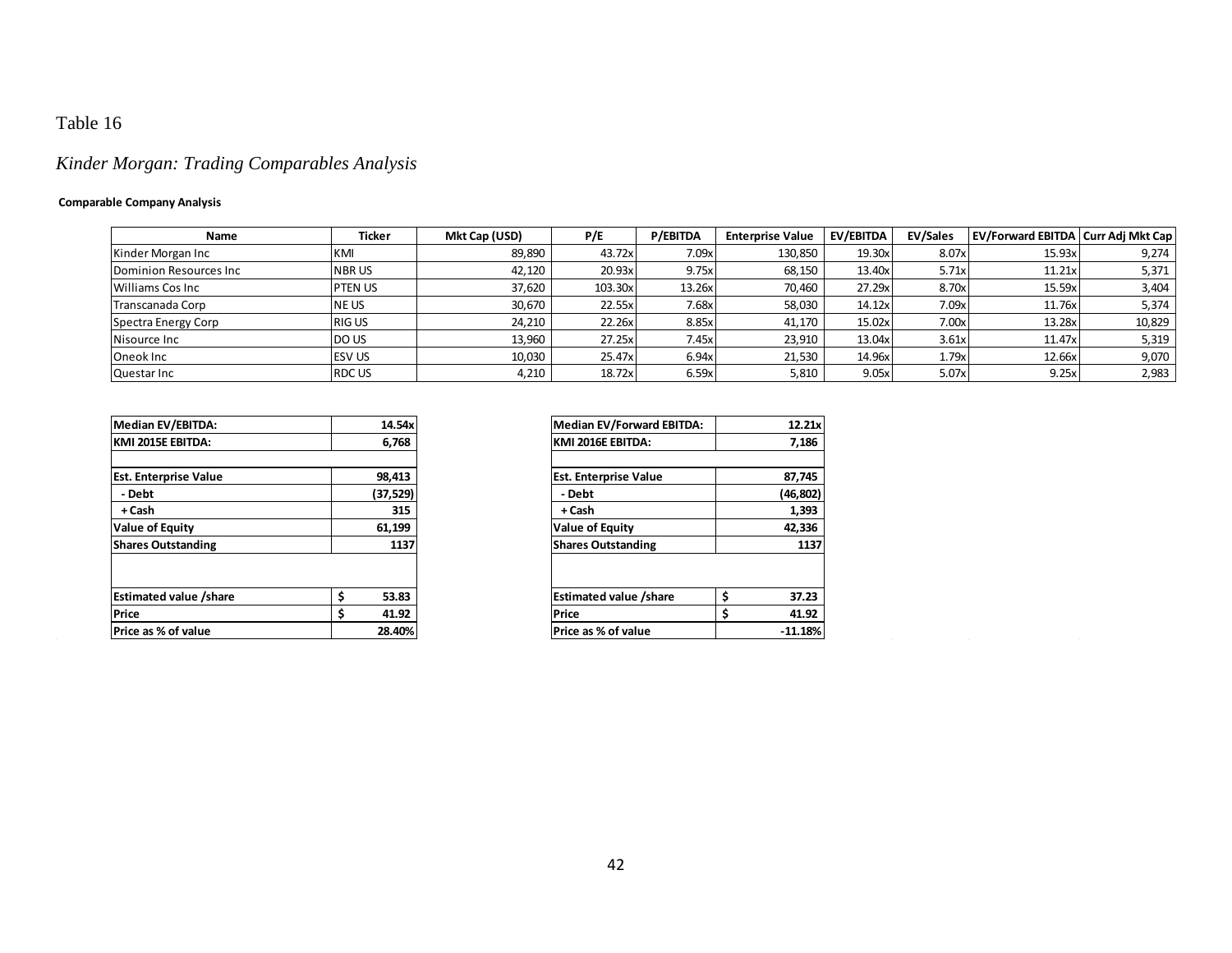Table 16

*Kinder Morgan: Trading Comparables Analysis*

**Comparable Company Analysis**

| Name | Ticker | Mkt Cap (USD) | P/E | P/EBITDA | Enterprise Value | EV/EBITDA | EV/Sales | EV/Forward EBITDA | Curr Adj Mkt Cap |
|---|---|---|---|---|---|---|---|---|---|
| Kinder Morgan Inc | KMI | 89,890 | 43.72x | 7.09x | 130,850 | 19.30x | 8.07x | 15.93x | 9,274 |
| Dominion Resources Inc | NBR US | 42,120 | 20.93x | 9.75x | 68,150 | 13.40x | 5.71x | 11.21x | 5,371 |
| Williams Cos Inc | PTEN US | 37,620 | 103.30x | 13.26x | 70,460 | 27.29x | 8.70x | 15.59x | 3,404 |
| Transcanada Corp | NE US | 30,670 | 22.55x | 7.68x | 58,030 | 14.12x | 7.09x | 11.76x | 5,374 |
| Spectra Energy Corp | RIG US | 24,210 | 22.26x | 8.85x | 41,170 | 15.02x | 7.00x | 13.28x | 10,829 |
| Nisource Inc | DO US | 13,960 | 27.25x | 7.45x | 23,910 | 13.04x | 3.61x | 11.47x | 5,319 |
| Oneok Inc | ESV US | 10,030 | 25.47x | 6.94x | 21,530 | 14.96x | 1.79x | 12.66x | 9,070 |
| Questar Inc | RDC US | 4,210 | 18.72x | 6.59x | 5,810 | 9.05x | 5.07x | 9.25x | 2,983 |

| **Median EV/EBITDA:** | **14.54x** |
|---|---|
| **KMI 2015E EBITDA:** | **6,768** |
| | |
| **Est. Enterprise Value** | **98,413** |
| **- Debt** | **(37,529)** |
| **+ Cash** | **315** |
| **Value of Equity** | **61,199** |
| **Shares Outstanding** | **1137** |
| | |
| **Estimated value /share** | **$ 53.83** |
| **Price** | **$ 41.92** |
| **Price as % of value** | **28.40%** |

| **Median EV/Forward EBITDA:** | **12.21x** |
|---|---|
| **KMI 2016E EBITDA:** | **7,186** |
| | |
| **Est. Enterprise Value** | **87,745** |
| **- Debt** | **(46,802)** |
| **+ Cash** | **1,393** |
| **Value of Equity** | **42,336** |
| **Shares Outstanding** | **1137** |
| | |
| **Estimated value /share** | **$ 37.23** |
| **Price** | **$ 41.92** |
| **Price as % of value** | **-11.18%** |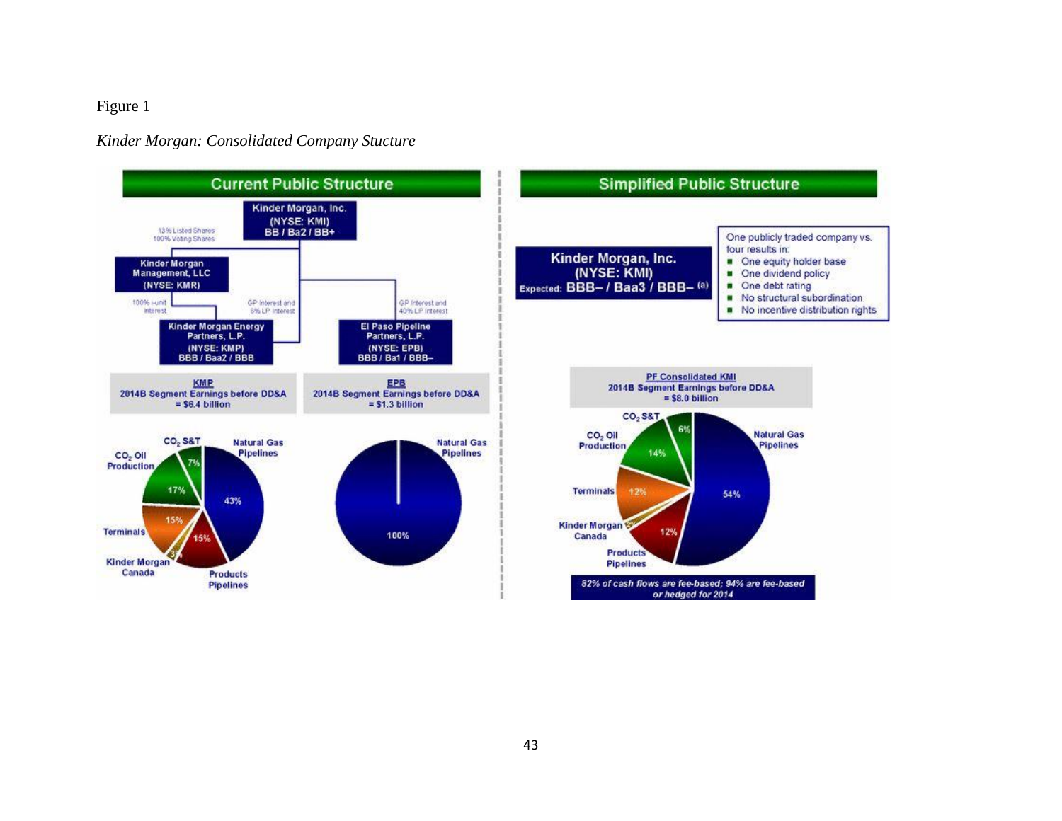Figure 1

*Kinder Morgan: Consolidated Company Stucture*

## Current Public Structure

**Kinder Morgan, Inc.**
**(NYSE: KMI)**
**BB / Ba2 / BB+**

13% Listed Shares
100% Voting Shares

**Kinder Morgan Management, LLC**
**(NYSE: KMR)**

100% i-unit Interest

GP Interest and 8% LP Interest

GP Interest and 40% LP Interest

**Kinder Morgan Energy Partners, L.P.**
**(NYSE: KMP)**
**BBB / Baa2 / BBB**

**El Paso Pipeline Partners, L.P.**
**(NYSE: EPB)**
**BBB / Ba1 / BBB–**

**KMP**
**2014B Segment Earnings before DD&A**
**= $6.4 billion**

| Segment | Share |
| --- | --- |
| Natural Gas Pipelines | 43% |
| Products Pipelines | 15% |
| Kinder Morgan Canada | 3% |
| Terminals | 15% |
| $CO_2$ Oil Production | 17% |
| $CO_2$ S&T | 7% |

**EPB**
**2014B Segment Earnings before DD&A**
**= $1.3 billion**

| Segment | Share |
| --- | --- |
| Natural Gas Pipelines | 100% |

## Simplified Public Structure

**Kinder Morgan, Inc.**
**(NYSE: KMI)**
Expected: **BBB– / Baa3 / BBB–** (a)

One publicly traded company vs. four results in:

- One equity holder base
- One dividend policy
- One debt rating
- No structural subordination
- No incentive distribution rights

**PF Consolidated KMI**
**2014B Segment Earnings before DD&A**
**= $8.0 billion**

| Segment | Share |
| --- | --- |
| Natural Gas Pipelines | 54% |
| Products Pipelines | 12% |
| Kinder Morgan Canada | 2% |
| Terminals | 12% |
| $CO_2$ Oil Production | 14% |
| $CO_2$ S&T | 6% |

*82% of cash flows are fee-based; 94% are fee-based or hedged for 2014*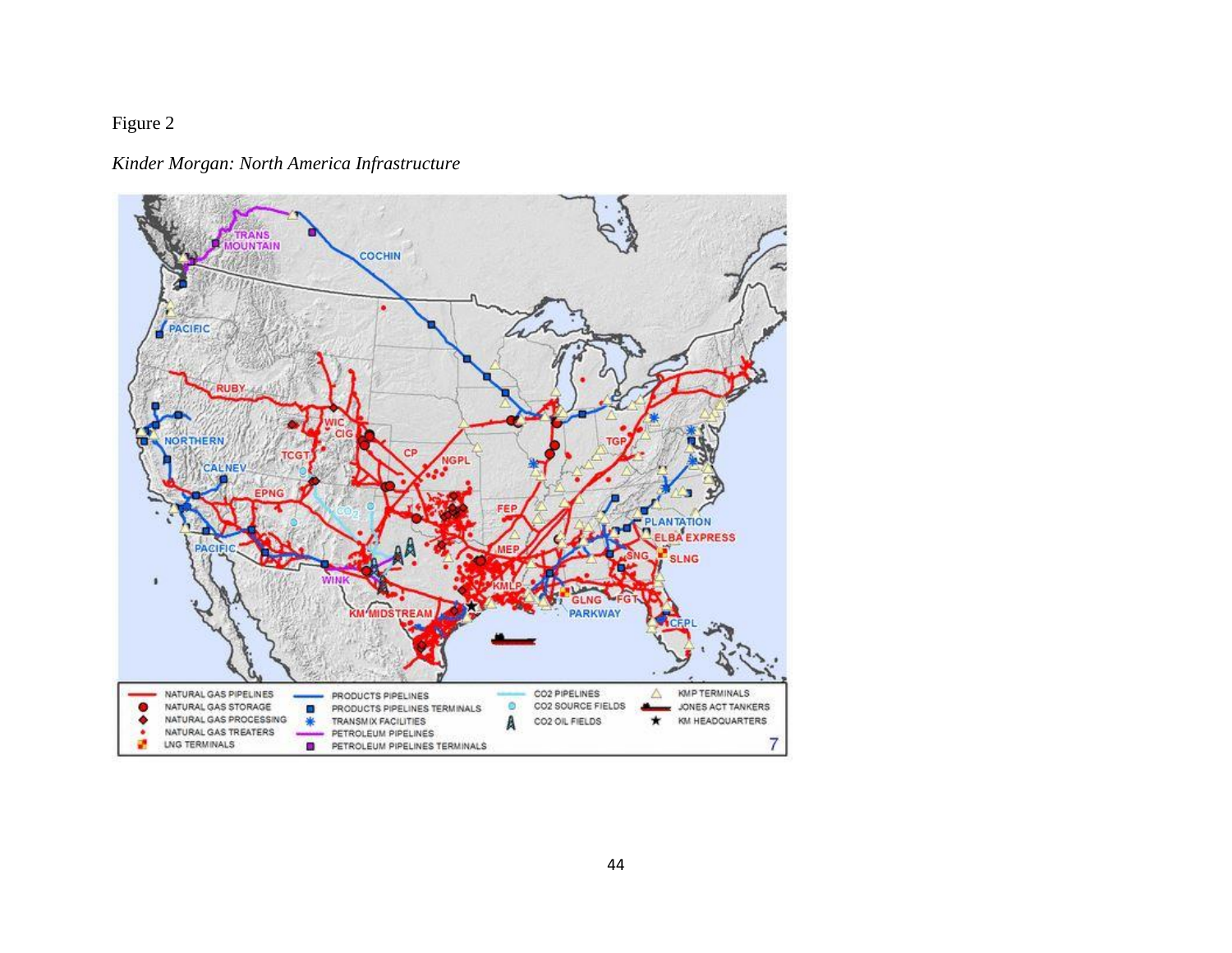Figure 2

*Kinder Morgan: North America Infrastructure*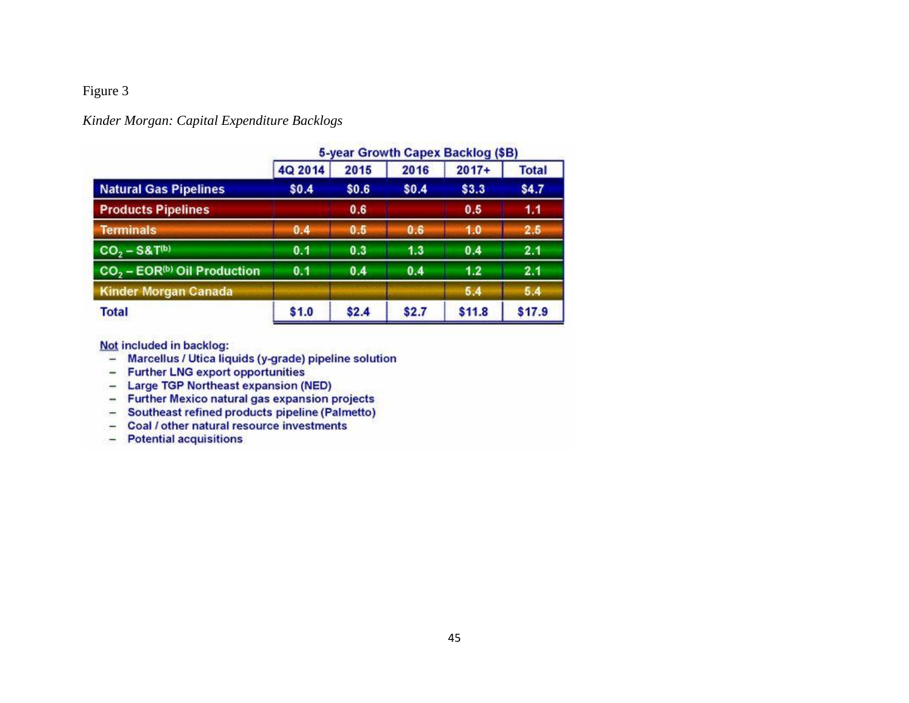Figure 3

*Kinder Morgan: Capital Expenditure Backlogs*

| | 5-year Growth Capex Backlog ($B) | | | | |
|---|---|---|---|---|---|
| | 4Q 2014 | 2015 | 2016 | 2017+ | Total |
| Natural Gas Pipelines | $0.4 | $0.6 | $0.4 | $3.3 | $4.7 |
| Products Pipelines | | 0.6 | | 0.5 | 1.1 |
| Terminals | 0.4 | 0.5 | 0.6 | 1.0 | 2.5 |
| $CO_2$ – S&T[(b)] | 0.1 | 0.3 | 1.3 | 0.4 | 2.1 |
| $CO_2$ – EOR[(b)] Oil Production | 0.1 | 0.4 | 0.4 | 1.2 | 2.1 |
| Kinder Morgan Canada | | | | 5.4 | 5.4 |
| Total | $1.0 | $2.4 | $2.7 | $11.8 | $17.9 |

Not included in backlog:

- Marcellus / Utica liquids (y-grade) pipeline solution
- Further LNG export opportunities
- Large TGP Northeast expansion (NED)
- Further Mexico natural gas expansion projects
- Southeast refined products pipeline (Palmetto)
- Coal / other natural resource investments
- Potential acquisitions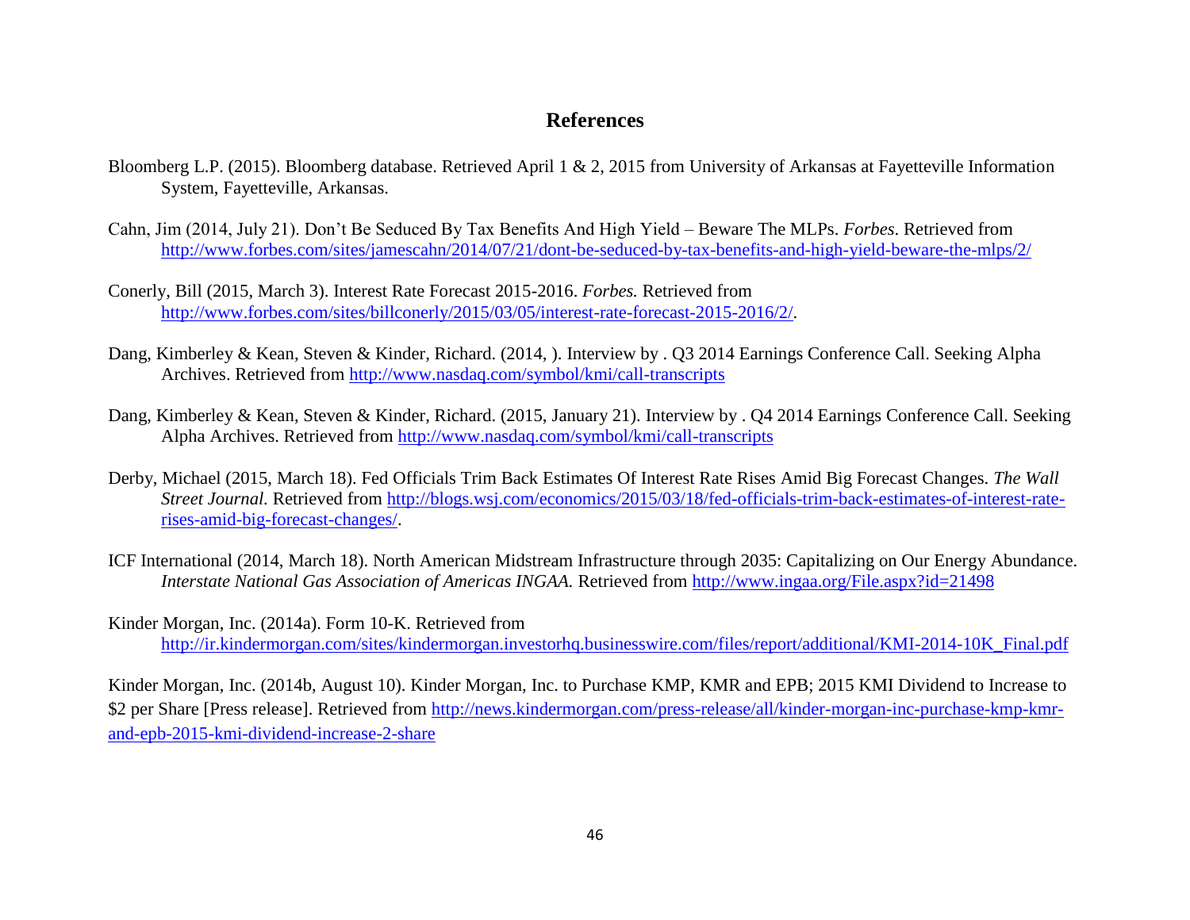# References

Bloomberg L.P. (2015). Bloomberg database. Retrieved April 1 & 2, 2015 from University of Arkansas at Fayetteville Information System, Fayetteville, Arkansas.

Cahn, Jim (2014, July 21). Don't Be Seduced By Tax Benefits And High Yield – Beware The MLPs. *Forbes*. Retrieved from http://www.forbes.com/sites/jamescahn/2014/07/21/dont-be-seduced-by-tax-benefits-and-high-yield-beware-the-mlps/2/

Conerly, Bill (2015, March 3). Interest Rate Forecast 2015-2016. *Forbes.* Retrieved from http://www.forbes.com/sites/billconerly/2015/03/05/interest-rate-forecast-2015-2016/2/.

Dang, Kimberley & Kean, Steven & Kinder, Richard. (2014, ). Interview by . Q3 2014 Earnings Conference Call. Seeking Alpha Archives. Retrieved from http://www.nasdaq.com/symbol/kmi/call-transcripts

Dang, Kimberley & Kean, Steven & Kinder, Richard. (2015, January 21). Interview by . Q4 2014 Earnings Conference Call. Seeking Alpha Archives. Retrieved from http://www.nasdaq.com/symbol/kmi/call-transcripts

Derby, Michael (2015, March 18). Fed Officials Trim Back Estimates Of Interest Rate Rises Amid Big Forecast Changes. *The Wall Street Journal.* Retrieved from http://blogs.wsj.com/economics/2015/03/18/fed-officials-trim-back-estimates-of-interest-rate-rises-amid-big-forecast-changes/.

ICF International (2014, March 18). North American Midstream Infrastructure through 2035: Capitalizing on Our Energy Abundance. *Interstate National Gas Association of Americas INGAA.* Retrieved from http://www.ingaa.org/File.aspx?id=21498

Kinder Morgan, Inc. (2014a). Form 10-K. Retrieved from http://ir.kindermorgan.com/sites/kindermorgan.investorhq.businesswire.com/files/report/additional/KMI-2014-10K_Final.pdf

Kinder Morgan, Inc. (2014b, August 10). Kinder Morgan, Inc. to Purchase KMP, KMR and EPB; 2015 KMI Dividend to Increase to $2 per Share [Press release]. Retrieved from http://news.kindermorgan.com/press-release/all/kinder-morgan-inc-purchase-kmp-kmr-and-epb-2015-kmi-dividend-increase-2-share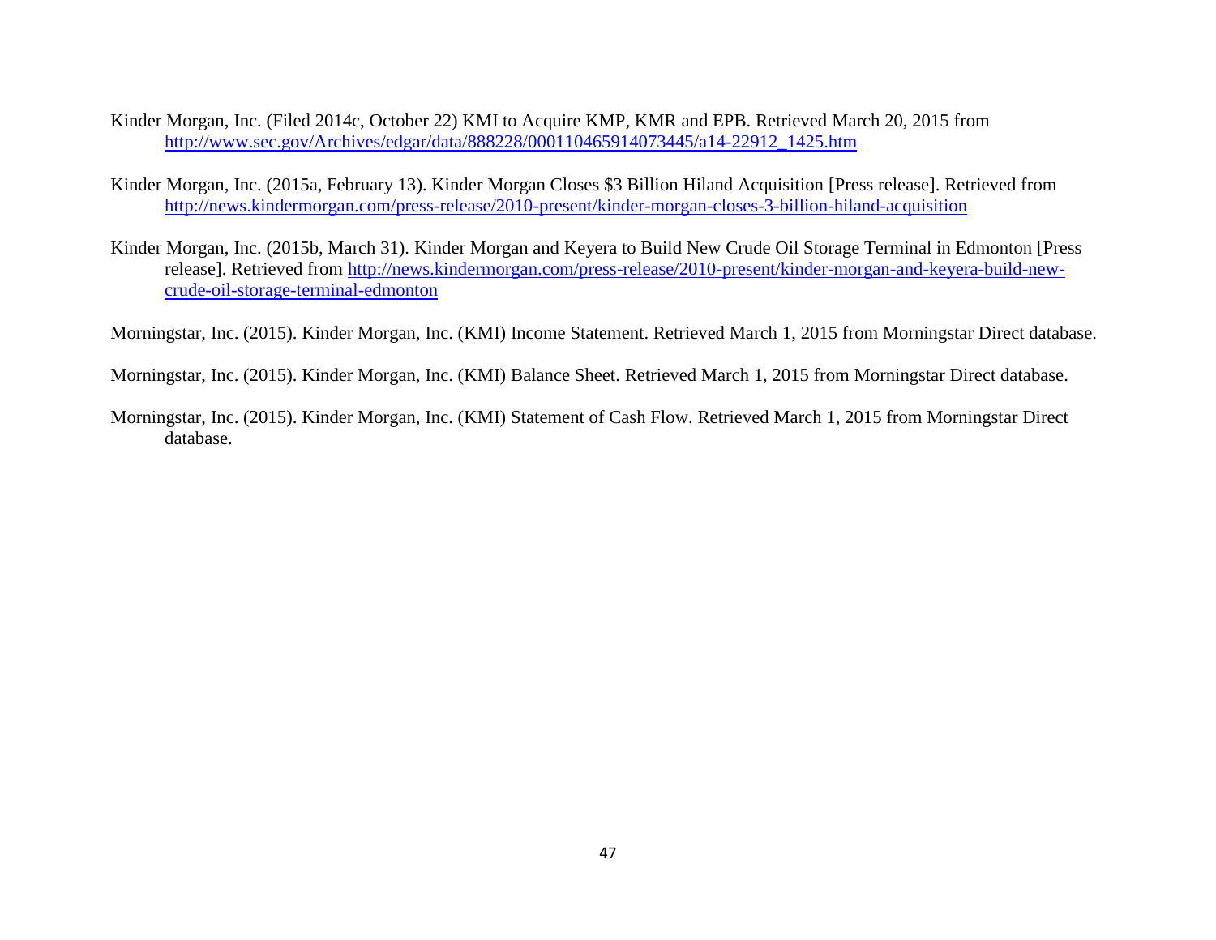Kinder Morgan, Inc. (Filed 2014c, October 22) KMI to Acquire KMP, KMR and EPB. Retrieved March 20, 2015 from http://www.sec.gov/Archives/edgar/data/888228/000110465914073445/a14-22912_1425.htm

Kinder Morgan, Inc. (2015a, February 13). Kinder Morgan Closes $3 Billion Hiland Acquisition [Press release]. Retrieved from http://news.kindermorgan.com/press-release/2010-present/kinder-morgan-closes-3-billion-hiland-acquisition

Kinder Morgan, Inc. (2015b, March 31). Kinder Morgan and Keyera to Build New Crude Oil Storage Terminal in Edmonton [Press release]. Retrieved from http://news.kindermorgan.com/press-release/2010-present/kinder-morgan-and-keyera-build-new-crude-oil-storage-terminal-edmonton

Morningstar, Inc. (2015). Kinder Morgan, Inc. (KMI) Income Statement. Retrieved March 1, 2015 from Morningstar Direct database.

Morningstar, Inc. (2015). Kinder Morgan, Inc. (KMI) Balance Sheet. Retrieved March 1, 2015 from Morningstar Direct database.

Morningstar, Inc. (2015). Kinder Morgan, Inc. (KMI) Statement of Cash Flow. Retrieved March 1, 2015 from Morningstar Direct database.